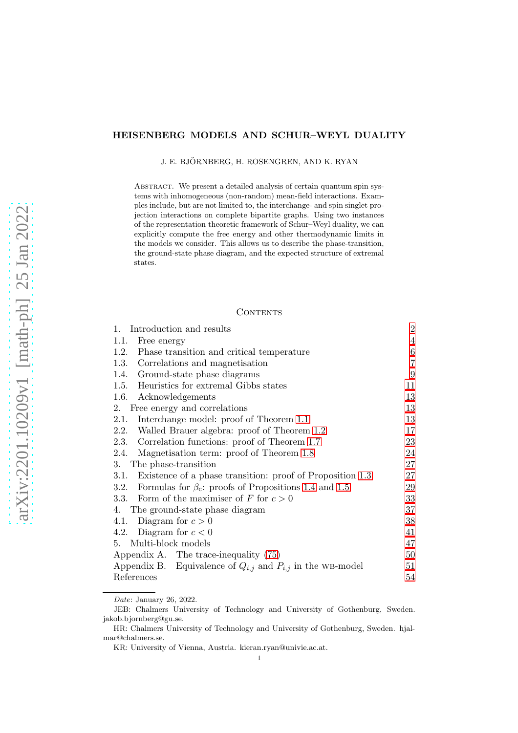# HEISENBERG MODELS AND SCHUR–WEYL DUALITY

J. E. BJÖRNBERG, H. ROSENGREN, AND K. RYAN

Abstract. We present a detailed analysis of certain quantum spin systems with inhomogeneous (non-random) mean-field interactions. Examples include, but are not limited to, the interchange- and spin singlet projection interactions on complete bipartite graphs. Using two instances of the representation theoretic framework of Schur–Weyl duality, we can explicitly compute the free energy and other thermodynamic limits in the models we consider. This allows us to describe the phase-transition, the ground-state phase diagram, and the expected structure of extremal states.

## Contents

| | |
|---|---|
| 1. Introduction and results | 2 |
| 1.1. Free energy | 4 |
| 1.2. Phase transition and critical temperature | 6 |
| 1.3. Correlations and magnetisation | 7 |
| 1.4. Ground-state phase diagrams | 9 |
| 1.5. Heuristics for extremal Gibbs states | 11 |
| 1.6. Acknowledgements | 13 |
| 2. Free energy and correlations | 13 |
| 2.1. Interchange model: proof of Theorem 1.1 | 13 |
| 2.2. Walled Brauer algebra: proof of Theorem 1.2 | 17 |
| 2.3. Correlation functions: proof of Theorem 1.7 | 23 |
| 2.4. Magnetisation term: proof of Theorem 1.8 | 24 |
| 3. The phase-transition | 27 |
| 3.1. Existence of a phase transition: proof of Proposition 1.3 | 27 |
| 3.2. Formulas for $\beta_c$: proofs of Propositions 1.4 and 1.5 | 29 |
| 3.3. Form of the maximiser of $F$ for $c > 0$ | 33 |
| 4. The ground-state phase diagram | 37 |
| 4.1. Diagram for $c > 0$ | 38 |
| 4.2. Diagram for $c < 0$ | 41 |
| 5. Multi-block models | 47 |
| Appendix A. The trace-inequality (75) | 50 |
| Appendix B. Equivalence of $Q_{i,j}$ and $P_{i,j}$ in the WB-model | 51 |
| References | 54 |

*Date*: January 26, 2022.

JEB: Chalmers University of Technology and University of Gothenburg, Sweden. jakob.bjornberg@gu.se.

HR: Chalmers University of Technology and University of Gothenburg, Sweden. hjalmar@chalmers.se.

KR: University of Vienna, Austria. kieran.ryan@univie.ac.at.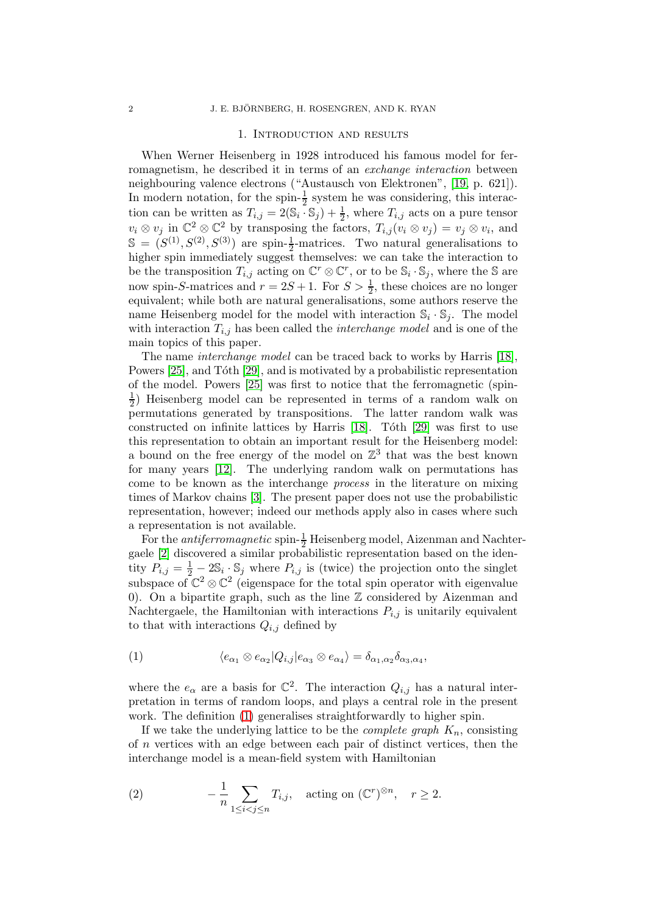## 1. Introduction and results

When Werner Heisenberg in 1928 introduced his famous model for ferromagnetism, he described it in terms of an *exchange interaction* between neighbouring valence electrons ("Austausch von Elektronen", [19, p. 621]). In modern notation, for the spin-$\frac{1}{2}$ system he was considering, this interaction can be written as $T_{i,j} = 2(\mathbb{S}_i \cdot \mathbb{S}_j) + \frac{1}{2}$, where $T_{i,j}$ acts on a pure tensor $v_i \otimes v_j$ in $\mathbb{C}^2 \otimes \mathbb{C}^2$ by transposing the factors, $T_{i,j}(v_i \otimes v_j) = v_j \otimes v_i$, and $\mathbb{S} = (S^{(1)}, S^{(2)}, S^{(3)})$ are spin-$\frac{1}{2}$-matrices. Two natural generalisations to higher spin immediately suggest themselves: we can take the interaction to be the transposition $T_{i,j}$ acting on $\mathbb{C}^r \otimes \mathbb{C}^r$, or to be $\mathbb{S}_i \cdot \mathbb{S}_j$, where the $\mathbb{S}$ are now spin-$S$-matrices and $r = 2S + 1$. For $S > \frac{1}{2}$, these choices are no longer equivalent; while both are natural generalisations, some authors reserve the name Heisenberg model for the model with interaction $\mathbb{S}_i \cdot \mathbb{S}_j$. The model with interaction $T_{i,j}$ has been called the *interchange model* and is one of the main topics of this paper.

The name *interchange model* can be traced back to works by Harris [18], Powers [25], and Tóth [29], and is motivated by a probabilistic representation of the model. Powers [25] was first to notice that the ferromagnetic (spin-$\frac{1}{2}$) Heisenberg model can be represented in terms of a random walk on permutations generated by transpositions. The latter random walk was constructed on infinite lattices by Harris [18]. Tóth [29] was first to use this representation to obtain an important result for the Heisenberg model: a bound on the free energy of the model on $\mathbb{Z}^3$ that was the best known for many years [12]. The underlying random walk on permutations has come to be known as the interchange *process* in the literature on mixing times of Markov chains [3]. The present paper does not use the probabilistic representation, however; indeed our methods apply also in cases where such a representation is not available.

For the *antiferromagnetic* spin-$\frac{1}{2}$ Heisenberg model, Aizenman and Nachtergaele [2] discovered a similar probabilistic representation based on the identity $P_{i,j} = \frac{1}{2} - 2\mathbb{S}_i \cdot \mathbb{S}_j$ where $P_{i,j}$ is (twice) the projection onto the singlet subspace of $\mathbb{C}^2 \otimes \mathbb{C}^2$ (eigenspace for the total spin operator with eigenvalue 0). On a bipartite graph, such as the line $\mathbb{Z}$ considered by Aizenman and Nachtergaele, the Hamiltonian with interactions $P_{i,j}$ is unitarily equivalent to that with interactions $Q_{i,j}$ defined by

$$\langle e_{\alpha_1} \otimes e_{\alpha_2} | Q_{i,j} | e_{\alpha_3} \otimes e_{\alpha_4} \rangle = \delta_{\alpha_1,\alpha_2} \delta_{\alpha_3,\alpha_4}, \tag{1}$$

where the $e_\alpha$ are a basis for $\mathbb{C}^2$. The interaction $Q_{i,j}$ has a natural interpretation in terms of random loops, and plays a central role in the present work. The definition (1) generalises straightforwardly to higher spin.

If we take the underlying lattice to be the *complete graph* $K_n$, consisting of $n$ vertices with an edge between each pair of distinct vertices, then the interchange model is a mean-field system with Hamiltonian

$$-\frac{1}{n} \sum_{1 \leq i < j \leq n} T_{i,j}, \quad \text{acting on } (\mathbb{C}^r)^{\otimes n}, \quad r \geq 2. \tag{2}$$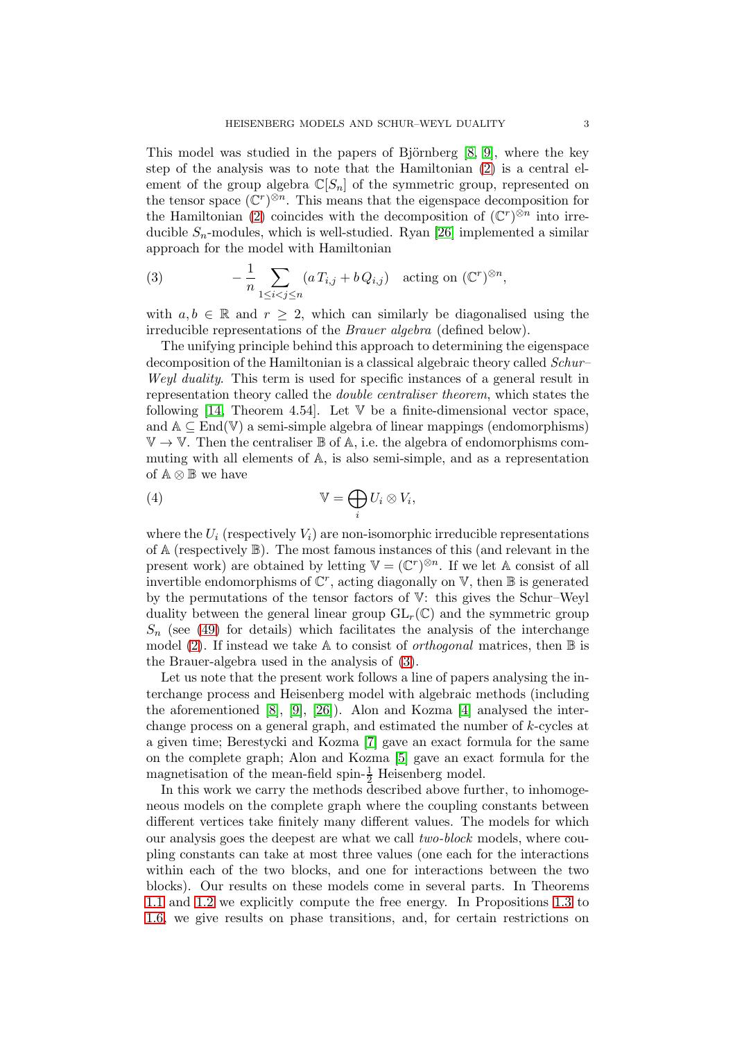This model was studied in the papers of Björnberg [8, 9], where the key step of the analysis was to note that the Hamiltonian (2) is a central element of the group algebra $\mathbb{C}[S_n]$ of the symmetric group, represented on the tensor space $(\mathbb{C}^r)^{\otimes n}$. This means that the eigenspace decomposition for the Hamiltonian (2) coincides with the decomposition of $(\mathbb{C}^r)^{\otimes n}$ into irreducible $S_n$-modules, which is well-studied. Ryan [26] implemented a similar approach for the model with Hamiltonian

$$-\frac{1}{n}\sum_{1\leq i<j\leq n}(a\,T_{i,j}+b\,Q_{i,j})\quad\text{acting on }(\mathbb{C}^r)^{\otimes n},\tag{3}$$

with $a,b\in\mathbb{R}$ and $r\geq 2$, which can similarly be diagonalised using the irreducible representations of the *Brauer algebra* (defined below).

The unifying principle behind this approach to determining the eigenspace decomposition of the Hamiltonian is a classical algebraic theory called *Schur–Weyl duality*. This term is used for specific instances of a general result in representation theory called the *double centraliser theorem*, which states the following [14, Theorem 4.54]. Let $\mathbb{V}$ be a finite-dimensional vector space, and $\mathbb{A}\subseteq\mathrm{End}(\mathbb{V})$ a semi-simple algebra of linear mappings (endomorphisms) $\mathbb{V}\to\mathbb{V}$. Then the centraliser $\mathbb{B}$ of $\mathbb{A}$, i.e. the algebra of endomorphisms commuting with all elements of $\mathbb{A}$, is also semi-simple, and as a representation of $\mathbb{A}\otimes\mathbb{B}$ we have

$$\mathbb{V}=\bigoplus_i U_i\otimes V_i,\tag{4}$$

where the $U_i$ (respectively $V_i$) are non-isomorphic irreducible representations of $\mathbb{A}$ (respectively $\mathbb{B}$). The most famous instances of this (and relevant in the present work) are obtained by letting $\mathbb{V}=(\mathbb{C}^r)^{\otimes n}$. If we let $\mathbb{A}$ consist of all invertible endomorphisms of $\mathbb{C}^r$, acting diagonally on $\mathbb{V}$, then $\mathbb{B}$ is generated by the permutations of the tensor factors of $\mathbb{V}$: this gives the Schur–Weyl duality between the general linear group $\mathrm{GL}_r(\mathbb{C})$ and the symmetric group $S_n$ (see (49) for details) which facilitates the analysis of the interchange model (2). If instead we take $\mathbb{A}$ to consist of *orthogonal* matrices, then $\mathbb{B}$ is the Brauer-algebra used in the analysis of (3).

Let us note that the present work follows a line of papers analysing the interchange process and Heisenberg model with algebraic methods (including the aforementioned [8], [9], [26]). Alon and Kozma [4] analysed the interchange process on a general graph, and estimated the number of $k$-cycles at a given time; Berestycki and Kozma [7] gave an exact formula for the same on the complete graph; Alon and Kozma [5] gave an exact formula for the magnetisation of the mean-field spin-$\frac{1}{2}$ Heisenberg model.

In this work we carry the methods described above further, to inhomogeneous models on the complete graph where the coupling constants between different vertices take finitely many different values. The models for which our analysis goes the deepest are what we call *two-block* models, where coupling constants can take at most three values (one each for the interactions within each of the two blocks, and one for interactions between the two blocks). Our results on these models come in several parts. In Theorems 1.1 and 1.2 we explicitly compute the free energy. In Propositions 1.3 to 1.6, we give results on phase transitions, and, for certain restrictions on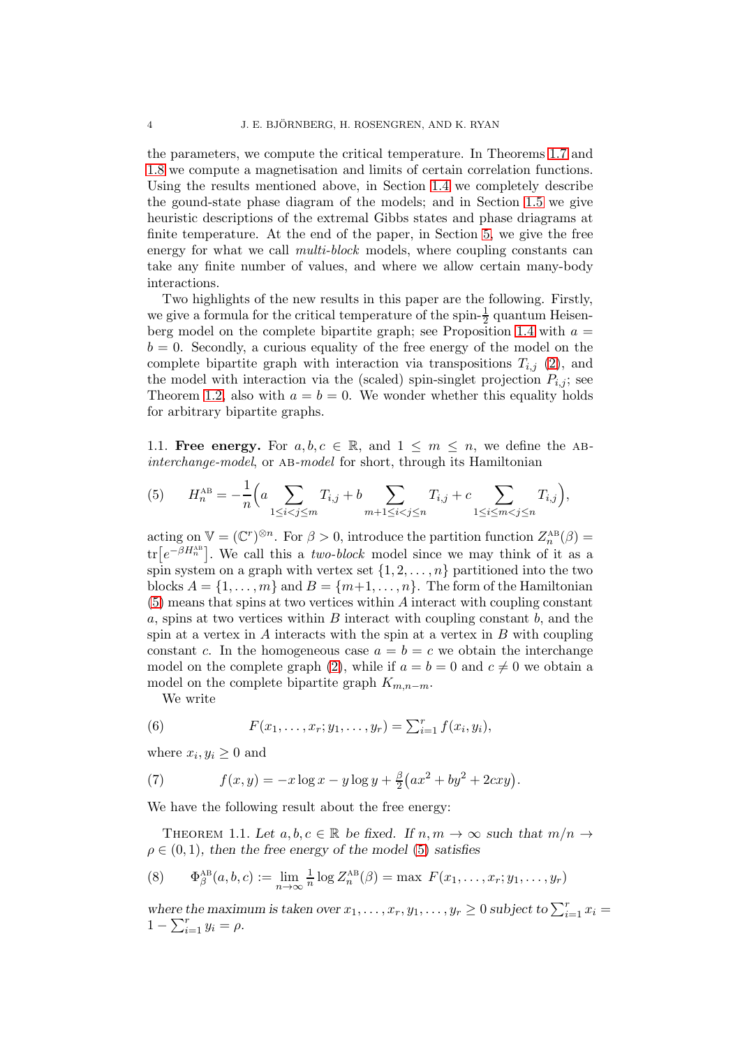the parameters, we compute the critical temperature. In Theorems 1.7 and 1.8 we compute a magnetisation and limits of certain correlation functions. Using the results mentioned above, in Section 1.4 we completely describe the gound-state phase diagram of the models; and in Section 1.5 we give heuristic descriptions of the extremal Gibbs states and phase driagrams at finite temperature. At the end of the paper, in Section 5, we give the free energy for what we call *multi-block* models, where coupling constants can take any finite number of values, and where we allow certain many-body interactions.

Two highlights of the new results in this paper are the following. Firstly, we give a formula for the critical temperature of the spin-$\frac{1}{2}$ quantum Heisenberg model on the complete bipartite graph; see Proposition 1.4 with $a = b = 0$. Secondly, a curious equality of the free energy of the model on the complete bipartite graph with interaction via transpositions $T_{i,j}$ (2), and the model with interaction via the (scaled) spin-singlet projection $P_{i,j}$; see Theorem 1.2, also with $a = b = 0$. We wonder whether this equality holds for arbitrary bipartite graphs.

1.1. **Free energy.** For $a, b, c \in \mathbb{R}$, and $1 \leq m \leq n$, we define the AB-*interchange-model*, or AB-*model* for short, through its Hamiltonian

$$H_n^{\mathrm{AB}} = -\frac{1}{n}\Big( a \sum_{1 \leq i < j \leq m} T_{i,j} + b \sum_{m+1 \leq i < j \leq n} T_{i,j} + c \sum_{1 \leq i \leq m < j \leq n} T_{i,j} \Big), \tag{5}$$

acting on $\mathbb{V} = (\mathbb{C}^r)^{\otimes n}$. For $\beta > 0$, introduce the partition function $Z_n^{\mathrm{AB}}(\beta) = \mathrm{tr}\big[e^{-\beta H_n^{\mathrm{AB}}}\big]$. We call this a *two-block* model since we may think of it as a spin system on a graph with vertex set $\{1, 2, \dots, n\}$ partitioned into the two blocks $A = \{1, \dots, m\}$ and $B = \{m+1, \dots, n\}$. The form of the Hamiltonian (5) means that spins at two vertices within $A$ interact with coupling constant $a$, spins at two vertices within $B$ interact with coupling constant $b$, and the spin at a vertex in $A$ interacts with the spin at a vertex in $B$ with coupling constant $c$. In the homogeneous case $a = b = c$ we obtain the interchange model on the complete graph (2), while if $a = b = 0$ and $c \neq 0$ we obtain a model on the complete bipartite graph $K_{m,n-m}$.

We write

$$F(x_1, \dots, x_r; y_1, \dots, y_r) = \textstyle\sum_{i=1}^r f(x_i, y_i), \tag{6}$$

where $x_i, y_i \geq 0$ and

$$f(x, y) = -x \log x - y \log y + \tfrac{\beta}{2}\big(ax^2 + by^2 + 2cxy\big). \tag{7}$$

We have the following result about the free energy:

THEOREM 1.1. *Let $a, b, c \in \mathbb{R}$ be fixed. If $n, m \to \infty$ such that $m/n \to \rho \in (0, 1)$, then the free energy of the model (5) satisfies*

$$\Phi_\beta^{\mathrm{AB}}(a, b, c) := \lim_{n \to \infty} \tfrac{1}{n} \log Z_n^{\mathrm{AB}}(\beta) = \max\ F(x_1, \dots, x_r; y_1, \dots, y_r) \tag{8}$$

*where the maximum is taken over $x_1, \dots, x_r, y_1, \dots, y_r \geq 0$ subject to $\sum_{i=1}^r x_i = 1 - \sum_{i=1}^r y_i = \rho$.*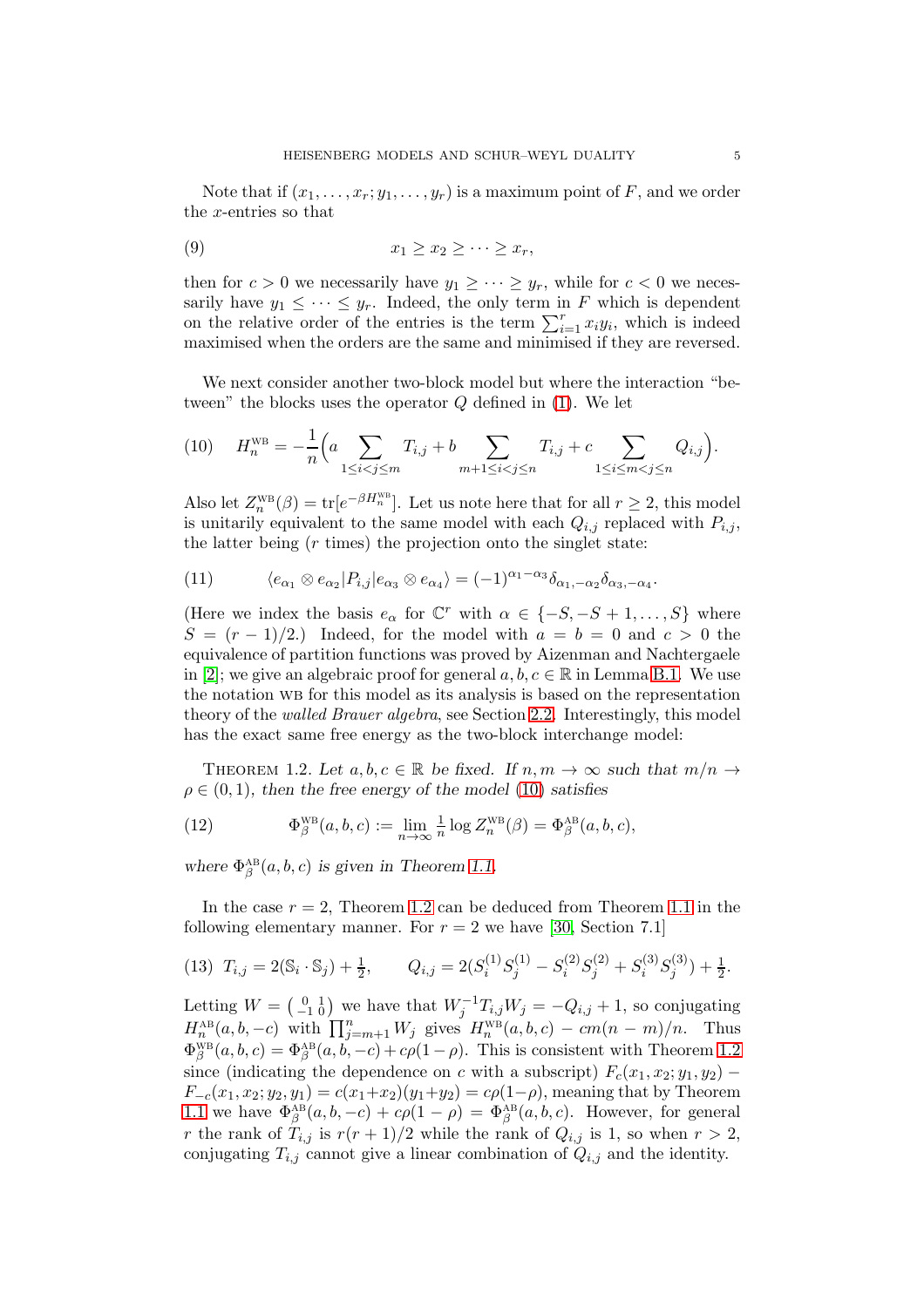Note that if $(x_1,\dots,x_r;y_1,\dots,y_r)$ is a maximum point of $F$, and we order the $x$-entries so that

$$x_1 \geq x_2 \geq \cdots \geq x_r, \tag{9}$$

then for $c>0$ we necessarily have $y_1 \geq \cdots \geq y_r$, while for $c<0$ we necessarily have $y_1 \leq \cdots \leq y_r$. Indeed, the only term in $F$ which is dependent on the relative order of the entries is the term $\sum_{i=1}^r x_i y_i$, which is indeed maximised when the orders are the same and minimised if they are reversed.

We next consider another two-block model but where the interaction "between" the blocks uses the operator $Q$ defined in (1). We let

$$H_n^{\mathrm{WB}} = -\frac{1}{n}\Big(a\sum_{1\leq i<j\leq m} T_{i,j} + b\sum_{m+1\leq i<j\leq n} T_{i,j} + c\sum_{1\leq i\leq m<j\leq n} Q_{i,j}\Big). \tag{10}$$

Also let $Z_n^{\mathrm{WB}}(\beta) = \mathrm{tr}[e^{-\beta H_n^{\mathrm{WB}}}]$. Let us note here that for all $r\geq 2$, this model is unitarily equivalent to the same model with each $Q_{i,j}$ replaced with $P_{i,j}$, the latter being ($r$ times) the projection onto the singlet state:

$$\langle e_{\alpha_1}\otimes e_{\alpha_2}|P_{i,j}|e_{\alpha_3}\otimes e_{\alpha_4}\rangle = (-1)^{\alpha_1-\alpha_3}\delta_{\alpha_1,-\alpha_2}\delta_{\alpha_3,-\alpha_4}. \tag{11}$$

(Here we index the basis $e_\alpha$ for $\mathbb{C}^r$ with $\alpha\in\{-S,-S+1,\dots,S\}$ where $S=(r-1)/2$.) Indeed, for the model with $a=b=0$ and $c>0$ the equivalence of partition functions was proved by Aizenman and Nachtergaele in [2]; we give an algebraic proof for general $a,b,c\in\mathbb{R}$ in Lemma B.1. We use the notation WB for this model as its analysis is based on the representation theory of the *walled Brauer algebra*, see Section 2.2. Interestingly, this model has the exact same free energy as the two-block interchange model:

**Theorem 1.2.** *Let $a,b,c\in\mathbb{R}$ be fixed. If $n,m\to\infty$ such that $m/n\to\rho\in(0,1)$, then the free energy of the model (10) satisfies*

$$\Phi_\beta^{\mathrm{WB}}(a,b,c) := \lim_{n\to\infty}\tfrac{1}{n}\log Z_n^{\mathrm{WB}}(\beta) = \Phi_\beta^{\mathrm{AB}}(a,b,c), \tag{12}$$

*where $\Phi_\beta^{\mathrm{AB}}(a,b,c)$ is given in Theorem 1.1.*

In the case $r=2$, Theorem 1.2 can be deduced from Theorem 1.1 in the following elementary manner. For $r=2$ we have [30, Section 7.1]

$$T_{i,j} = 2(\mathbb{S}_i\cdot\mathbb{S}_j)+\tfrac12, \qquad Q_{i,j} = 2(S_i^{(1)}S_j^{(1)} - S_i^{(2)}S_j^{(2)} + S_i^{(3)}S_j^{(3)}) + \tfrac12. \tag{13}$$

Letting $W=\left(\begin{smallmatrix}0&1\\-1&0\end{smallmatrix}\right)$ we have that $W_j^{-1}T_{i,j}W_j = -Q_{i,j}+1$, so conjugating $H_n^{\mathrm{AB}}(a,b,-c)$ with $\prod_{j=m+1}^n W_j$ gives $H_n^{\mathrm{WB}}(a,b,c) - cm(n-m)/n$. Thus $\Phi_\beta^{\mathrm{WB}}(a,b,c) = \Phi_\beta^{\mathrm{AB}}(a,b,-c)+c\rho(1-\rho)$. This is consistent with Theorem 1.2 since (indicating the dependence on $c$ with a subscript) $F_c(x_1,x_2;y_1,y_2) - F_{-c}(x_1,x_2;y_2,y_1) = c(x_1+x_2)(y_1+y_2) = c\rho(1-\rho)$, meaning that by Theorem 1.1 we have $\Phi_\beta^{\mathrm{AB}}(a,b,-c)+c\rho(1-\rho) = \Phi_\beta^{\mathrm{AB}}(a,b,c)$. However, for general $r$ the rank of $T_{i,j}$ is $r(r+1)/2$ while the rank of $Q_{i,j}$ is 1, so when $r>2$, conjugating $T_{i,j}$ cannot give a linear combination of $Q_{i,j}$ and the identity.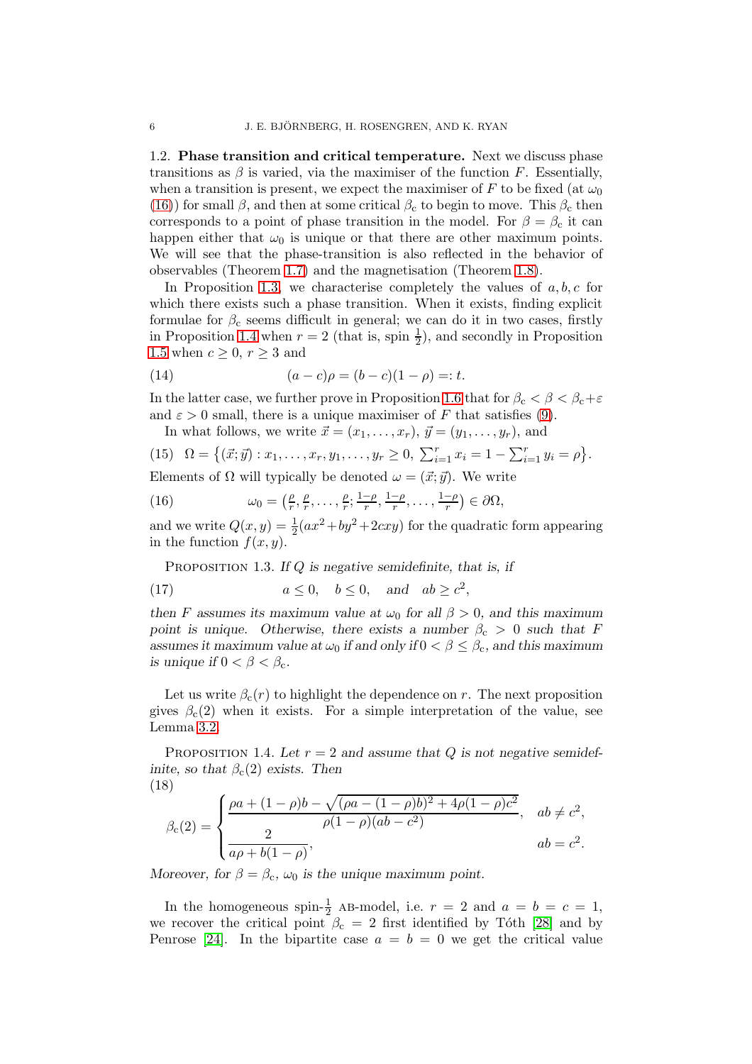**1.2. Phase transition and critical temperature.** Next we discuss phase transitions as $\beta$ is varied, via the maximiser of the function $F$. Essentially, when a transition is present, we expect the maximiser of $F$ to be fixed (at $\omega_0$ (16)) for small $\beta$, and then at some critical $\beta_c$ to begin to move. This $\beta_c$ then corresponds to a point of phase transition in the model. For $\beta = \beta_c$ it can happen either that $\omega_0$ is unique or that there are other maximum points. We will see that the phase-transition is also reflected in the behavior of observables (Theorem 1.7) and the magnetisation (Theorem 1.8).

In Proposition 1.3, we characterise completely the values of $a, b, c$ for which there exists such a phase transition. When it exists, finding explicit formulae for $\beta_c$ seems difficult in general; we can do it in two cases, firstly in Proposition 1.4 when $r = 2$ (that is, spin $\frac{1}{2}$), and secondly in Proposition 1.5 when $c \geq 0$, $r \geq 3$ and

$$(a - c)\rho = (b - c)(1 - \rho) =: t. \tag{14}$$

In the latter case, we further prove in Proposition 1.6 that for $\beta_c < \beta < \beta_c + \varepsilon$ and $\varepsilon > 0$ small, there is a unique maximiser of $F$ that satisfies (9).

In what follows, we write $\vec{x} = (x_1, \dots, x_r)$, $\vec{y} = (y_1, \dots, y_r)$, and

$$\Omega = \big\{(\vec{x}; \vec{y}) : x_1, \dots, x_r, y_1, \dots, y_r \geq 0,\ \textstyle\sum_{i=1}^r x_i = 1 - \sum_{i=1}^r y_i = \rho\big\}. \tag{15}$$

Elements of $\Omega$ will typically be denoted $\omega = (\vec{x}; \vec{y})$. We write

$$\omega_0 = \big(\tfrac{\rho}{r}, \tfrac{\rho}{r}, \dots, \tfrac{\rho}{r}; \tfrac{1-\rho}{r}, \tfrac{1-\rho}{r}, \dots, \tfrac{1-\rho}{r}\big) \in \partial\Omega, \tag{16}$$

and we write $Q(x, y) = \frac{1}{2}(ax^2 + by^2 + 2cxy)$ for the quadratic form appearing in the function $f(x, y)$.

**Proposition 1.3.** *If $Q$ is negative semidefinite, that is, if*

$$a \leq 0, \quad b \leq 0, \quad \text{and} \quad ab \geq c^2, \tag{17}$$

*then $F$ assumes its maximum value at $\omega_0$ for all $\beta > 0$, and this maximum point is unique. Otherwise, there exists a number $\beta_c > 0$ such that $F$ assumes it maximum value at $\omega_0$ if and only if $0 < \beta \leq \beta_c$, and this maximum is unique if $0 < \beta < \beta_c$.*

Let us write $\beta_c(r)$ to highlight the dependence on $r$. The next proposition gives $\beta_c(2)$ when it exists. For a simple interpretation of the value, see Lemma 3.2.

**Proposition 1.4.** *Let $r = 2$ and assume that $Q$ is not negative semidefinite, so that $\beta_c(2)$ exists. Then*

$$\beta_c(2) = \begin{cases} \dfrac{\rho a + (1-\rho)b - \sqrt{(\rho a - (1-\rho)b)^2 + 4\rho(1-\rho)c^2}}{\rho(1-\rho)(ab - c^2)}, & ab \neq c^2, \\[2ex] \dfrac{2}{a\rho + b(1-\rho)}, & ab = c^2. \end{cases} \tag{18}$$

*Moreover, for $\beta = \beta_c$, $\omega_0$ is the unique maximum point.*

In the homogeneous spin-$\frac{1}{2}$ AB-model, i.e. $r = 2$ and $a = b = c = 1$, we recover the critical point $\beta_c = 2$ first identified by Tóth [28] and by Penrose [24]. In the bipartite case $a = b = 0$ we get the critical value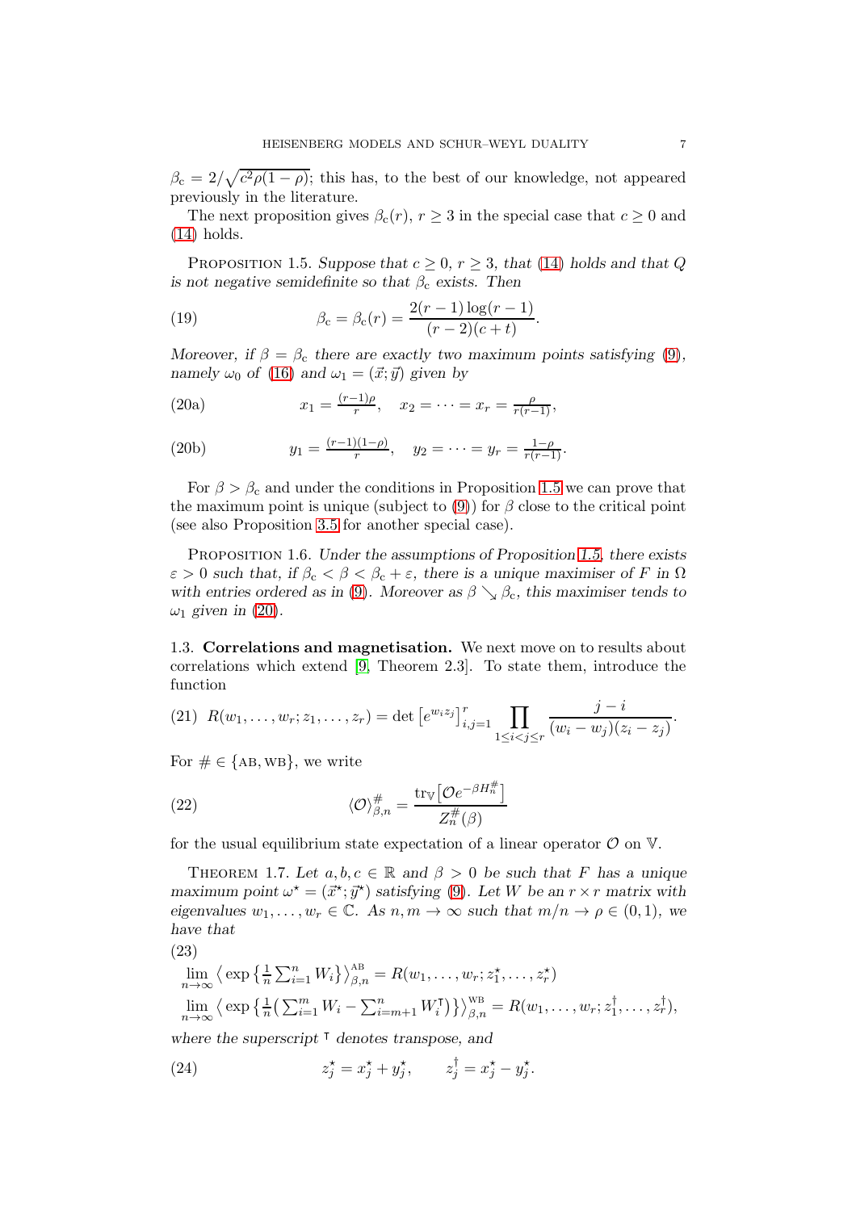$\beta_{\rm c} = 2/\sqrt{c^2\rho(1-\rho)}$; this has, to the best of our knowledge, not appeared previously in the literature.

The next proposition gives $\beta_{\rm c}(r)$, $r \geq 3$ in the special case that $c \geq 0$ and (14) holds.

**Proposition 1.5.** *Suppose that $c \geq 0$, $r \geq 3$, that (14) holds and that $Q$ is not negative semidefinite so that $\beta_{\rm c}$ exists. Then*

$$\beta_{\rm c} = \beta_{\rm c}(r) = \frac{2(r-1)\log(r-1)}{(r-2)(c+t)}. \tag{19}$$

*Moreover, if $\beta = \beta_{\rm c}$ there are exactly two maximum points satisfying (9), namely $\omega_0$ of (16) and $\omega_1 = (\vec{x};\vec{y})$ given by*

$$x_1 = \tfrac{(r-1)\rho}{r}, \quad x_2 = \cdots = x_r = \tfrac{\rho}{r(r-1)}, \tag{20a}$$

$$y_1 = \tfrac{(r-1)(1-\rho)}{r}, \quad y_2 = \cdots = y_r = \tfrac{1-\rho}{r(r-1)}. \tag{20b}$$

For $\beta > \beta_{\rm c}$ and under the conditions in Proposition 1.5 we can prove that the maximum point is unique (subject to (9)) for $\beta$ close to the critical point (see also Proposition 3.5 for another special case).

**Proposition 1.6.** *Under the assumptions of Proposition 1.5, there exists $\varepsilon > 0$ such that, if $\beta_{\rm c} < \beta < \beta_{\rm c} + \varepsilon$, there is a unique maximiser of $F$ in $\Omega$ with entries ordered as in (9). Moreover as $\beta \searrow \beta_{\rm c}$, this maximiser tends to $\omega_1$ given in (20).*

### 1.3. Correlations and magnetisation.

We next move on to results about correlations which extend [9, Theorem 2.3]. To state them, introduce the function

$$R(w_1,\dots,w_r;z_1,\dots,z_r) = \det\big[e^{w_i z_j}\big]_{i,j=1}^r \prod_{1\leq i<j\leq r} \frac{j-i}{(w_i-w_j)(z_i-z_j)}. \tag{21}$$

For $\# \in \{\textsc{ab}, \textsc{wb}\}$, we write

$$\langle \mathcal{O} \rangle_{\beta,n}^{\#} = \frac{\mathrm{tr}_{\mathbb{V}}\big[\mathcal{O} e^{-\beta H_n^{\#}}\big]}{Z_n^{\#}(\beta)} \tag{22}$$

for the usual equilibrium state expectation of a linear operator $\mathcal{O}$ on $\mathbb{V}$.

**Theorem 1.7.** *Let $a,b,c \in \mathbb{R}$ and $\beta > 0$ be such that $F$ has a unique maximum point $\omega^\star = (\vec{x}^\star;\vec{y}^\star)$ satisfying (9). Let $W$ be an $r \times r$ matrix with eigenvalues $w_1,\dots,w_r \in \mathbb{C}$. As $n,m \to \infty$ such that $m/n \to \rho \in (0,1)$, we have that*

$$\begin{aligned}
&\lim_{n\to\infty} \big\langle \exp\big\{\tfrac{1}{n}\textstyle\sum_{i=1}^n W_i\big\}\big\rangle_{\beta,n}^{\textsc{ab}} = R(w_1,\dots,w_r;z_1^\star,\dots,z_r^\star) \\
&\lim_{n\to\infty} \big\langle \exp\big\{\tfrac{1}{n}\big(\textstyle\sum_{i=1}^m W_i - \sum_{i=m+1}^n W_i^\intercal\big)\big\}\big\rangle_{\beta,n}^{\textsc{wb}} = R(w_1,\dots,w_r;z_1^\dagger,\dots,z_r^\dagger),
\end{aligned} \tag{23}$$

*where the superscript $^\intercal$ denotes transpose, and*

$$z_j^\star = x_j^\star + y_j^\star, \qquad z_j^\dagger = x_j^\star - y_j^\star. \tag{24}$$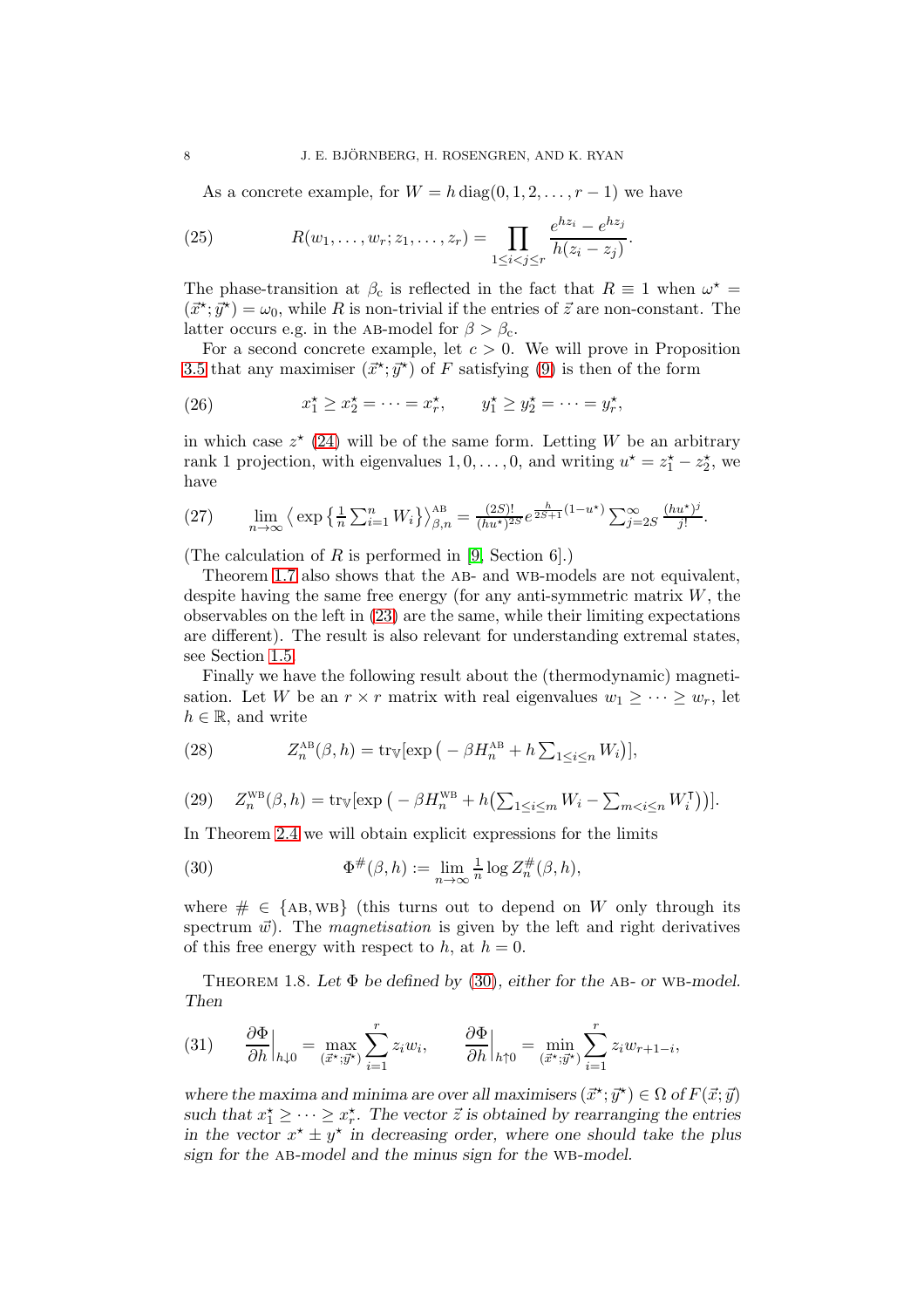As a concrete example, for $W = h\,\mathrm{diag}(0, 1, 2, \dots, r-1)$ we have

$$R(w_1, \dots, w_r; z_1, \dots, z_r) = \prod_{1 \le i < j \le r} \frac{e^{hz_i} - e^{hz_j}}{h(z_i - z_j)}. \tag{25}$$

The phase-transition at $\beta_c$ is reflected in the fact that $R \equiv 1$ when $\omega^\star = (\vec{x}^\star; \vec{y}^\star) = \omega_0$, while $R$ is non-trivial if the entries of $\vec{z}$ are non-constant. The latter occurs e.g. in the AB-model for $\beta > \beta_c$.

For a second concrete example, let $c > 0$. We will prove in Proposition 3.5 that any maximiser $(\vec{x}^\star; \vec{y}^\star)$ of $F$ satisfying (9) is then of the form

$$x_1^\star \ge x_2^\star = \cdots = x_r^\star, \qquad y_1^\star \ge y_2^\star = \cdots = y_r^\star, \tag{26}$$

in which case $z^\star$ (24) will be of the same form. Letting $W$ be an arbitrary rank 1 projection, with eigenvalues $1, 0, \dots, 0$, and writing $u^\star = z_1^\star - z_2^\star$, we have

$$\lim_{n\to\infty} \big\langle \exp\big\{\tfrac{1}{n} \textstyle\sum_{i=1}^n W_i\big\} \big\rangle_{\beta,n}^{\mathrm{AB}} = \frac{(2S)!}{(hu^\star)^{2S}} e^{\frac{h}{2S+1}(1-u^\star)} \sum_{j=2S}^\infty \frac{(hu^\star)^j}{j!}. \tag{27}$$

(The calculation of $R$ is performed in [9, Section 6].)

Theorem 1.7 also shows that the AB- and WB-models are not equivalent, despite having the same free energy (for any anti-symmetric matrix $W$, the observables on the left in (23) are the same, while their limiting expectations are different). The result is also relevant for understanding extremal states, see Section 1.5.

Finally we have the following result about the (thermodynamic) magnetisation. Let $W$ be an $r \times r$ matrix with real eigenvalues $w_1 \ge \cdots \ge w_r$, let $h \in \mathbb{R}$, and write

$$Z_n^{\mathrm{AB}}(\beta, h) = \mathrm{tr}_{\mathbb{V}}[\exp\big(-\beta H_n^{\mathrm{AB}} + h \textstyle\sum_{1 \le i \le n} W_i\big)], \tag{28}$$

$$Z_n^{\mathrm{WB}}(\beta, h) = \mathrm{tr}_{\mathbb{V}}[\exp\big(-\beta H_n^{\mathrm{WB}} + h\big(\textstyle\sum_{1 \le i \le m} W_i - \sum_{m < i \le n} W_i^\intercal\big)\big)]. \tag{29}$$

In Theorem 2.4 we will obtain explicit expressions for the limits

$$\Phi^{\#}(\beta, h) := \lim_{n\to\infty} \tfrac{1}{n} \log Z_n^{\#}(\beta, h), \tag{30}$$

where $\# \in \{\mathrm{AB}, \mathrm{WB}\}$ (this turns out to depend on $W$ only through its spectrum $\vec{w}$). The *magnetisation* is given by the left and right derivatives of this free energy with respect to $h$, at $h = 0$.

Theorem 1.8. *Let $\Phi$ be defined by (30), either for the AB- or WB-model. Then*

$$\frac{\partial \Phi}{\partial h}\Big|_{h \downarrow 0} = \max_{(\vec{x}^\star; \vec{y}^\star)} \sum_{i=1}^r z_i w_i, \qquad \frac{\partial \Phi}{\partial h}\Big|_{h \uparrow 0} = \min_{(\vec{x}^\star; \vec{y}^\star)} \sum_{i=1}^r z_i w_{r+1-i}, \tag{31}$$

*where the maxima and minima are over all maximisers $(\vec{x}^\star; \vec{y}^\star) \in \Omega$ of $F(\vec{x}; \vec{y})$ such that $x_1^\star \ge \cdots \ge x_r^\star$. The vector $\vec{z}$ is obtained by rearranging the entries in the vector $x^\star \pm y^\star$ in decreasing order, where one should take the plus sign for the AB-model and the minus sign for the WB-model.*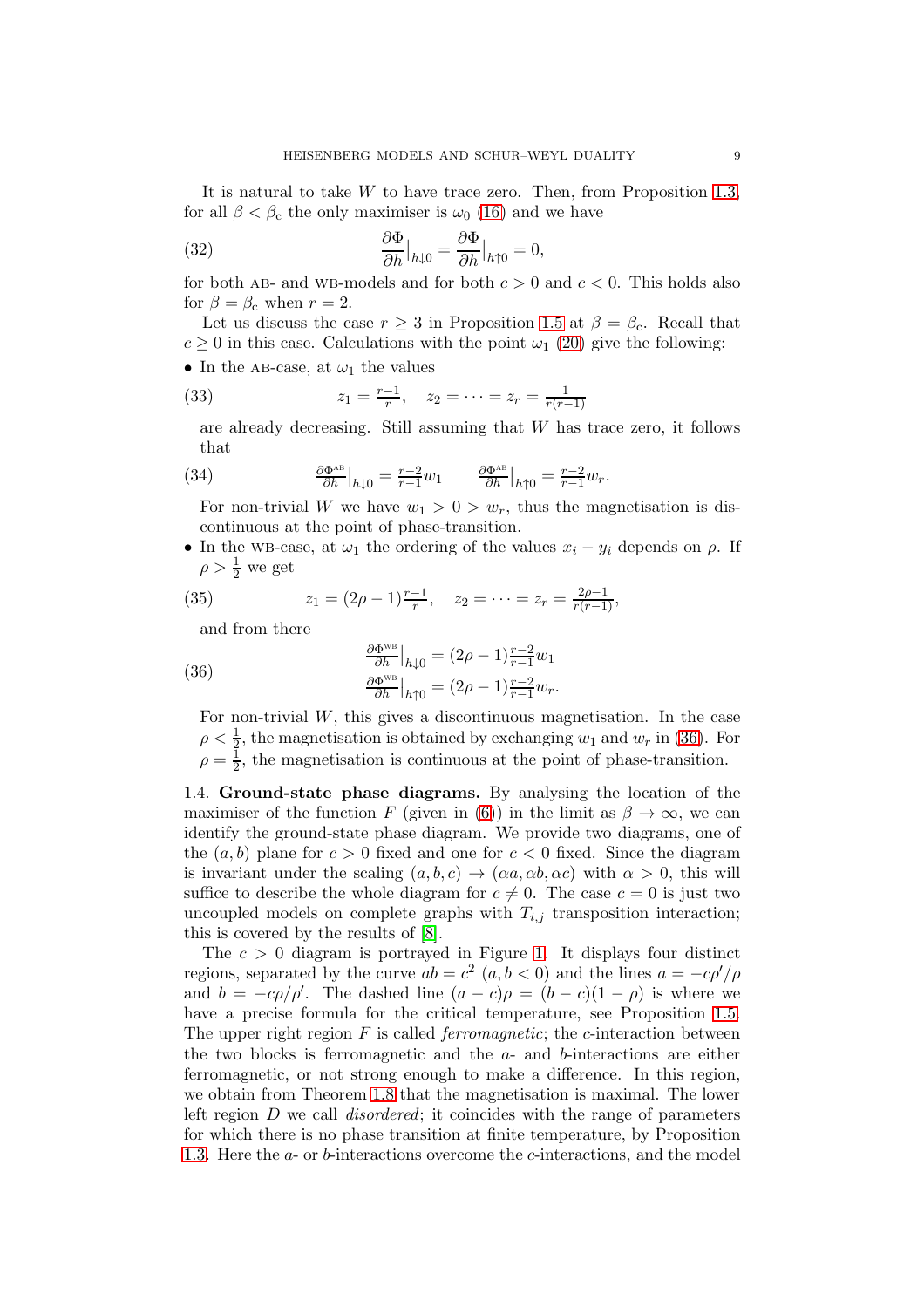It is natural to take $W$ to have trace zero. Then, from Proposition 1.3, for all $\beta < \beta_c$ the only maximiser is $\omega_0$ (16) and we have

$$\frac{\partial \Phi}{\partial h}\big|_{h\downarrow 0} = \frac{\partial \Phi}{\partial h}\big|_{h\uparrow 0} = 0, \tag{32}$$

for both AB- and WB-models and for both $c > 0$ and $c < 0$. This holds also for $\beta = \beta_c$ when $r = 2$.

Let us discuss the case $r \geq 3$ in Proposition 1.5 at $\beta = \beta_c$. Recall that $c \geq 0$ in this case. Calculations with the point $\omega_1$ (20) give the following:

- In the AB-case, at $\omega_1$ the values

$$z_1 = \tfrac{r-1}{r}, \quad z_2 = \cdots = z_r = \tfrac{1}{r(r-1)} \tag{33}$$

  are already decreasing. Still assuming that $W$ has trace zero, it follows that

$$\tfrac{\partial \Phi^{\text{AB}}}{\partial h}\big|_{h\downarrow 0} = \tfrac{r-2}{r-1} w_1 \qquad \tfrac{\partial \Phi^{\text{AB}}}{\partial h}\big|_{h\uparrow 0} = \tfrac{r-2}{r-1} w_r. \tag{34}$$

  For non-trivial $W$ we have $w_1 > 0 > w_r$, thus the magnetisation is discontinuous at the point of phase-transition.

- In the WB-case, at $\omega_1$ the ordering of the values $x_i - y_i$ depends on $\rho$. If $\rho > \frac{1}{2}$ we get

$$z_1 = (2\rho - 1)\tfrac{r-1}{r}, \quad z_2 = \cdots = z_r = \tfrac{2\rho - 1}{r(r-1)}, \tag{35}$$

  and from there

$$\begin{aligned} \tfrac{\partial \Phi^{\text{WB}}}{\partial h}\big|_{h\downarrow 0} &= (2\rho - 1)\tfrac{r-2}{r-1} w_1 \\ \tfrac{\partial \Phi^{\text{WB}}}{\partial h}\big|_{h\uparrow 0} &= (2\rho - 1)\tfrac{r-2}{r-1} w_r. \end{aligned} \tag{36}$$

  For non-trivial $W$, this gives a discontinuous magnetisation. In the case $\rho < \frac{1}{2}$, the magnetisation is obtained by exchanging $w_1$ and $w_r$ in (36). For $\rho = \frac{1}{2}$, the magnetisation is continuous at the point of phase-transition.

### 1.4. Ground-state phase diagrams.

By analysing the location of the maximiser of the function $F$ (given in (6)) in the limit as $\beta \to \infty$, we can identify the ground-state phase diagram. We provide two diagrams, one of the $(a, b)$ plane for $c > 0$ fixed and one for $c < 0$ fixed. Since the diagram is invariant under the scaling $(a, b, c) \to (\alpha a, \alpha b, \alpha c)$ with $\alpha > 0$, this will suffice to describe the whole diagram for $c \neq 0$. The case $c = 0$ is just two uncoupled models on complete graphs with $T_{i,j}$ transposition interaction; this is covered by the results of [8].

The $c > 0$ diagram is portrayed in Figure 1. It displays four distinct regions, separated by the curve $ab = c^2$ $(a, b < 0)$ and the lines $a = -c\rho'/\rho$ and $b = -c\rho/\rho'$. The dashed line $(a - c)\rho = (b - c)(1 - \rho)$ is where we have a precise formula for the critical temperature, see Proposition 1.5. The upper right region $F$ is called *ferromagnetic*; the $c$-interaction between the two blocks is ferromagnetic and the $a$- and $b$-interactions are either ferromagnetic, or not strong enough to make a difference. In this region, we obtain from Theorem 1.8 that the magnetisation is maximal. The lower left region $D$ we call *disordered*; it coincides with the range of parameters for which there is no phase transition at finite temperature, by Proposition 1.3. Here the $a$- or $b$-interactions overcome the $c$-interactions, and the model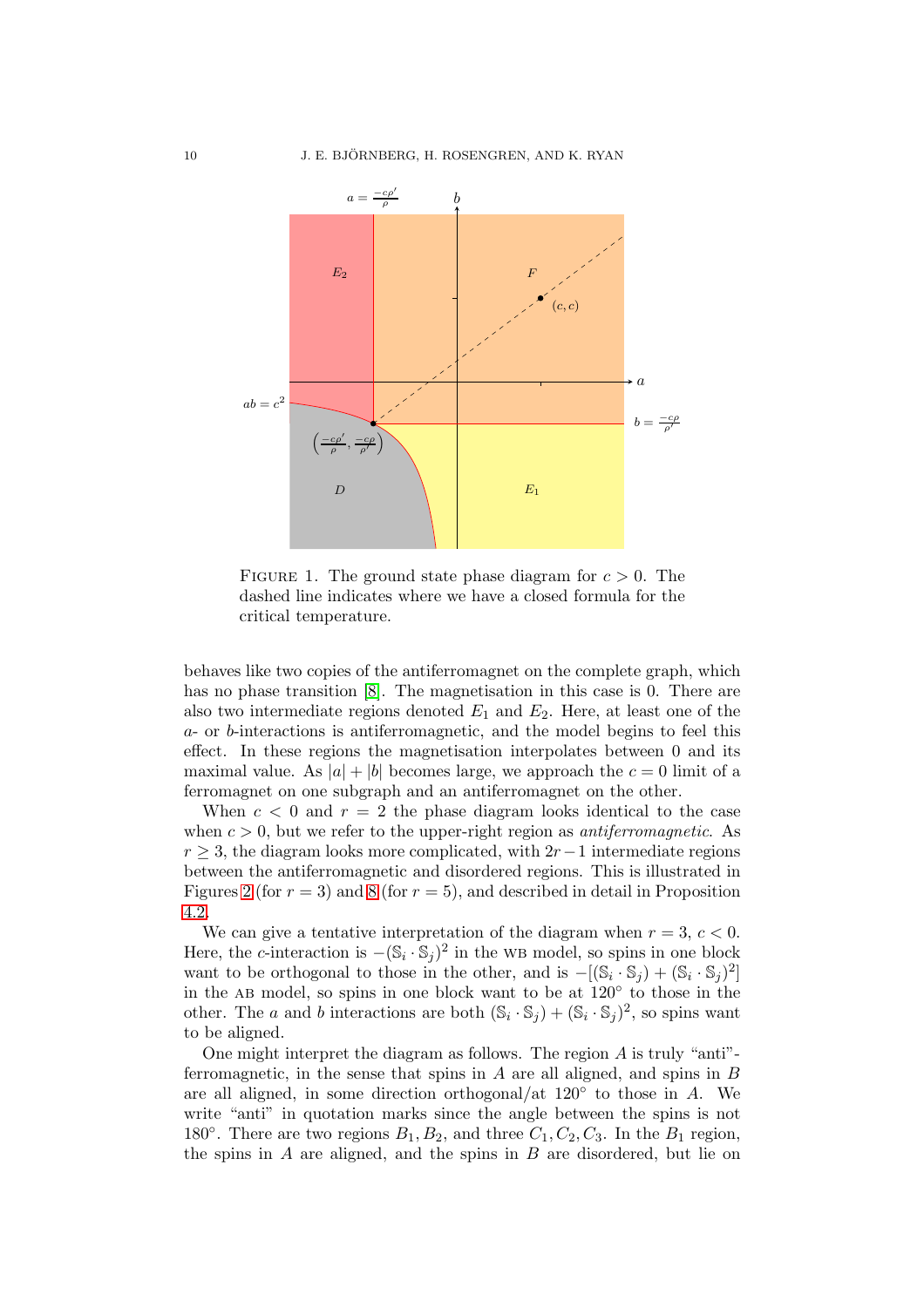FIGURE 1. The ground state phase diagram for $c > 0$. The dashed line indicates where we have a closed formula for the critical temperature.

behaves like two copies of the antiferromagnet on the complete graph, which has no phase transition [8]. The magnetisation in this case is 0. There are also two intermediate regions denoted $E_1$ and $E_2$. Here, at least one of the $a$- or $b$-interactions is antiferromagnetic, and the model begins to feel this effect. In these regions the magnetisation interpolates between 0 and its maximal value. As $|a| + |b|$ becomes large, we approach the $c = 0$ limit of a ferromagnet on one subgraph and an antiferromagnet on the other.

When $c < 0$ and $r = 2$ the phase diagram looks identical to the case when $c > 0$, but we refer to the upper-right region as *antiferromagnetic*. As $r \geq 3$, the diagram looks more complicated, with $2r - 1$ intermediate regions between the antiferromagnetic and disordered regions. This is illustrated in Figures 2 (for $r = 3$) and 8 (for $r = 5$), and described in detail in Proposition 4.2.

We can give a tentative interpretation of the diagram when $r = 3$, $c < 0$. Here, the $c$-interaction is $-(\mathbb{S}_i \cdot \mathbb{S}_j)^2$ in the WB model, so spins in one block want to be orthogonal to those in the other, and is $-[(\mathbb{S}_i \cdot \mathbb{S}_j) + (\mathbb{S}_i \cdot \mathbb{S}_j)^2]$ in the AB model, so spins in one block want to be at 120° to those in the other. The $a$ and $b$ interactions are both $(\mathbb{S}_i \cdot \mathbb{S}_j) + (\mathbb{S}_i \cdot \mathbb{S}_j)^2$, so spins want to be aligned.

One might interpret the diagram as follows. The region $A$ is truly "anti"-ferromagnetic, in the sense that spins in $A$ are all aligned, and spins in $B$ are all aligned, in some direction orthogonal/at 120° to those in $A$. We write "anti" in quotation marks since the angle between the spins is not 180°. There are two regions $B_1, B_2$, and three $C_1, C_2, C_3$. In the $B_1$ region, the spins in $A$ are aligned, and the spins in $B$ are disordered, but lie on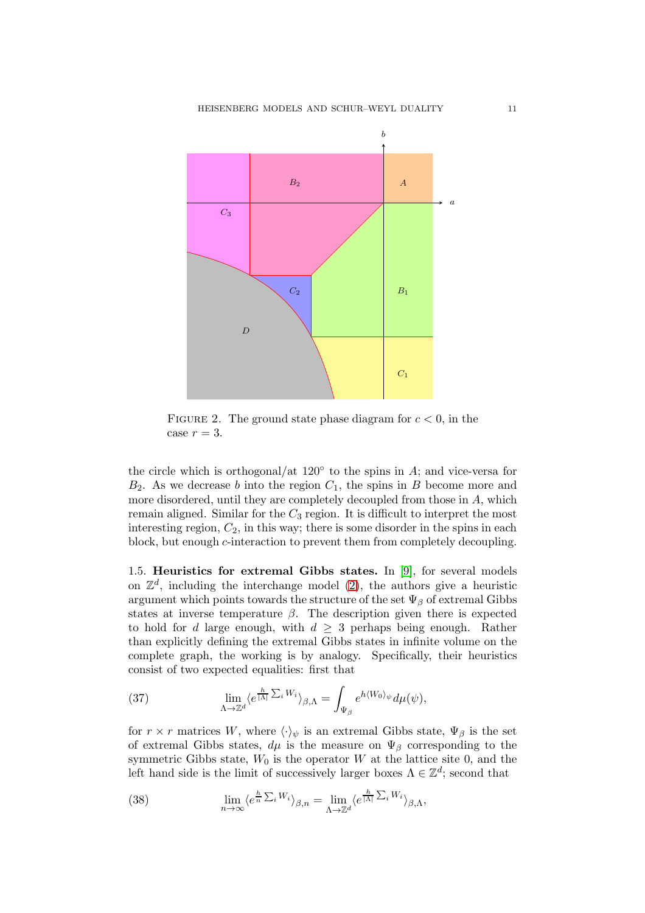FIGURE 2. The ground state phase diagram for $c < 0$, in the case $r = 3$.

the circle which is orthogonal/at $120^\circ$ to the spins in $A$; and vice-versa for $B_2$. As we decrease $b$ into the region $C_1$, the spins in $B$ become more and more disordered, until they are completely decoupled from those in $A$, which remain aligned. Similar for the $C_3$ region. It is difficult to interpret the most interesting region, $C_2$, in this way; there is some disorder in the spins in each block, but enough $c$-interaction to prevent them from completely decoupling.

## 1.5. Heuristics for extremal Gibbs states.

In [9], for several models on $\mathbb{Z}^d$, including the interchange model (2), the authors give a heuristic argument which points towards the structure of the set $\Psi_\beta$ of extremal Gibbs states at inverse temperature $\beta$. The description given there is expected to hold for $d$ large enough, with $d \geq 3$ perhaps being enough. Rather than explicitly defining the extremal Gibbs states in infinite volume on the complete graph, the working is by analogy. Specifically, their heuristics consist of two expected equalities: first that

$$\lim_{\Lambda \to \mathbb{Z}^d} \langle e^{\frac{h}{|\Lambda|} \sum_i W_i} \rangle_{\beta,\Lambda} = \int_{\Psi_\beta} e^{h \langle W_0 \rangle_\psi} d\mu(\psi), \tag{37}$$

for $r \times r$ matrices $W$, where $\langle \cdot \rangle_\psi$ is an extremal Gibbs state, $\Psi_\beta$ is the set of extremal Gibbs states, $d\mu$ is the measure on $\Psi_\beta$ corresponding to the symmetric Gibbs state, $W_0$ is the operator $W$ at the lattice site 0, and the left hand side is the limit of successively larger boxes $\Lambda \in \mathbb{Z}^d$; second that

$$\lim_{n \to \infty} \langle e^{\frac{h}{n} \sum_i W_i} \rangle_{\beta,n} = \lim_{\Lambda \to \mathbb{Z}^d} \langle e^{\frac{h}{|\Lambda|} \sum_i W_i} \rangle_{\beta,\Lambda}, \tag{38}$$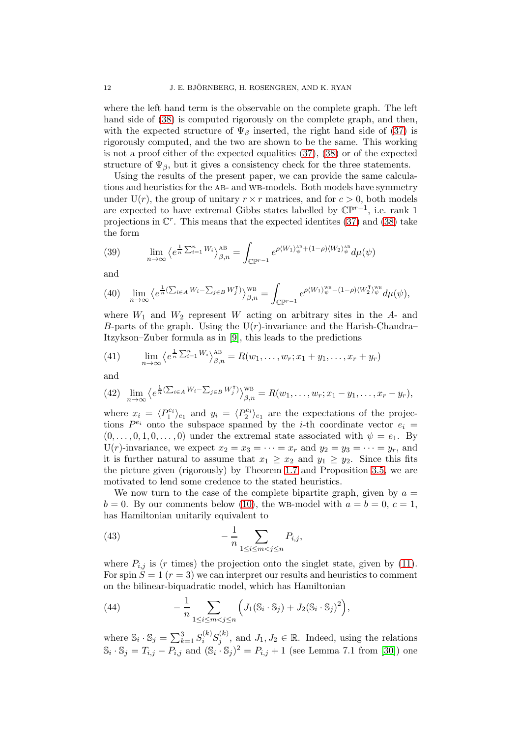where the left hand term is the observable on the complete graph. The left hand side of (38) is computed rigorously on the complete graph, and then, with the expected structure of $\Psi_\beta$ inserted, the right hand side of (37) is rigorously computed, and the two are shown to be the same. This working is not a proof either of the expected equalities (37), (38) or of the expected structure of $\Psi_\beta$, but it gives a consistency check for the three statements.

Using the results of the present paper, we can provide the same calculations and heuristics for the AB- and WB-models. Both models have symmetry under $\mathrm{U}(r)$, the group of unitary $r \times r$ matrices, and for $c > 0$, both models are expected to have extremal Gibbs states labelled by $\mathbb{CP}^{r-1}$, i.e. rank 1 projections in $\mathbb{C}^r$. This means that the expected identites (37) and (38) take the form

$$\lim_{n\to\infty} \big\langle e^{\frac{1}{n}\sum_{i=1}^n W_i} \big\rangle_{\beta,n}^{\mathrm{AB}} = \int_{\mathbb{CP}^{r-1}} e^{\rho \langle W_1 \rangle_\psi^{\mathrm{AB}} + (1-\rho)\langle W_2 \rangle_\psi^{\mathrm{AB}}} d\mu(\psi) \tag{39}$$

and

$$\lim_{n\to\infty} \big\langle e^{\frac{1}{n}(\sum_{i\in A} W_i - \sum_{j\in B} W_j^{\intercal})} \big\rangle_{\beta,n}^{\mathrm{WB}} = \int_{\mathbb{CP}^{r-1}} e^{\rho \langle W_1 \rangle_\psi^{\mathrm{WB}} - (1-\rho)\langle W_2^{\intercal} \rangle_\psi^{\mathrm{WB}}} d\mu(\psi), \tag{40}$$

where $W_1$ and $W_2$ represent $W$ acting on arbitrary sites in the $A$- and $B$-parts of the graph. Using the $\mathrm{U}(r)$-invariance and the Harish-Chandra–Itzykson–Zuber formula as in [9], this leads to the predictions

$$\lim_{n\to\infty} \big\langle e^{\frac{1}{n}\sum_{i=1}^n W_i} \big\rangle_{\beta,n}^{\mathrm{AB}} = R(w_1,\dots,w_r; x_1+y_1,\dots,x_r+y_r) \tag{41}$$

and

$$\lim_{n\to\infty} \big\langle e^{\frac{1}{n}(\sum_{i\in A} W_i - \sum_{j\in B} W_j^{\intercal})} \big\rangle_{\beta,n}^{\mathrm{WB}} = R(w_1,\dots,w_r; x_1-y_1,\dots,x_r-y_r), \tag{42}$$

where $x_i = \langle P_1^{e_i} \rangle_{e_1}$ and $y_i = \langle P_2^{e_i} \rangle_{e_1}$ are the expectations of the projections $P^{e_i}$ onto the subspace spanned by the $i$-th coordinate vector $e_i = (0,\dots,0,1,0,\dots,0)$ under the extremal state associated with $\psi = e_1$. By $\mathrm{U}(r)$-invariance, we expect $x_2 = x_3 = \dots = x_r$ and $y_2 = y_3 = \dots = y_r$, and it is further natural to assume that $x_1 \geq x_2$ and $y_1 \geq y_2$. Since this fits the picture given (rigorously) by Theorem 1.7 and Proposition 3.5, we are motivated to lend some credence to the stated heuristics.

We now turn to the case of the complete bipartite graph, given by $a = b = 0$. By our comments below (10), the WB-model with $a = b = 0$, $c = 1$, has Hamiltonian unitarily equivalent to

$$-\frac{1}{n} \sum_{1\leq i\leq m<j\leq n} P_{i,j}, \tag{43}$$

where $P_{i,j}$ is ($r$ times) the projection onto the singlet state, given by (11). For spin $S = 1$ ($r = 3$) we can interpret our results and heuristics to comment on the bilinear-biquadratic model, which has Hamiltonian

$$-\frac{1}{n} \sum_{1\leq i\leq m<j\leq n} \Big( J_1(\mathbb{S}_i\cdot\mathbb{S}_j) + J_2(\mathbb{S}_i\cdot\mathbb{S}_j)^2 \Big), \tag{44}$$

where $\mathbb{S}_i\cdot\mathbb{S}_j = \sum_{k=1}^3 S_i^{(k)} S_j^{(k)}$, and $J_1, J_2 \in \mathbb{R}$. Indeed, using the relations $\mathbb{S}_i\cdot\mathbb{S}_j = T_{i,j} - P_{i,j}$ and $(\mathbb{S}_i\cdot\mathbb{S}_j)^2 = P_{i,j} + 1$ (see Lemma 7.1 from [30]) one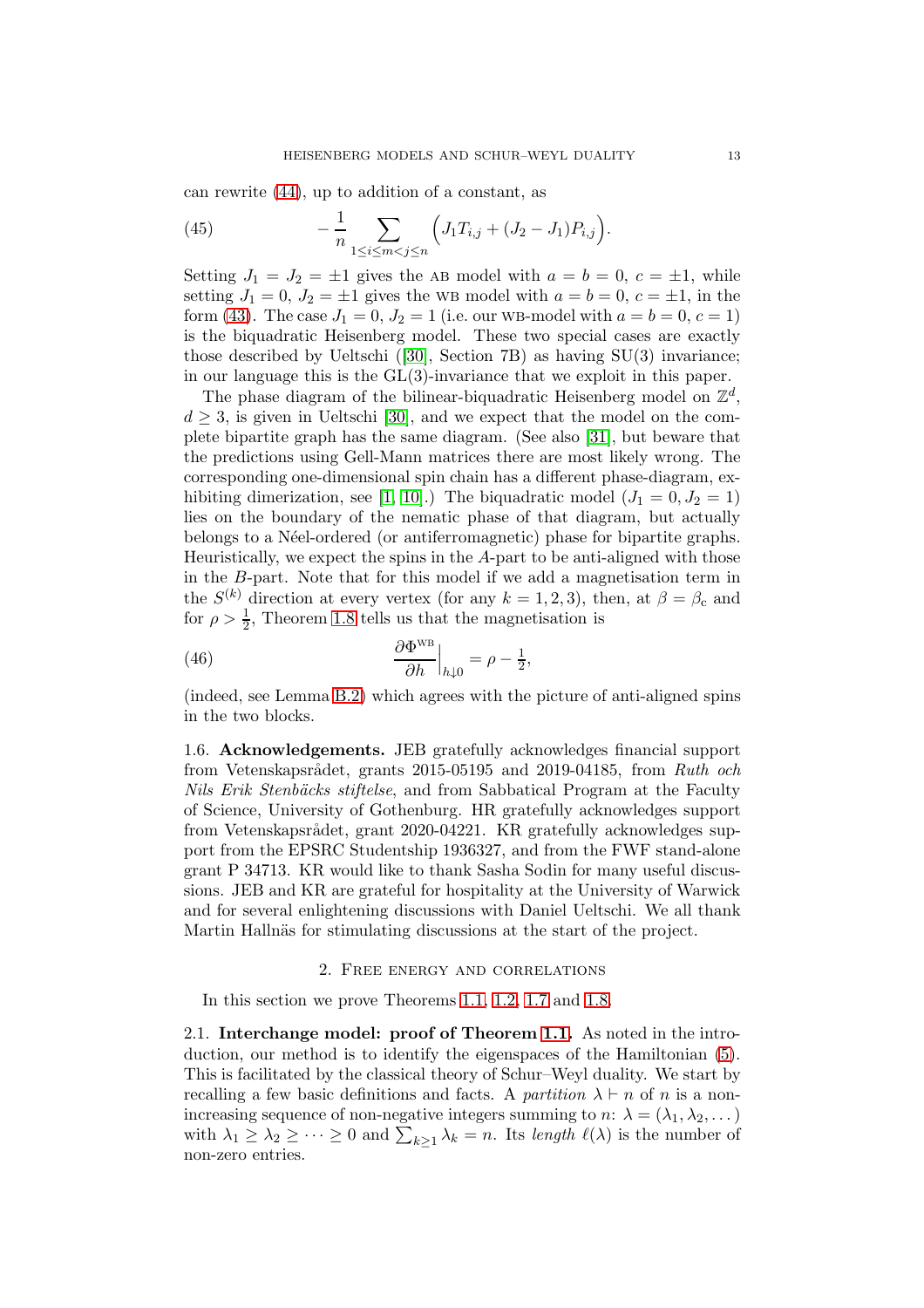can rewrite (44), up to addition of a constant, as

$$-\frac{1}{n}\sum_{1\le i\le m<j\le n}\Big(J_1 T_{i,j} + (J_2-J_1)P_{i,j}\Big). \tag{45}$$

Setting $J_1 = J_2 = \pm 1$ gives the AB model with $a = b = 0$, $c = \pm 1$, while setting $J_1 = 0$, $J_2 = \pm 1$ gives the WB model with $a = b = 0$, $c = \pm 1$, in the form (43). The case $J_1 = 0$, $J_2 = 1$ (i.e. our WB-model with $a = b = 0$, $c = 1$) is the biquadratic Heisenberg model. These two special cases are exactly those described by Ueltschi ([30], Section 7B) as having SU(3) invariance; in our language this is the GL(3)-invariance that we exploit in this paper.

The phase diagram of the bilinear-biquadratic Heisenberg model on $\mathbb{Z}^d$, $d \ge 3$, is given in Ueltschi [30], and we expect that the model on the complete bipartite graph has the same diagram. (See also [31], but beware that the predictions using Gell-Mann matrices there are most likely wrong. The corresponding one-dimensional spin chain has a different phase-diagram, exhibiting dimerization, see [1, 10].) The biquadratic model ($J_1 = 0, J_2 = 1$) lies on the boundary of the nematic phase of that diagram, but actually belongs to a Néel-ordered (or antiferromagnetic) phase for bipartite graphs. Heuristically, we expect the spins in the $A$-part to be anti-aligned with those in the $B$-part. Note that for this model if we add a magnetisation term in the $S^{(k)}$ direction at every vertex (for any $k = 1, 2, 3$), then, at $\beta = \beta_c$ and for $\rho > \frac{1}{2}$, Theorem 1.8 tells us that the magnetisation is

$$\frac{\partial \Phi^{\text{WB}}}{\partial h}\Big|_{h\downarrow 0} = \rho - \tfrac{1}{2}, \tag{46}$$

(indeed, see Lemma B.2) which agrees with the picture of anti-aligned spins in the two blocks.

1.6. **Acknowledgements.** JEB gratefully acknowledges financial support from Vetenskapsrådet, grants 2015-05195 and 2019-04185, from *Ruth och Nils Erik Stenbäcks stiftelse*, and from Sabbatical Program at the Faculty of Science, University of Gothenburg. HR gratefully acknowledges support from Vetenskapsrådet, grant 2020-04221. KR gratefully acknowledges support from the EPSRC Studentship 1936327, and from the FWF stand-alone grant P 34713. KR would like to thank Sasha Sodin for many useful discussions. JEB and KR are grateful for hospitality at the University of Warwick and for several enlightening discussions with Daniel Ueltschi. We all thank Martin Hallnäs for stimulating discussions at the start of the project.

## 2. Free energy and correlations

In this section we prove Theorems 1.1, 1.2, 1.7 and 1.8.

2.1. **Interchange model: proof of Theorem 1.1.** As noted in the introduction, our method is to identify the eigenspaces of the Hamiltonian (5). This is facilitated by the classical theory of Schur–Weyl duality. We start by recalling a few basic definitions and facts. A *partition* $\lambda \vdash n$ of $n$ is a non-increasing sequence of non-negative integers summing to $n$: $\lambda = (\lambda_1, \lambda_2, \dots)$ with $\lambda_1 \ge \lambda_2 \ge \cdots \ge 0$ and $\sum_{k\ge 1}\lambda_k = n$. Its *length* $\ell(\lambda)$ is the number of non-zero entries.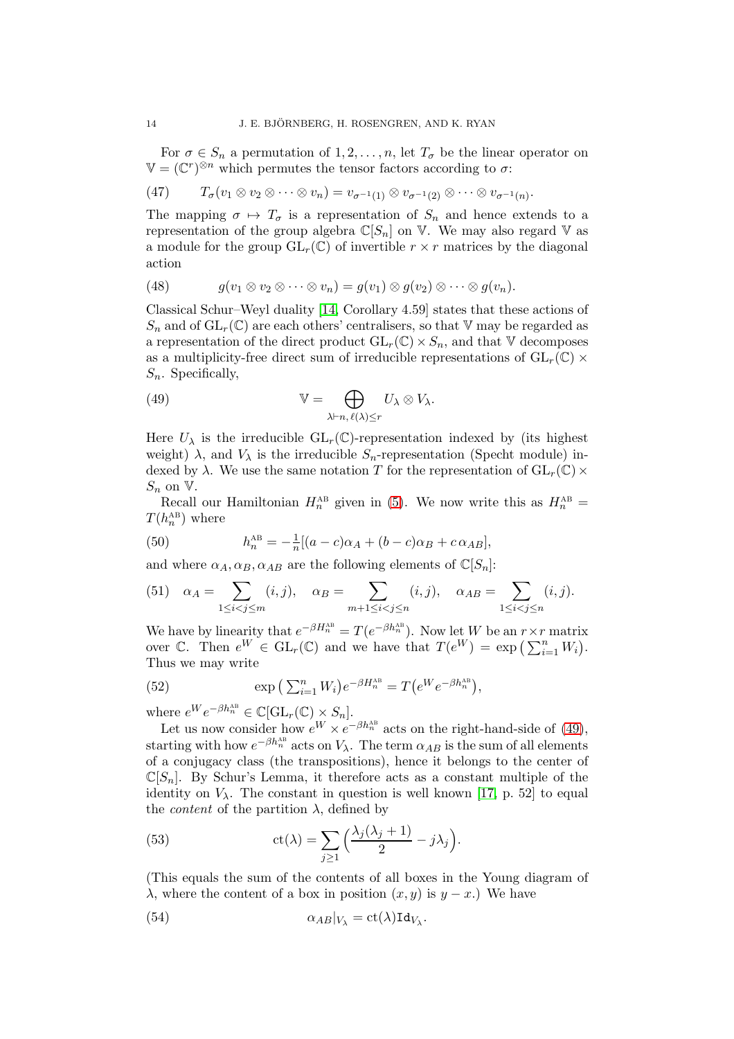For $\sigma \in S_n$ a permutation of $1, 2, \ldots, n$, let $T_\sigma$ be the linear operator on $\mathbb{V} = (\mathbb{C}^r)^{\otimes n}$ which permutes the tensor factors according to $\sigma$:

$$T_\sigma(v_1 \otimes v_2 \otimes \cdots \otimes v_n) = v_{\sigma^{-1}(1)} \otimes v_{\sigma^{-1}(2)} \otimes \cdots \otimes v_{\sigma^{-1}(n)}. \tag{47}$$

The mapping $\sigma \mapsto T_\sigma$ is a representation of $S_n$ and hence extends to a representation of the group algebra $\mathbb{C}[S_n]$ on $\mathbb{V}$. We may also regard $\mathbb{V}$ as a module for the group $\mathrm{GL}_r(\mathbb{C})$ of invertible $r \times r$ matrices by the diagonal action

$$g(v_1 \otimes v_2 \otimes \cdots \otimes v_n) = g(v_1) \otimes g(v_2) \otimes \cdots \otimes g(v_n). \tag{48}$$

Classical Schur–Weyl duality [14, Corollary 4.59] states that these actions of $S_n$ and of $\mathrm{GL}_r(\mathbb{C})$ are each others' centralisers, so that $\mathbb{V}$ may be regarded as a representation of the direct product $\mathrm{GL}_r(\mathbb{C}) \times S_n$, and that $\mathbb{V}$ decomposes as a multiplicity-free direct sum of irreducible representations of $\mathrm{GL}_r(\mathbb{C}) \times S_n$. Specifically,

$$\mathbb{V} = \bigoplus_{\lambda \vdash n,\, \ell(\lambda) \le r} U_\lambda \otimes V_\lambda. \tag{49}$$

Here $U_\lambda$ is the irreducible $\mathrm{GL}_r(\mathbb{C})$-representation indexed by (its highest weight) $\lambda$, and $V_\lambda$ is the irreducible $S_n$-representation (Specht module) indexed by $\lambda$. We use the same notation $T$ for the representation of $\mathrm{GL}_r(\mathbb{C}) \times S_n$ on $\mathbb{V}$.

Recall our Hamiltonian $H_n^{\mathrm{AB}}$ given in (5). We now write this as $H_n^{\mathrm{AB}} = T(h_n^{\mathrm{AB}})$ where

$$h_n^{\mathrm{AB}} = -\tfrac{1}{n}[(a-c)\alpha_A + (b-c)\alpha_B + c\,\alpha_{AB}], \tag{50}$$

and where $\alpha_A, \alpha_B, \alpha_{AB}$ are the following elements of $\mathbb{C}[S_n]$:

$$\alpha_A = \sum_{1 \le i < j \le m} (i,j), \quad \alpha_B = \sum_{m+1 \le i < j \le n} (i,j), \quad \alpha_{AB} = \sum_{1 \le i < j \le n} (i,j). \tag{51}$$

We have by linearity that $e^{-\beta H_n^{\mathrm{AB}}} = T(e^{-\beta h_n^{\mathrm{AB}}})$. Now let $W$ be an $r \times r$ matrix over $\mathbb{C}$. Then $e^W \in \mathrm{GL}_r(\mathbb{C})$ and we have that $T(e^W) = \exp\big(\sum_{i=1}^n W_i\big)$. Thus we may write

$$\exp\big(\textstyle\sum_{i=1}^n W_i\big) e^{-\beta H_n^{\mathrm{AB}}} = T\big(e^W e^{-\beta h_n^{\mathrm{AB}}}\big), \tag{52}$$

where $e^W e^{-\beta h_n^{\mathrm{AB}}} \in \mathbb{C}[\mathrm{GL}_r(\mathbb{C}) \times S_n]$.

Let us now consider how $e^W \times e^{-\beta h_n^{\mathrm{AB}}}$ acts on the right-hand-side of (49), starting with how $e^{-\beta h_n^{\mathrm{AB}}}$ acts on $V_\lambda$. The term $\alpha_{AB}$ is the sum of all elements of a conjugacy class (the transpositions), hence it belongs to the center of $\mathbb{C}[S_n]$. By Schur's Lemma, it therefore acts as a constant multiple of the identity on $V_\lambda$. The constant in question is well known [17, p. 52] to equal the *content* of the partition $\lambda$, defined by

$$\mathrm{ct}(\lambda) = \sum_{j \ge 1} \Big(\frac{\lambda_j(\lambda_j+1)}{2} - j\lambda_j\Big). \tag{53}$$

(This equals the sum of the contents of all boxes in the Young diagram of $\lambda$, where the content of a box in position $(x,y)$ is $y - x$.) We have

$$\alpha_{AB}|_{V_\lambda} = \mathrm{ct}(\lambda)\mathtt{Id}_{V_\lambda}. \tag{54}$$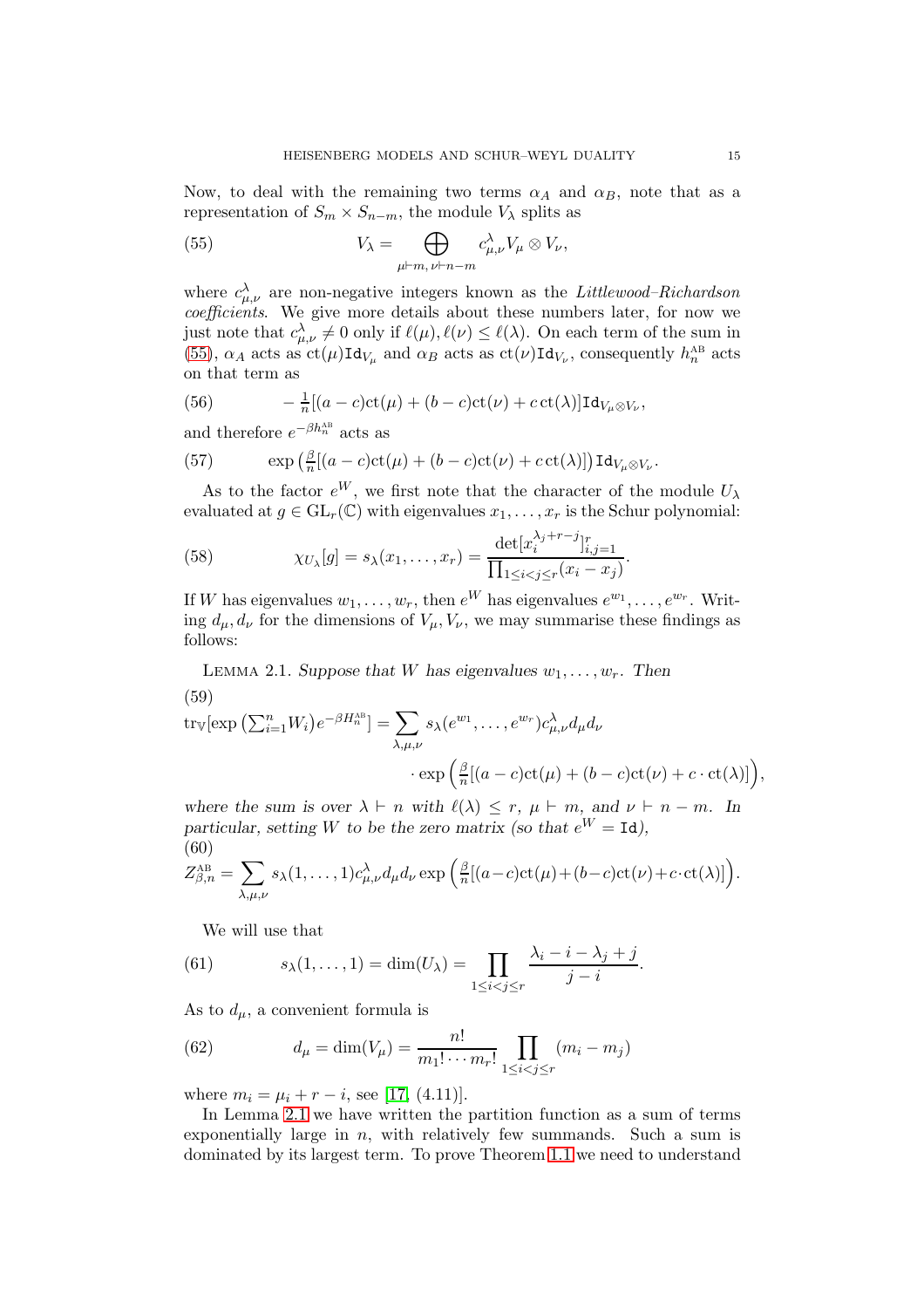Now, to deal with the remaining two terms $\alpha_A$ and $\alpha_B$, note that as a representation of $S_m \times S_{n-m}$, the module $V_\lambda$ splits as

$$V_\lambda = \bigoplus_{\mu \vdash m,\, \nu \vdash n-m} c^\lambda_{\mu,\nu} V_\mu \otimes V_\nu, \tag{55}$$

where $c^\lambda_{\mu,\nu}$ are non-negative integers known as the *Littlewood–Richardson coefficients*. We give more details about these numbers later, for now we just note that $c^\lambda_{\mu,\nu} \neq 0$ only if $\ell(\mu), \ell(\nu) \leq \ell(\lambda)$. On each term of the sum in (55), $\alpha_A$ acts as $\mathrm{ct}(\mu)\mathtt{Id}_{V_\mu}$ and $\alpha_B$ acts as $\mathrm{ct}(\nu)\mathtt{Id}_{V_\nu}$, consequently $h^{\mathrm{AB}}_n$ acts on that term as

$$-\tfrac{1}{n}[(a-c)\mathrm{ct}(\mu) + (b-c)\mathrm{ct}(\nu) + c\,\mathrm{ct}(\lambda)]\mathtt{Id}_{V_\mu \otimes V_\nu}, \tag{56}$$

and therefore $e^{-\beta h^{\mathrm{AB}}_n}$ acts as

$$\exp\left(\tfrac{\beta}{n}[(a-c)\mathrm{ct}(\mu) + (b-c)\mathrm{ct}(\nu) + c\,\mathrm{ct}(\lambda)]\right)\mathtt{Id}_{V_\mu \otimes V_\nu}. \tag{57}$$

As to the factor $e^W$, we first note that the character of the module $U_\lambda$ evaluated at $g \in \mathrm{GL}_r(\mathbb{C})$ with eigenvalues $x_1, \dots, x_r$ is the Schur polynomial:

$$\chi_{U_\lambda}[g] = s_\lambda(x_1, \dots, x_r) = \frac{\det[x_i^{\lambda_j + r - j}]_{i,j=1}^r}{\prod_{1 \leq i < j \leq r}(x_i - x_j)}. \tag{58}$$

If $W$ has eigenvalues $w_1, \dots, w_r$, then $e^W$ has eigenvalues $e^{w_1}, \dots, e^{w_r}$. Writing $d_\mu, d_\nu$ for the dimensions of $V_\mu, V_\nu$, we may summarise these findings as follows:

Lemma 2.1. *Suppose that $W$ has eigenvalues $w_1, \dots, w_r$. Then*

$$\mathrm{tr}_{\mathbb{V}}[\exp\left(\textstyle\sum_{i=1}^n W_i\right)e^{-\beta H^{\mathrm{AB}}_n}] = \sum_{\lambda,\mu,\nu} s_\lambda(e^{w_1}, \dots, e^{w_r}) c^\lambda_{\mu,\nu} d_\mu d_\nu \cdot \exp\left(\tfrac{\beta}{n}[(a-c)\mathrm{ct}(\mu) + (b-c)\mathrm{ct}(\nu) + c \cdot \mathrm{ct}(\lambda)]\right), \tag{59}$$

*where the sum is over $\lambda \vdash n$ with $\ell(\lambda) \leq r$, $\mu \vdash m$, and $\nu \vdash n-m$. In particular, setting $W$ to be the zero matrix (so that $e^W = \mathtt{Id}$),*

$$Z^{\mathrm{AB}}_{\beta,n} = \sum_{\lambda,\mu,\nu} s_\lambda(1, \dots, 1) c^\lambda_{\mu,\nu} d_\mu d_\nu \exp\left(\tfrac{\beta}{n}[(a-c)\mathrm{ct}(\mu) + (b-c)\mathrm{ct}(\nu) + c \cdot \mathrm{ct}(\lambda)]\right). \tag{60}$$

We will use that

$$s_\lambda(1, \dots, 1) = \dim(U_\lambda) = \prod_{1 \leq i < j \leq r} \frac{\lambda_i - i - \lambda_j + j}{j - i}. \tag{61}$$

As to $d_\mu$, a convenient formula is

$$d_\mu = \dim(V_\mu) = \frac{n!}{m_1! \cdots m_r!} \prod_{1 \leq i < j \leq r} (m_i - m_j) \tag{62}$$

where $m_i = \mu_i + r - i$, see [17, (4.11)].

In Lemma 2.1 we have written the partition function as a sum of terms exponentially large in $n$, with relatively few summands. Such a sum is dominated by its largest term. To prove Theorem 1.1 we need to understand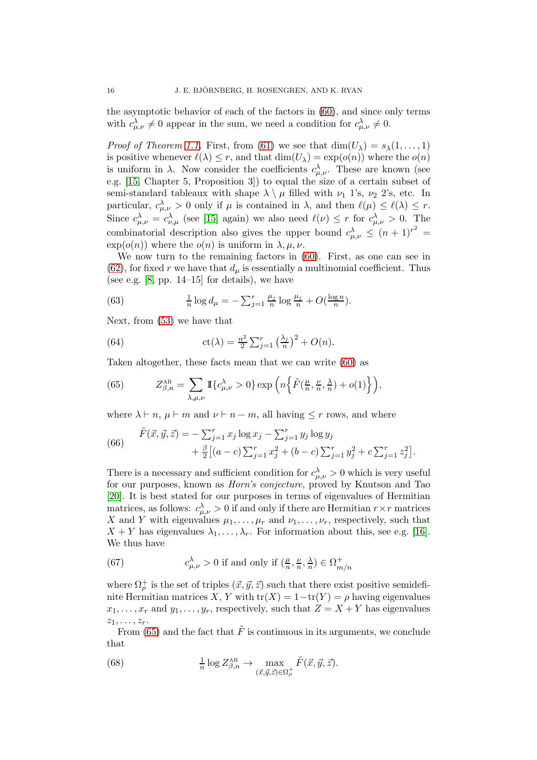the asymptotic behavior of each of the factors in (60), and since only terms with $c^\lambda_{\mu,\nu} \neq 0$ appear in the sum, we need a condition for $c^\lambda_{\mu,\nu} \neq 0$.

*Proof of Theorem 1.1.* First, from (61) we see that $\dim(U_\lambda) = s_\lambda(1,\dots,1)$ is positive whenever $\ell(\lambda) \leq r$, and that $\dim(U_\lambda) = \exp(o(n))$ where the $o(n)$ is uniform in $\lambda$. Now consider the coefficients $c^\lambda_{\mu,\nu}$. These are known (see e.g. [15, Chapter 5, Proposition 3]) to equal the size of a certain subset of semi-standard tableaux with shape $\lambda \setminus \mu$ filled with $\nu_1$ 1's, $\nu_2$ 2's, etc. In particular, $c^\lambda_{\mu,\nu} > 0$ only if $\mu$ is contained in $\lambda$, and then $\ell(\mu) \leq \ell(\lambda) \leq r$. Since $c^\lambda_{\mu,\nu} = c^\lambda_{\nu,\mu}$ (see [15] again) we also need $\ell(\nu) \leq r$ for $c^\lambda_{\mu,\nu} > 0$. The combinatorial description also gives the upper bound $c^\lambda_{\mu,\nu} \leq (n+1)^{r^2} = \exp(o(n))$ where the $o(n)$ is uniform in $\lambda, \mu, \nu$.

We now turn to the remaining factors in (60). First, as one can see in (62), for fixed $r$ we have that $d_\mu$ is essentially a multinomial coefficient. Thus (see e.g. [8, pp. 14–15] for details), we have

$$\tfrac{1}{n} \log d_\mu = -\textstyle\sum_{j=1}^r \frac{\mu_j}{n} \log \frac{\mu_j}{n} + O(\frac{\log n}{n}). \tag{63}$$

Next, from (53) we have that

$$\mathrm{ct}(\lambda) = \tfrac{n^2}{2} \textstyle\sum_{j=1}^r \left(\frac{\lambda_j}{n}\right)^2 + O(n). \tag{64}$$

Taken altogether, these facts mean that we can write (60) as

$$Z^{\mathrm{AB}}_{\beta,n} = \sum_{\lambda,\mu,\nu} \mathbb{1}\{c^\lambda_{\mu,\nu} > 0\} \exp\Big(n\Big\{\tilde F(\tfrac{\mu}{n}, \tfrac{\nu}{n}, \tfrac{\lambda}{n}) + o(1)\Big\}\Big), \tag{65}$$

where $\lambda \vdash n$, $\mu \vdash m$ and $\nu \vdash n-m$, all having $\leq r$ rows, and where

$$\begin{aligned}\tilde F(\vec x, \vec y, \vec z) = &-\textstyle\sum_{j=1}^r x_j \log x_j - \sum_{j=1}^r y_j \log y_j \\ &+ \tfrac{\beta}{2}\big[(a-c)\textstyle\sum_{j=1}^r x_j^2 + (b-c)\sum_{j=1}^r y_j^2 + c\sum_{j=1}^r z_j^2\big].\end{aligned} \tag{66}$$

There is a necessary and sufficient condition for $c^\lambda_{\mu,\nu} > 0$ which is very useful for our purposes, known as *Horn's conjecture*, proved by Knutson and Tao [20]. It is best stated for our purposes in terms of eigenvalues of Hermitian matrices, as follows: $c^\lambda_{\mu,\nu} > 0$ if and only if there are Hermitian $r \times r$ matrices $X$ and $Y$ with eigenvalues $\mu_1, \dots, \mu_r$ and $\nu_1, \dots, \nu_r$, respectively, such that $X + Y$ has eigenvalues $\lambda_1, \dots, \lambda_r$. For information about this, see e.g. [16]. We thus have

$$c^\lambda_{\mu,\nu} > 0 \text{ if and only if } (\tfrac{\mu}{n}, \tfrac{\nu}{n}, \tfrac{\lambda}{n}) \in \Omega^+_{m/n} \tag{67}$$

where $\Omega^+_\rho$ is the set of triples $(\vec x, \vec y, \vec z)$ such that there exist positive semidefinite Hermitian matrices $X$, $Y$ with $\mathrm{tr}(X) = 1 - \mathrm{tr}(Y) = \rho$ having eigenvalues $x_1, \dots, x_r$ and $y_1, \dots, y_r$, respectively, such that $Z = X + Y$ has eigenvalues $z_1, \dots, z_r$.

From (65) and the fact that $\tilde F$ is continuous in its arguments, we conclude that

$$\tfrac{1}{n} \log Z^{\mathrm{AB}}_{\beta,n} \to \max_{(\vec x, \vec y, \vec z) \in \Omega^+_\rho} \tilde F(\vec x, \vec y, \vec z). \tag{68}$$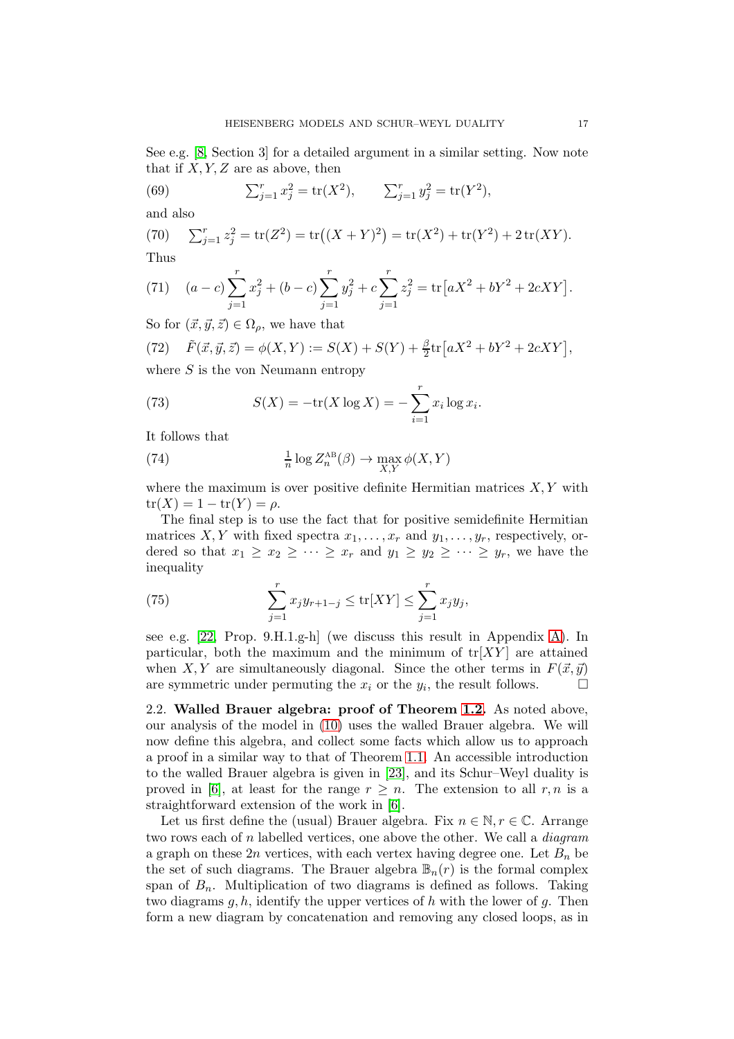See e.g. [8, Section 3] for a detailed argument in a similar setting. Now note that if $X, Y, Z$ are as above, then

$$\textstyle\sum_{j=1}^r x_j^2 = \mathrm{tr}(X^2), \qquad \sum_{j=1}^r y_j^2 = \mathrm{tr}(Y^2), \tag{69}$$

and also

$$\textstyle\sum_{j=1}^r z_j^2 = \mathrm{tr}(Z^2) = \mathrm{tr}\big((X+Y)^2\big) = \mathrm{tr}(X^2) + \mathrm{tr}(Y^2) + 2\,\mathrm{tr}(XY). \tag{70}$$

Thus

$$(a-c)\sum_{j=1}^r x_j^2 + (b-c)\sum_{j=1}^r y_j^2 + c\sum_{j=1}^r z_j^2 = \mathrm{tr}\big[aX^2 + bY^2 + 2cXY\big]. \tag{71}$$

So for $(\vec{x}, \vec{y}, \vec{z}) \in \Omega_\rho$, we have that

$$\tilde{F}(\vec{x}, \vec{y}, \vec{z}) = \phi(X,Y) := S(X) + S(Y) + \tfrac{\beta}{2}\mathrm{tr}\big[aX^2 + bY^2 + 2cXY\big], \tag{72}$$

where $S$ is the von Neumann entropy

$$S(X) = -\mathrm{tr}(X \log X) = -\sum_{i=1}^r x_i \log x_i. \tag{73}$$

It follows that

$$\tfrac{1}{n} \log Z_n^{\mathrm{AB}}(\beta) \to \max_{X,Y} \phi(X,Y) \tag{74}$$

where the maximum is over positive definite Hermitian matrices $X, Y$ with $\mathrm{tr}(X) = 1 - \mathrm{tr}(Y) = \rho$.

The final step is to use the fact that for positive semidefinite Hermitian matrices $X, Y$ with fixed spectra $x_1, \dots, x_r$ and $y_1, \dots, y_r$, respectively, ordered so that $x_1 \geq x_2 \geq \cdots \geq x_r$ and $y_1 \geq y_2 \geq \cdots \geq y_r$, we have the inequality

$$\sum_{j=1}^r x_j y_{r+1-j} \leq \mathrm{tr}[XY] \leq \sum_{j=1}^r x_j y_j, \tag{75}$$

see e.g. [22, Prop. 9.H.1.g-h] (we discuss this result in Appendix A). In particular, both the maximum and the minimum of $\mathrm{tr}[XY]$ are attained when $X, Y$ are simultaneously diagonal. Since the other terms in $F(\vec{x}, \vec{y})$ are symmetric under permuting the $x_i$ or the $y_i$, the result follows. □

### 2.2. Walled Brauer algebra: proof of Theorem 1.2.

As noted above, our analysis of the model in (10) uses the walled Brauer algebra. We will now define this algebra, and collect some facts which allow us to approach a proof in a similar way to that of Theorem 1.1. An accessible introduction to the walled Brauer algebra is given in [23], and its Schur–Weyl duality is proved in [6], at least for the range $r \geq n$. The extension to all $r, n$ is a straightforward extension of the work in [6].

Let us first define the (usual) Brauer algebra. Fix $n \in \mathbb{N}, r \in \mathbb{C}$. Arrange two rows each of $n$ labelled vertices, one above the other. We call a *diagram* a graph on these $2n$ vertices, with each vertex having degree one. Let $B_n$ be the set of such diagrams. The Brauer algebra $\mathbb{B}_n(r)$ is the formal complex span of $B_n$. Multiplication of two diagrams is defined as follows. Taking two diagrams $g, h$, identify the upper vertices of $h$ with the lower of $g$. Then form a new diagram by concatenation and removing any closed loops, as in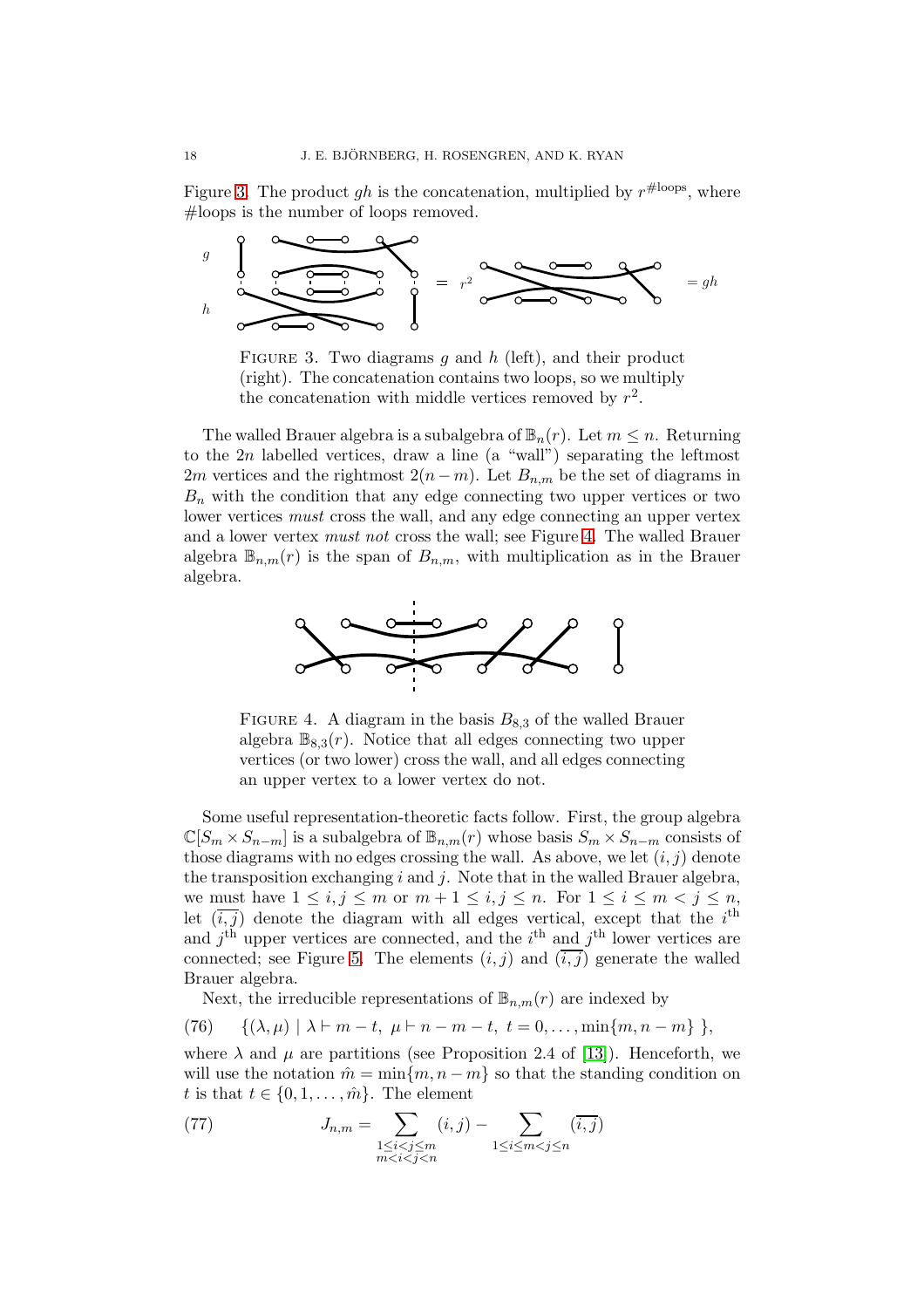Figure 3. The product $gh$ is the concatenation, multiplied by $r^{\#\text{loops}}$, where #loops is the number of loops removed.

Figure 3. Two diagrams $g$ and $h$ (left), and their product (right). The concatenation contains two loops, so we multiply the concatenation with middle vertices removed by $r^2$.

The walled Brauer algebra is a subalgebra of $\mathbb{B}_n(r)$. Let $m \leq n$. Returning to the $2n$ labelled vertices, draw a line (a "wall") separating the leftmost $2m$ vertices and the rightmost $2(n-m)$. Let $B_{n,m}$ be the set of diagrams in $B_n$ with the condition that any edge connecting two upper vertices or two lower vertices *must* cross the wall, and any edge connecting an upper vertex and a lower vertex *must not* cross the wall; see Figure 4. The walled Brauer algebra $\mathbb{B}_{n,m}(r)$ is the span of $B_{n,m}$, with multiplication as in the Brauer algebra.

Figure 4. A diagram in the basis $B_{8,3}$ of the walled Brauer algebra $\mathbb{B}_{8,3}(r)$. Notice that all edges connecting two upper vertices (or two lower) cross the wall, and all edges connecting an upper vertex to a lower vertex do not.

Some useful representation-theoretic facts follow. First, the group algebra $\mathbb{C}[S_m \times S_{n-m}]$ is a subalgebra of $\mathbb{B}_{n,m}(r)$ whose basis $S_m \times S_{n-m}$ consists of those diagrams with no edges crossing the wall. As above, we let $(i,j)$ denote the transposition exchanging $i$ and $j$. Note that in the walled Brauer algebra, we must have $1 \leq i,j \leq m$ or $m+1 \leq i,j \leq n$. For $1 \leq i \leq m < j \leq n$, let $\overline{(i,j)}$ denote the diagram with all edges vertical, except that the $i^{\text{th}}$ and $j^{\text{th}}$ upper vertices are connected, and the $i^{\text{th}}$ and $j^{\text{th}}$ lower vertices are connected; see Figure 5. The elements $(i,j)$ and $\overline{(i,j)}$ generate the walled Brauer algebra.

Next, the irreducible representations of $\mathbb{B}_{n,m}(r)$ are indexed by

$$\{(\lambda,\mu) \mid \lambda \vdash m-t,\ \mu \vdash n-m-t,\ t = 0,\dots,\min\{m,n-m\}\ \}, \tag{76}$$

where $\lambda$ and $\mu$ are partitions (see Proposition 2.4 of [13]). Henceforth, we will use the notation $\hat{m} = \min\{m, n-m\}$ so that the standing condition on $t$ is that $t \in \{0,1,\dots,\hat{m}\}$. The element

$$J_{n,m} = \sum_{\substack{1 \leq i<j \leq m \\ m<i<j<n}} (i,j) - \sum_{1 \leq i \leq m < j \leq n} \overline{(i,j)} \tag{77}$$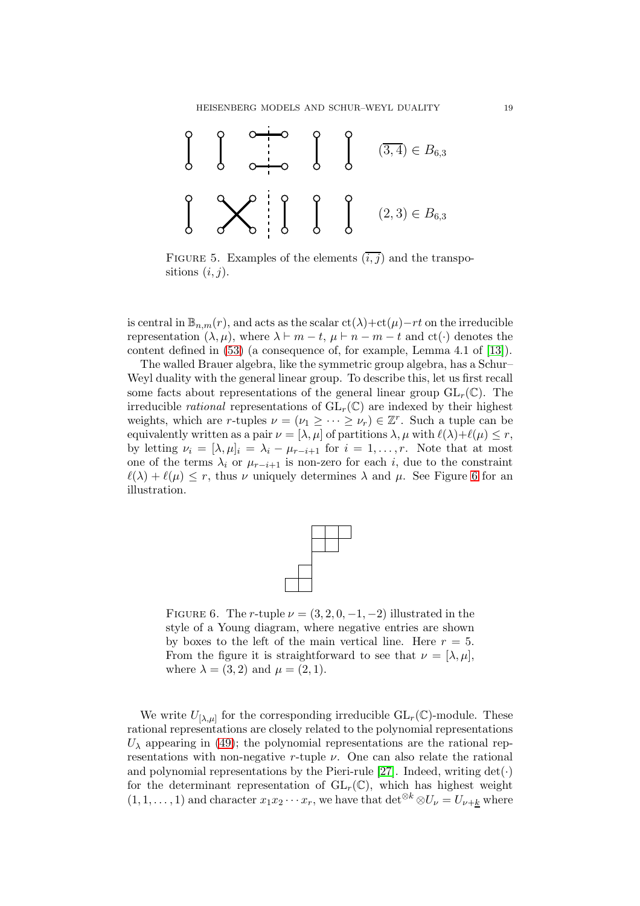$(\overline{3,4}) \in B_{6,3}$

$(2,3) \in B_{6,3}$

Figure 5. Examples of the elements $(\overline{i,j})$ and the transpositions $(i,j)$.

is central in $\mathbb{B}_{n,m}(r)$, and acts as the scalar $\mathrm{ct}(\lambda)+\mathrm{ct}(\mu)-rt$ on the irreducible representation $(\lambda,\mu)$, where $\lambda \vdash m-t$, $\mu \vdash n-m-t$ and $\mathrm{ct}(\cdot)$ denotes the content defined in (53) (a consequence of, for example, Lemma 4.1 of [13]).

The walled Brauer algebra, like the symmetric group algebra, has a Schur–Weyl duality with the general linear group. To describe this, let us first recall some facts about representations of the general linear group $\mathrm{GL}_r(\mathbb{C})$. The irreducible *rational* representations of $\mathrm{GL}_r(\mathbb{C})$ are indexed by their highest weights, which are $r$-tuples $\nu = (\nu_1 \geq \cdots \geq \nu_r) \in \mathbb{Z}^r$. Such a tuple can be equivalently written as a pair $\nu = [\lambda, \mu]$ of partitions $\lambda, \mu$ with $\ell(\lambda)+\ell(\mu) \leq r$, by letting $\nu_i = [\lambda,\mu]_i = \lambda_i - \mu_{r-i+1}$ for $i = 1, \ldots, r$. Note that at most one of the terms $\lambda_i$ or $\mu_{r-i+1}$ is non-zero for each $i$, due to the constraint $\ell(\lambda)+\ell(\mu) \leq r$, thus $\nu$ uniquely determines $\lambda$ and $\mu$. See Figure 6 for an illustration.

Figure 6. The $r$-tuple $\nu = (3,2,0,-1,-2)$ illustrated in the style of a Young diagram, where negative entries are shown by boxes to the left of the main vertical line. Here $r = 5$. From the figure it is straightforward to see that $\nu = [\lambda,\mu]$, where $\lambda = (3,2)$ and $\mu = (2,1)$.

We write $U_{[\lambda,\mu]}$ for the corresponding irreducible $\mathrm{GL}_r(\mathbb{C})$-module. These rational representations are closely related to the polynomial representations $U_\lambda$ appearing in (49); the polynomial representations are the rational representations with non-negative $r$-tuple $\nu$. One can also relate the rational and polynomial representations by the Pieri-rule [27]. Indeed, writing $\det(\cdot)$ for the determinant representation of $\mathrm{GL}_r(\mathbb{C})$, which has highest weight $(1,1,\ldots,1)$ and character $x_1x_2\cdots x_r$, we have that $\det^{\otimes k} \otimes U_\nu = U_{\nu+\underline{k}}$ where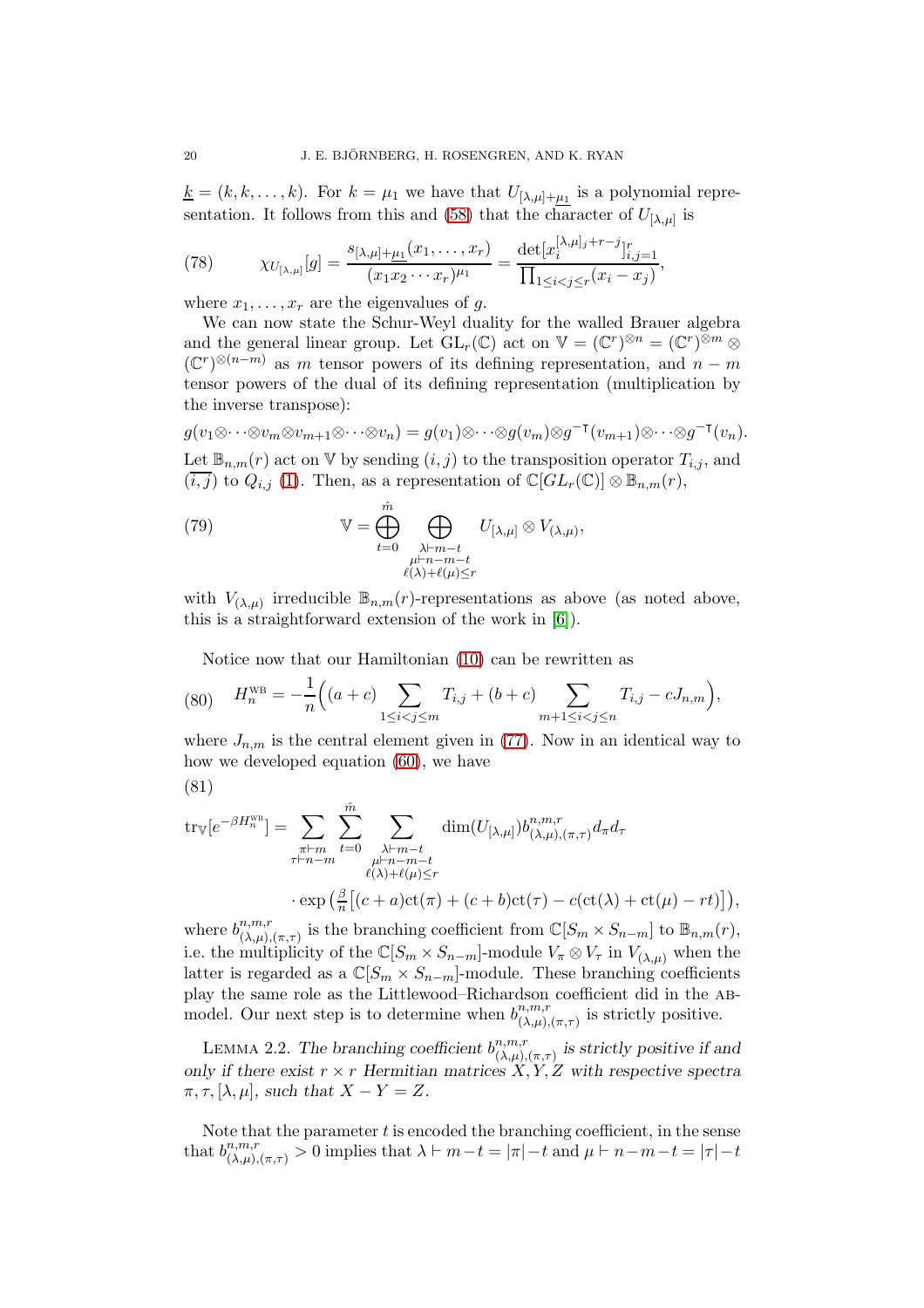$\underline{k} = (k, k, \ldots, k)$. For $k = \mu_1$ we have that $U_{[\lambda,\mu]+\underline{\mu_1}}$ is a polynomial representation. It follows from this and (58) that the character of $U_{[\lambda,\mu]}$ is

$$\chi_{U_{[\lambda,\mu]}}[g] = \frac{s_{[\lambda,\mu]+\underline{\mu_1}}(x_1, \ldots, x_r)}{(x_1 x_2 \cdots x_r)^{\mu_1}} = \frac{\det[x_i^{[\lambda,\mu]_j + r - j}]_{i,j=1}^r}{\prod_{1 \le i < j \le r}(x_i - x_j)}, \tag{78}$$

where $x_1, \ldots, x_r$ are the eigenvalues of $g$.

We can now state the Schur-Weyl duality for the walled Brauer algebra and the general linear group. Let $\mathrm{GL}_r(\mathbb{C})$ act on $\mathbb{V} = (\mathbb{C}^r)^{\otimes n} = (\mathbb{C}^r)^{\otimes m} \otimes (\mathbb{C}^r)^{\otimes (n-m)}$ as $m$ tensor powers of its defining representation, and $n - m$ tensor powers of the dual of its defining representation (multiplication by the inverse transpose):

$$g(v_1 \otimes \cdots \otimes v_m \otimes v_{m+1} \otimes \cdots \otimes v_n) = g(v_1) \otimes \cdots \otimes g(v_m) \otimes g^{-\mathsf{T}}(v_{m+1}) \otimes \cdots \otimes g^{-\mathsf{T}}(v_n).$$

Let $\mathbb{B}_{n,m}(r)$ act on $\mathbb{V}$ by sending $(i,j)$ to the transposition operator $T_{i,j}$, and $(\overline{i,j})$ to $Q_{i,j}$ (1). Then, as a representation of $\mathbb{C}[GL_r(\mathbb{C})] \otimes \mathbb{B}_{n,m}(r)$,

$$\mathbb{V} = \bigoplus_{t=0}^{\hat{m}} \bigoplus_{\substack{\lambda \vdash m-t \\ \mu \vdash n-m-t \\ \ell(\lambda)+\ell(\mu) \le r}} U_{[\lambda,\mu]} \otimes V_{(\lambda,\mu)}, \tag{79}$$

with $V_{(\lambda,\mu)}$ irreducible $\mathbb{B}_{n,m}(r)$-representations as above (as noted above, this is a straightforward extension of the work in [6]).

Notice now that our Hamiltonian (10) can be rewritten as

$$H_n^{\mathrm{WB}} = -\frac{1}{n}\Big((a+c) \sum_{1 \le i < j \le m} T_{i,j} + (b+c) \sum_{m+1 \le i < j \le n} T_{i,j} - c J_{n,m}\Big), \tag{80}$$

where $J_{n,m}$ is the central element given in (77). Now in an identical way to how we developed equation (60), we have

$$\begin{aligned} \mathrm{tr}_{\mathbb{V}}[e^{-\beta H_n^{\mathrm{WB}}}] = \sum_{\substack{\pi \vdash m \\ \tau \vdash n-m}} \sum_{t=0}^{\hat{m}} \sum_{\substack{\lambda \vdash m-t \\ \mu \vdash n-m-t \\ \ell(\lambda)+\ell(\mu) \le r}} & \dim(U_{[\lambda,\mu]}) b^{n,m,r}_{(\lambda,\mu),(\pi,\tau)} d_\pi d_\tau \\ & \cdot \exp\big(\tfrac{\beta}{n}\big[(c+a)\mathrm{ct}(\pi) + (c+b)\mathrm{ct}(\tau) - c(\mathrm{ct}(\lambda) + \mathrm{ct}(\mu) - rt)\big]\big), \end{aligned} \tag{81}$$

where $b^{n,m,r}_{(\lambda,\mu),(\pi,\tau)}$ is the branching coefficient from $\mathbb{C}[S_m \times S_{n-m}]$ to $\mathbb{B}_{n,m}(r)$, i.e. the multiplicity of the $\mathbb{C}[S_m \times S_{n-m}]$-module $V_\pi \otimes V_\tau$ in $V_{(\lambda,\mu)}$ when the latter is regarded as a $\mathbb{C}[S_m \times S_{n-m}]$-module. These branching coefficients play the same role as the Littlewood–Richardson coefficient did in the AB-model. Our next step is to determine when $b^{n,m,r}_{(\lambda,\mu),(\pi,\tau)}$ is strictly positive.

LEMMA 2.2. *The branching coefficient $b^{n,m,r}_{(\lambda,\mu),(\pi,\tau)}$ is strictly positive if and only if there exist $r \times r$ Hermitian matrices $X, Y, Z$ with respective spectra $\pi, \tau, [\lambda,\mu]$, such that $X - Y = Z$.*

Note that the parameter $t$ is encoded the branching coefficient, in the sense that $b^{n,m,r}_{(\lambda,\mu),(\pi,\tau)} > 0$ implies that $\lambda \vdash m - t = |\pi| - t$ and $\mu \vdash n - m - t = |\tau| - t$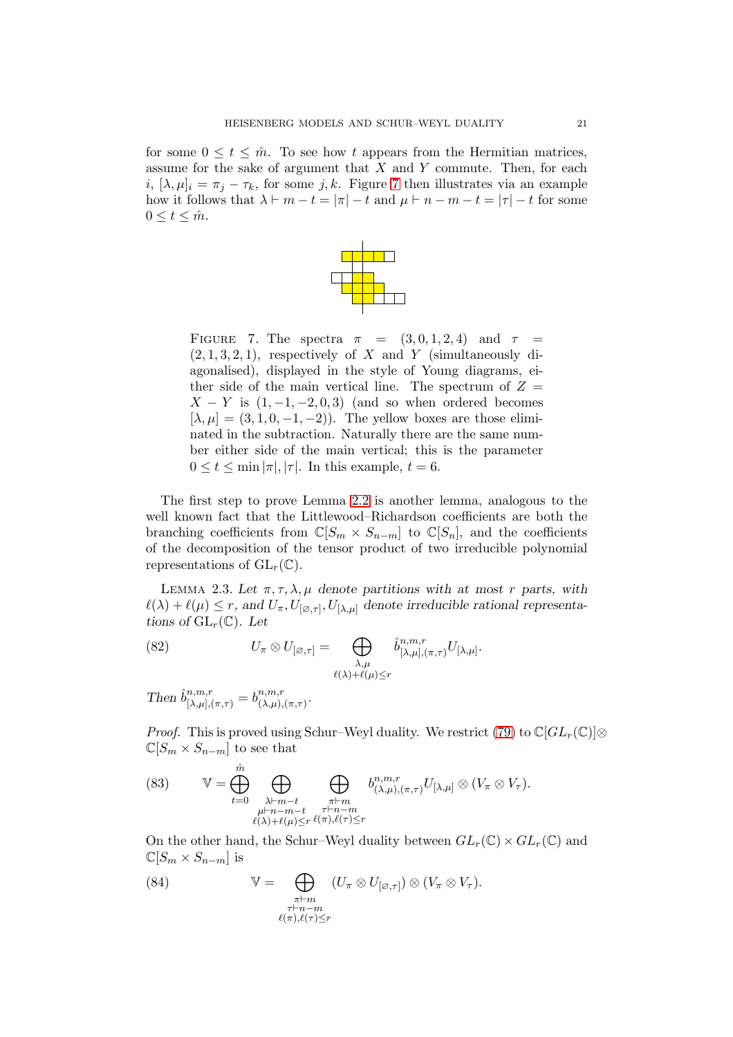for some $0 \leq t \leq \hat{m}$. To see how $t$ appears from the Hermitian matrices, assume for the sake of argument that $X$ and $Y$ commute. Then, for each $i$, $[\lambda, \mu]_i = \pi_j - \tau_k$, for some $j, k$. Figure 7 then illustrates via an example how it follows that $\lambda \vdash m - t = |\pi| - t$ and $\mu \vdash n - m - t = |\tau| - t$ for some $0 \leq t \leq \hat{m}$.

FIGURE 7. The spectra $\pi = (3, 0, 1, 2, 4)$ and $\tau = (2, 1, 3, 2, 1)$, respectively of $X$ and $Y$ (simultaneously diagonalised), displayed in the style of Young diagrams, either side of the main vertical line. The spectrum of $Z = X - Y$ is $(1, -1, -2, 0, 3)$ (and so when ordered becomes $[\lambda, \mu] = (3, 1, 0, -1, -2)$). The yellow boxes are those eliminated in the subtraction. Naturally there are the same number either side of the main vertical; this is the parameter $0 \leq t \leq \min |\pi|, |\tau|$. In this example, $t = 6$.

The first step to prove Lemma 2.2 is another lemma, analogous to the well known fact that the Littlewood–Richardson coefficients are both the branching coefficients from $\mathbb{C}[S_m \times S_{n-m}]$ to $\mathbb{C}[S_n]$, and the coefficients of the decomposition of the tensor product of two irreducible polynomial representations of $\mathrm{GL}_r(\mathbb{C})$.

LEMMA 2.3. *Let $\pi, \tau, \lambda, \mu$ denote partitions with at most $r$ parts, with $\ell(\lambda) + \ell(\mu) \leq r$, and $U_\pi, U_{[\varnothing,\tau]}, U_{[\lambda,\mu]}$ denote irreducible rational representations of $\mathrm{GL}_r(\mathbb{C})$. Let*

$$U_\pi \otimes U_{[\varnothing,\tau]} = \bigoplus_{\substack{\lambda,\mu \\ \ell(\lambda)+\ell(\mu)\leq r}} \hat{b}^{n,m,r}_{[\lambda,\mu],(\pi,\tau)} U_{[\lambda,\mu]}. \tag{82}$$

*Then $\hat{b}^{n,m,r}_{[\lambda,\mu],(\pi,\tau)} = b^{n,m,r}_{(\lambda,\mu),(\pi,\tau)}$.*

*Proof.* This is proved using Schur–Weyl duality. We restrict (79) to $\mathbb{C}[GL_r(\mathbb{C})] \otimes \mathbb{C}[S_m \times S_{n-m}]$ to see that

$$\mathbb{V} = \bigoplus_{t=0}^{\hat{m}} \bigoplus_{\substack{\lambda \vdash m-t \\ \mu \vdash n-m-t \\ \ell(\lambda)+\ell(\mu)\leq r}} \bigoplus_{\substack{\pi \vdash m \\ \tau \vdash n-m \\ \ell(\pi),\ell(\tau)\leq r}} b^{n,m,r}_{(\lambda,\mu),(\pi,\tau)} U_{[\lambda,\mu]} \otimes (V_\pi \otimes V_\tau). \tag{83}$$

On the other hand, the Schur–Weyl duality between $GL_r(\mathbb{C}) \times GL_r(\mathbb{C})$ and $\mathbb{C}[S_m \times S_{n-m}]$ is

$$\mathbb{V} = \bigoplus_{\substack{\pi \vdash m \\ \tau \vdash n-m \\ \ell(\pi),\ell(\tau)\leq r}} (U_\pi \otimes U_{[\varnothing,\tau]}) \otimes (V_\pi \otimes V_\tau). \tag{84}$$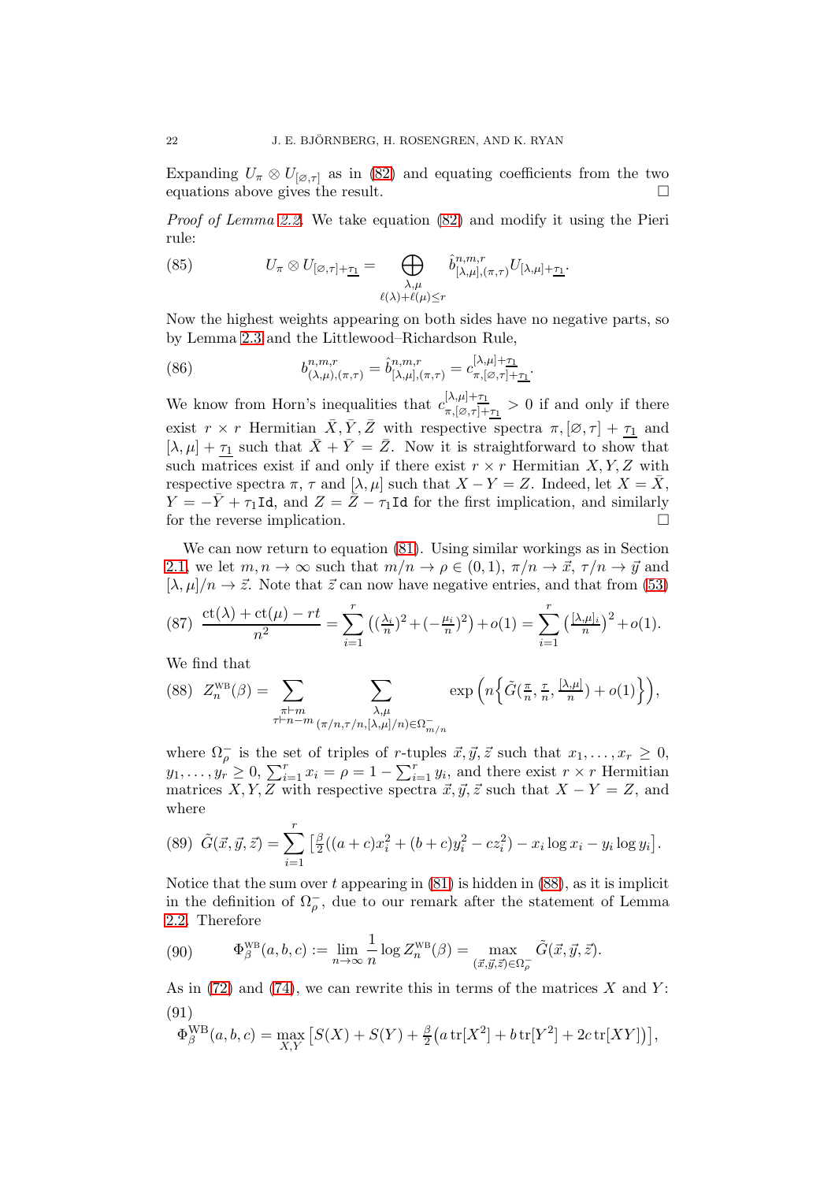Expanding $U_\pi \otimes U_{[\varnothing,\tau]}$ as in (82) and equating coefficients from the two equations above gives the result. □

*Proof of Lemma 2.2.* We take equation (82) and modify it using the Pieri rule:

$$U_\pi \otimes U_{[\varnothing,\tau]+\underline{\tau_1}} = \bigoplus_{\substack{\lambda,\mu \\ \ell(\lambda)+\ell(\mu)\leq r}} \hat{b}^{n,m,r}_{[\lambda,\mu],(\pi,\tau)} U_{[\lambda,\mu]+\underline{\tau_1}}. \tag{85}$$

Now the highest weights appearing on both sides have no negative parts, so by Lemma 2.3 and the Littlewood–Richardson Rule,

$$b^{n,m,r}_{(\lambda,\mu),(\pi,\tau)} = \hat{b}^{n,m,r}_{[\lambda,\mu],(\pi,\tau)} = c^{[\lambda,\mu]+\underline{\tau_1}}_{\pi,[\varnothing,\tau]+\underline{\tau_1}}. \tag{86}$$

We know from Horn's inequalities that $c^{[\lambda,\mu]+\underline{\tau_1}}_{\pi,[\varnothing,\tau]+\underline{\tau_1}} > 0$ if and only if there exist $r\times r$ Hermitian $\bar{X},\bar{Y},\bar{Z}$ with respective spectra $\pi, [\varnothing,\tau]+\underline{\tau_1}$ and $[\lambda,\mu]+\underline{\tau_1}$ such that $\bar{X}+\bar{Y}=\bar{Z}$. Now it is straightforward to show that such matrices exist if and only if there exist $r\times r$ Hermitian $X,Y,Z$ with respective spectra $\pi$, $\tau$ and $[\lambda,\mu]$ such that $X-Y=Z$. Indeed, let $X=\bar{X}$, $Y=-\bar{Y}+\tau_1\mathtt{Id}$, and $Z=\bar{Z}-\tau_1\mathtt{Id}$ for the first implication, and similarly for the reverse implication. □

We can now return to equation (81). Using similar workings as in Section 2.1, we let $m,n\to\infty$ such that $m/n\to\rho\in(0,1)$, $\pi/n\to\vec{x}$, $\tau/n\to\vec{y}$ and $[\lambda,\mu]/n\to\vec{z}$. Note that $\vec{z}$ can now have negative entries, and that from (53)

$$\frac{\mathrm{ct}(\lambda)+\mathrm{ct}(\mu)-rt}{n^2} = \sum_{i=1}^r \left( (\tfrac{\lambda_i}{n})^2 + (-\tfrac{\mu_i}{n})^2 \right) + o(1) = \sum_{i=1}^r \left(\tfrac{[\lambda,\mu]_i}{n}\right)^2 + o(1). \tag{87}$$

We find that

$$Z^{\mathrm{WB}}_n(\beta) = \sum_{\substack{\pi\vdash m \\ \tau\vdash n-m}} \sum_{\substack{\lambda,\mu \\ (\pi/n,\tau/n,[\lambda,\mu]/n)\in\Omega^-_{m/n}}} \exp\Big( n\Big\{ \tilde{G}(\tfrac{\pi}{n},\tfrac{\tau}{n},\tfrac{[\lambda,\mu]}{n}) + o(1)\Big\}\Big), \tag{88}$$

where $\Omega^-_\rho$ is the set of triples of $r$-tuples $\vec{x},\vec{y},\vec{z}$ such that $x_1,\dots,x_r\geq 0$, $y_1,\dots,y_r\geq 0$, $\sum_{i=1}^r x_i = \rho = 1-\sum_{i=1}^r y_i$, and there exist $r\times r$ Hermitian matrices $X,Y,Z$ with respective spectra $\vec{x},\vec{y},\vec{z}$ such that $X-Y=Z$, and where

$$\tilde{G}(\vec{x},\vec{y},\vec{z}) = \sum_{i=1}^r \left[ \tfrac{\beta}{2}((a+c)x_i^2 + (b+c)y_i^2 - cz_i^2) - x_i\log x_i - y_i \log y_i \right]. \tag{89}$$

Notice that the sum over $t$ appearing in (81) is hidden in (88), as it is implicit in the definition of $\Omega^-_\rho$, due to our remark after the statement of Lemma 2.2. Therefore

$$\Phi^{\mathrm{WB}}_\beta(a,b,c) := \lim_{n\to\infty}\frac{1}{n}\log Z^{\mathrm{WB}}_n(\beta) = \max_{(\vec{x},\vec{y},\vec{z})\in\Omega^-_\rho} \tilde{G}(\vec{x},\vec{y},\vec{z}). \tag{90}$$

As in (72) and (74), we can rewrite this in terms of the matrices $X$ and $Y$:

$$\Phi^{\mathrm{WB}}_\beta(a,b,c) = \max_{X,Y} \left[ S(X) + S(Y) + \tfrac{\beta}{2}\big( a\,\mathrm{tr}[X^2] + b\,\mathrm{tr}[Y^2] + 2c\,\mathrm{tr}[XY] \big)\right], \tag{91}$$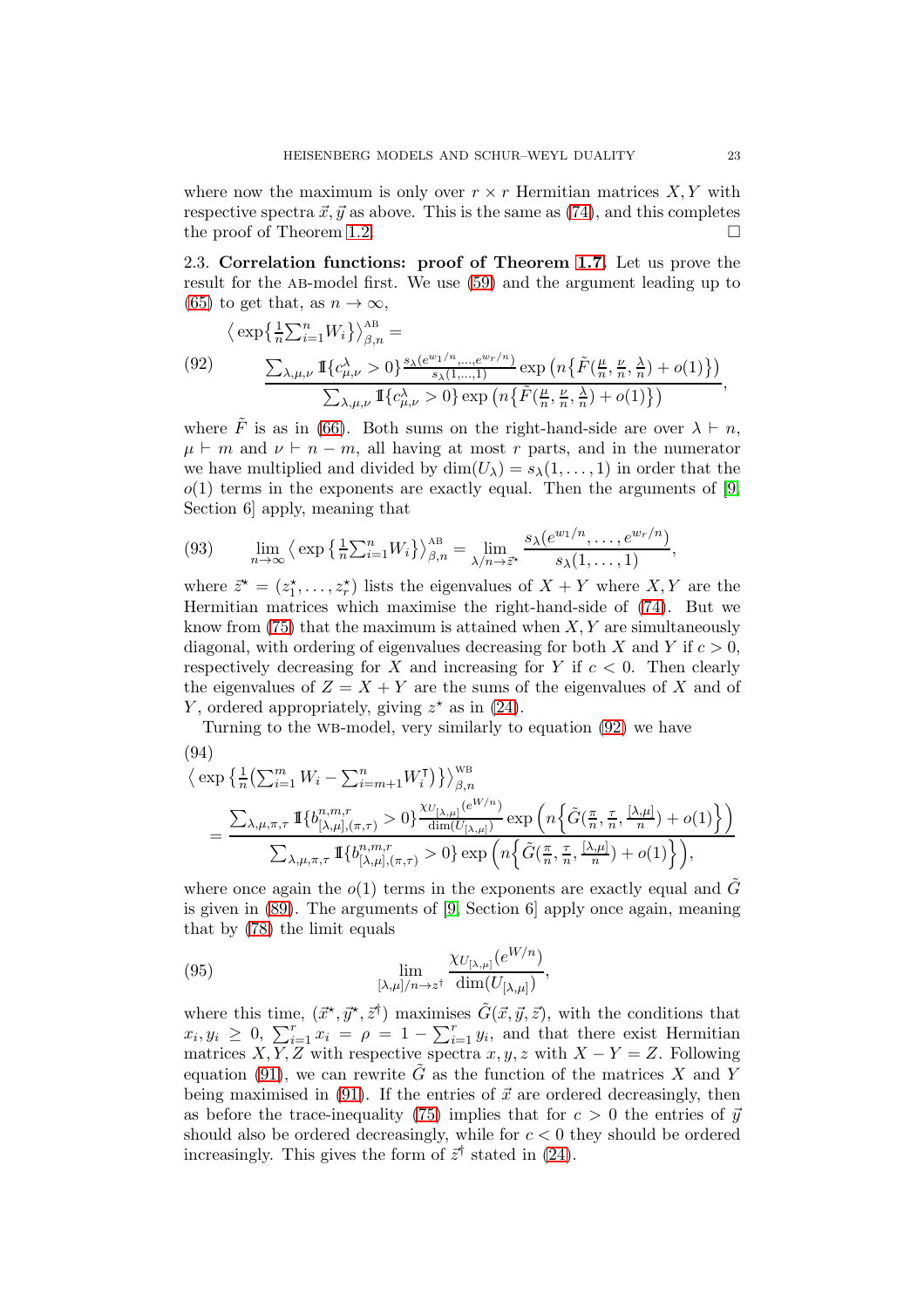where now the maximum is only over $r \times r$ Hermitian matrices $X, Y$ with respective spectra $\vec{x}, \vec{y}$ as above. This is the same as (74), and this completes the proof of Theorem 1.2. □

2.3. **Correlation functions: proof of Theorem 1.7.** Let us prove the result for the AB-model first. We use (59) and the argument leading up to (65) to get that, as $n \to \infty$,

$$\big\langle \exp\{\tfrac{1}{n}\textstyle\sum_{i=1}^n W_i\}\big\rangle_{\beta,n}^{\mathrm{AB}} = \tag{92}$$
$$\frac{\sum_{\lambda,\mu,\nu} \mathbb{1}\{c^\lambda_{\mu,\nu}>0\}\frac{s_\lambda(e^{w_1/n},\dots,e^{w_r/n})}{s_\lambda(1,\dots,1)}\exp\big(n\{\tilde F(\frac{\mu}{n},\frac{\nu}{n},\frac{\lambda}{n})+o(1)\}\big)}{\sum_{\lambda,\mu,\nu} \mathbb{1}\{c^\lambda_{\mu,\nu}>0\}\exp\big(n\{\tilde F(\frac{\mu}{n},\frac{\nu}{n},\frac{\lambda}{n})+o(1)\}\big)},$$

where $\tilde F$ is as in (66). Both sums on the right-hand-side are over $\lambda \vdash n$, $\mu \vdash m$ and $\nu \vdash n-m$, all having at most $r$ parts, and in the numerator we have multiplied and divided by $\dim(U_\lambda) = s_\lambda(1,\dots,1)$ in order that the $o(1)$ terms in the exponents are exactly equal. Then the arguments of [9, Section 6] apply, meaning that

$$\lim_{n\to\infty} \big\langle \exp\big\{\tfrac{1}{n}\textstyle\sum_{i=1}^n W_i\big\}\big\rangle_{\beta,n}^{\mathrm{AB}} = \lim_{\lambda/n\to\vec{z}^\star} \frac{s_\lambda(e^{w_1/n},\dots,e^{w_r/n})}{s_\lambda(1,\dots,1)}, \tag{93}$$

where $\vec{z}^\star = (z_1^\star,\dots,z_r^\star)$ lists the eigenvalues of $X+Y$ where $X, Y$ are the Hermitian matrices which maximise the right-hand-side of (74). But we know from (75) that the maximum is attained when $X, Y$ are simultaneously diagonal, with ordering of eigenvalues decreasing for both $X$ and $Y$ if $c>0$, respectively decreasing for $X$ and increasing for $Y$ if $c<0$. Then clearly the eigenvalues of $Z = X+Y$ are the sums of the eigenvalues of $X$ and of $Y$, ordered appropriately, giving $z^\star$ as in (24).

Turning to the WB-model, very similarly to equation (92) we have

$$\begin{aligned}
&\big\langle \exp\big\{\tfrac{1}{n}\big(\textstyle\sum_{i=1}^m W_i - \sum_{i=m+1}^n W_i^\intercal\big)\big\}\big\rangle_{\beta,n}^{\mathrm{WB}} \\
&\quad= \frac{\sum_{\lambda,\mu,\pi,\tau} \mathbb{1}\{b^{n,m,r}_{[\lambda,\mu],(\pi,\tau)}>0\}\frac{\chi_{U_{[\lambda,\mu]}}(e^{W/n})}{\dim(U_{[\lambda,\mu]})}\exp\Big(n\Big\{\tilde G(\frac{\pi}{n},\frac{\tau}{n},\frac{[\lambda,\mu]}{n})+o(1)\Big\}\Big)}{\sum_{\lambda,\mu,\pi,\tau} \mathbb{1}\{b^{n,m,r}_{[\lambda,\mu],(\pi,\tau)}>0\}\exp\Big(n\Big\{\tilde G(\frac{\pi}{n},\frac{\tau}{n},\frac{[\lambda,\mu]}{n})+o(1)\Big\}\Big)},
\end{aligned} \tag{94}$$

where once again the $o(1)$ terms in the exponents are exactly equal and $\tilde G$ is given in (89). The arguments of [9, Section 6] apply once again, meaning that by (78) the limit equals

$$\lim_{[\lambda,\mu]/n\to z^\dagger} \frac{\chi_{U_{[\lambda,\mu]}}(e^{W/n})}{\dim(U_{[\lambda,\mu]})}, \tag{95}$$

where this time, $(\vec{x}^\star,\vec{y}^\star,\vec{z}^\dagger)$ maximises $\tilde G(\vec{x},\vec{y},\vec{z})$, with the conditions that $x_i, y_i \geq 0$, $\sum_{i=1}^r x_i = \rho = 1 - \sum_{i=1}^r y_i$, and that there exist Hermitian matrices $X, Y, Z$ with respective spectra $x, y, z$ with $X - Y = Z$. Following equation (91), we can rewrite $\tilde G$ as the function of the matrices $X$ and $Y$ being maximised in (91). If the entries of $\vec{x}$ are ordered decreasingly, then as before the trace-inequality (75) implies that for $c>0$ the entries of $\vec{y}$ should also be ordered decreasingly, while for $c<0$ they should be ordered increasingly. This gives the form of $\vec{z}^\dagger$ stated in (24).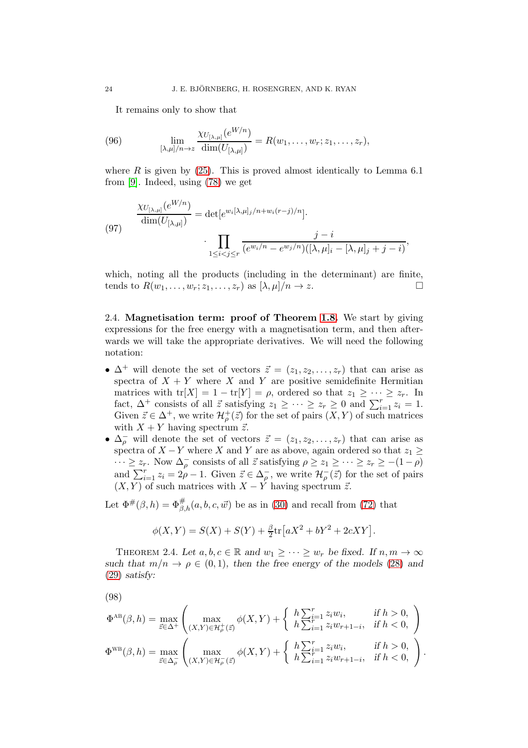It remains only to show that

$$\lim_{[\lambda,\mu]/n\to z} \frac{\chi_{U_{[\lambda,\mu]}}(e^{W/n})}{\dim(U_{[\lambda,\mu]})} = R(w_1,\dots,w_r;z_1,\dots,z_r), \tag{96}$$

where $R$ is given by (25). This is proved almost identically to Lemma 6.1 from [9]. Indeed, using (78) we get

$$\begin{aligned}\frac{\chi_{U_{[\lambda,\mu]}}(e^{W/n})}{\dim(U_{[\lambda,\mu]})} &= \det[e^{w_i[\lambda,\mu]_j/n + w_i(r-j)/n}]\cdot \\ &\quad \cdot \prod_{1\le i<j\le r} \frac{j-i}{(e^{w_i/n}-e^{w_j/n})([\lambda,\mu]_i - [\lambda,\mu]_j + j - i)},\end{aligned} \tag{97}$$

which, noting all the products (including in the determinant) are finite, tends to $R(w_1,\dots,w_r;z_1,\dots,z_r)$ as $[\lambda,\mu]/n\to z$. □

## 2.4. Magnetisation term: proof of Theorem 1.8.

We start by giving expressions for the free energy with a magnetisation term, and then afterwards we will take the appropriate derivatives. We will need the following notation:

- $\Delta^+$ will denote the set of vectors $\vec z = (z_1, z_2, \dots, z_r)$ that can arise as spectra of $X+Y$ where $X$ and $Y$ are positive semidefinite Hermitian matrices with $\mathrm{tr}[X] = 1 - \mathrm{tr}[Y] = \rho$, ordered so that $z_1 \ge \cdots \ge z_r$. In fact, $\Delta^+$ consists of all $\vec z$ satisfying $z_1\ge\cdots\ge z_r\ge 0$ and $\sum_{i=1}^r z_i = 1$. Given $\vec z\in\Delta^+$, we write $\mathcal{H}^+_\rho(\vec z)$ for the set of pairs $(X,Y)$ of such matrices with $X+Y$ having spectrum $\vec z$.
- $\Delta^-_\rho$ will denote the set of vectors $\vec z = (z_1, z_2, \dots, z_r)$ that can arise as spectra of $X-Y$ where $X$ and $Y$ are as above, again ordered so that $z_1\ge\cdots\ge z_r$. Now $\Delta^-_\rho$ consists of all $\vec z$ satisfying $\rho\ge z_1\ge\cdots\ge z_r\ge -(1-\rho)$ and $\sum_{i=1}^r z_i = 2\rho - 1$. Given $\vec z\in\Delta^-_\rho$, we write $\mathcal{H}^-_\rho(\vec z)$ for the set of pairs $(X,Y)$ of such matrices with $X-Y$ having spectrum $\vec z$.

Let $\Phi^\#(\beta,h) = \Phi^\#_{\beta,h}(a,b,c,\vec w)$ be as in (30) and recall from (72) that

$$\phi(X,Y) = S(X) + S(Y) + \tfrac{\beta}{2}\mathrm{tr}\big[aX^2 + bY^2 + 2cXY\big].$$

**Theorem 2.4.** *Let $a,b,c\in\mathbb{R}$ and $w_1\ge\cdots\ge w_r$ be fixed. If $n,m\to\infty$ such that $m/n\to\rho\in(0,1)$, then the free energy of the models (28) and (29) satisfy:*

$$\begin{aligned}\Phi^{\mathrm{AB}}(\beta,h) &= \max_{\vec z\in\Delta^+}\left(\max_{(X,Y)\in\mathcal{H}^+_\rho(\vec z)} \phi(X,Y) + \begin{cases} h\sum_{i=1}^r z_i w_i, & \text{if } h>0,\\ h\sum_{i=1}^r z_i w_{r+1-i}, & \text{if } h<0,\end{cases}\right)\\ \Phi^{\mathrm{WB}}(\beta,h) &= \max_{\vec z\in\Delta^-_\rho}\left(\max_{(X,Y)\in\mathcal{H}^-_\rho(\vec z)} \phi(X,Y) + \begin{cases} h\sum_{i=1}^r z_i w_i, & \text{if } h>0,\\ h\sum_{i=1}^r z_i w_{r+1-i}, & \text{if } h<0,\end{cases}\right).\end{aligned} \tag{98}$$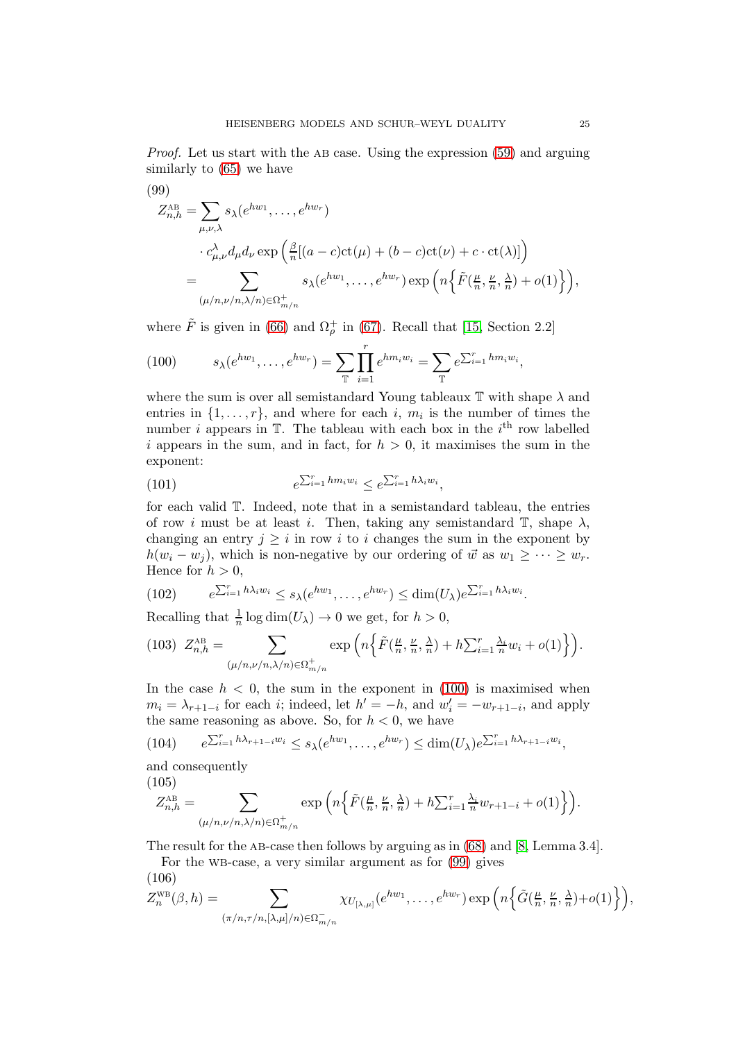*Proof.* Let us start with the AB case. Using the expression (59) and arguing similarly to (65) we have

$$
\begin{aligned}
Z^{\text{AB}}_{n,h} &= \sum_{\mu,\nu,\lambda} s_\lambda(e^{hw_1},\dots,e^{hw_r}) \\
&\quad \cdot c^\lambda_{\mu,\nu} d_\mu d_\nu \exp\Big(\tfrac{\beta}{n}[(a-c)\mathrm{ct}(\mu)+(b-c)\mathrm{ct}(\nu)+c\cdot\mathrm{ct}(\lambda)]\Big) \\
&= \sum_{(\mu/n,\nu/n,\lambda/n)\in\Omega^+_{m/n}} s_\lambda(e^{hw_1},\dots,e^{hw_r}) \exp\Big(n\Big\{\tilde F(\tfrac{\mu}{n},\tfrac{\nu}{n},\tfrac{\lambda}{n})+o(1)\Big\}\Big),
\end{aligned}
\tag{99}
$$

where $\tilde F$ is given in (66) and $\Omega^+_\rho$ in (67). Recall that [15, Section 2.2]

$$
s_\lambda(e^{hw_1},\dots,e^{hw_r}) = \sum_{\mathbb{T}} \prod_{i=1}^r e^{hm_iw_i} = \sum_{\mathbb{T}} e^{\sum_{i=1}^r hm_iw_i},
\tag{100}
$$

where the sum is over all semistandard Young tableaux $\mathbb{T}$ with shape $\lambda$ and entries in $\{1,\dots,r\}$, and where for each $i$, $m_i$ is the number of times the number $i$ appears in $\mathbb{T}$. The tableau with each box in the $i^{\text{th}}$ row labelled $i$ appears in the sum, and in fact, for $h>0$, it maximises the sum in the exponent:

$$
e^{\sum_{i=1}^r hm_iw_i} \le e^{\sum_{i=1}^r h\lambda_iw_i},
\tag{101}
$$

for each valid $\mathbb{T}$. Indeed, note that in a semistandard tableau, the entries of row $i$ must be at least $i$. Then, taking any semistandard $\mathbb{T}$, shape $\lambda$, changing an entry $j\ge i$ in row $i$ to $i$ changes the sum in the exponent by $h(w_i-w_j)$, which is non-negative by our ordering of $\vec w$ as $w_1\ge\dots\ge w_r$. Hence for $h>0$,

$$
e^{\sum_{i=1}^r h\lambda_iw_i} \le s_\lambda(e^{hw_1},\dots,e^{hw_r}) \le \dim(U_\lambda)e^{\sum_{i=1}^r h\lambda_iw_i}.
\tag{102}
$$

Recalling that $\frac{1}{n}\log\dim(U_\lambda)\to 0$ we get, for $h>0$,

$$
Z^{\text{AB}}_{n,h} = \sum_{(\mu/n,\nu/n,\lambda/n)\in\Omega^+_{m/n}} \exp\Big(n\Big\{\tilde F(\tfrac{\mu}{n},\tfrac{\nu}{n},\tfrac{\lambda}{n})+h\textstyle\sum_{i=1}^r\frac{\lambda_i}{n}w_i+o(1)\Big\}\Big).
\tag{103}
$$

In the case $h<0$, the sum in the exponent in (100) is maximised when $m_i=\lambda_{r+1-i}$ for each $i$; indeed, let $h'=-h$, and $w'_i=-w_{r+1-i}$, and apply the same reasoning as above. So, for $h<0$, we have

$$
e^{\sum_{i=1}^r h\lambda_{r+1-i}w_i} \le s_\lambda(e^{hw_1},\dots,e^{hw_r}) \le \dim(U_\lambda)e^{\sum_{i=1}^r h\lambda_{r+1-i}w_i},
\tag{104}
$$

and consequently

$$
Z^{\text{AB}}_{n,h} = \sum_{(\mu/n,\nu/n,\lambda/n)\in\Omega^+_{m/n}} \exp\Big(n\Big\{\tilde F(\tfrac{\mu}{n},\tfrac{\nu}{n},\tfrac{\lambda}{n})+h\textstyle\sum_{i=1}^r\frac{\lambda_i}{n}w_{r+1-i}+o(1)\Big\}\Big).
\tag{105}
$$

The result for the AB-case then follows by arguing as in (68) and [8, Lemma 3.4].

For the WB-case, a very similar argument as for (99) gives

$$
Z^{\text{WB}}_n(\beta,h) = \sum_{(\pi/n,\tau/n,[\lambda,\mu]/n)\in\Omega^-_{m/n}} \chi_{U_{[\lambda,\mu]}}(e^{hw_1},\dots,e^{hw_r}) \exp\Big(n\Big\{\tilde G(\tfrac{\mu}{n},\tfrac{\nu}{n},\tfrac{\lambda}{n})+o(1)\Big\}\Big),
\tag{106}
$$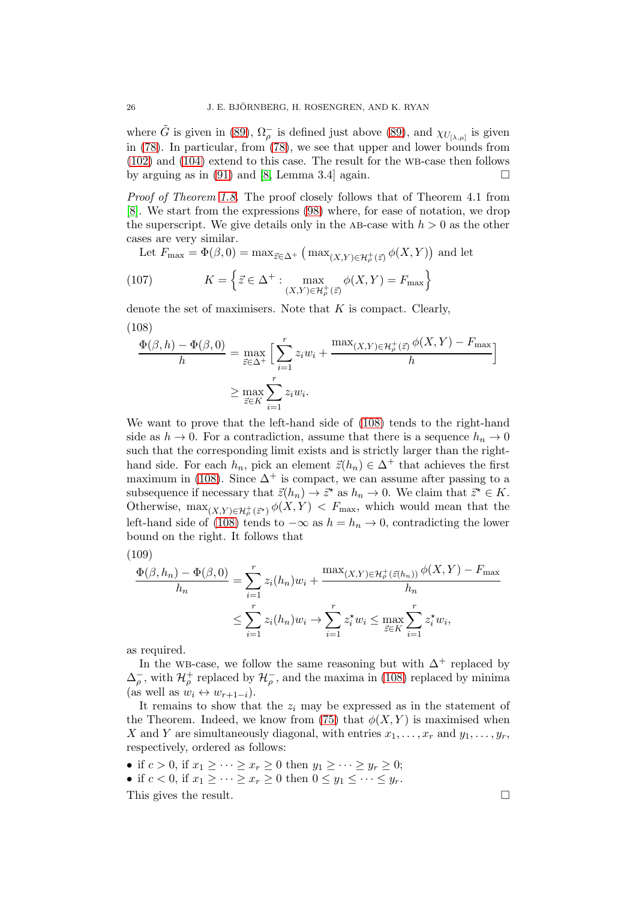where $\tilde{G}$ is given in (89), $\Omega_\rho^-$ is defined just above (89), and $\chi_{U_{[\lambda,\mu]}}$ is given in (78). In particular, from (78), we see that upper and lower bounds from (102) and (104) extend to this case. The result for the WB-case then follows by arguing as in (91) and [8, Lemma 3.4] again. □

*Proof of Theorem 1.8.* The proof closely follows that of Theorem 4.1 from [8]. We start from the expressions (98) where, for ease of notation, we drop the superscript. We give details only in the AB-case with $h > 0$ as the other cases are very similar.

Let $F_{\max} = \Phi(\beta, 0) = \max_{\vec{z}\in\Delta^+}\big(\max_{(X,Y)\in\mathcal{H}_\rho^+(\vec{z})}\phi(X,Y)\big)$ and let

$$K = \Big\{\vec{z}\in\Delta^+ : \max_{(X,Y)\in\mathcal{H}_\rho^+(\vec{z})}\phi(X,Y) = F_{\max}\Big\} \tag{107}$$

denote the set of maximisers. Note that $K$ is compact. Clearly,

$$\begin{aligned}\frac{\Phi(\beta,h)-\Phi(\beta,0)}{h} &= \max_{\vec{z}\in\Delta^+}\Big[\sum_{i=1}^r z_i w_i + \frac{\max_{(X,Y)\in\mathcal{H}_\rho^+(\vec{z})}\phi(X,Y) - F_{\max}}{h}\Big]\\ &\geq \max_{\vec{z}\in K}\sum_{i=1}^r z_i w_i.\end{aligned} \tag{108}$$

We want to prove that the left-hand side of (108) tends to the right-hand side as $h \to 0$. For a contradiction, assume that there is a sequence $h_n \to 0$ such that the corresponding limit exists and is strictly larger than the right-hand side. For each $h_n$, pick an element $\vec{z}(h_n) \in \Delta^+$ that achieves the first maximum in (108). Since $\Delta^+$ is compact, we can assume after passing to a subsequence if necessary that $\vec{z}(h_n) \to \vec{z}^\star$ as $h_n \to 0$. We claim that $\vec{z}^\star \in K$. Otherwise, $\max_{(X,Y)\in\mathcal{H}_\rho^+(\vec{z}^\star)}\phi(X,Y) < F_{\max}$, which would mean that the left-hand side of (108) tends to $-\infty$ as $h = h_n \to 0$, contradicting the lower bound on the right. It follows that

$$\begin{aligned}\frac{\Phi(\beta,h_n)-\Phi(\beta,0)}{h_n} &= \sum_{i=1}^r z_i(h_n) w_i + \frac{\max_{(X,Y)\in\mathcal{H}_\rho^+(\vec{z}(h_n))}\phi(X,Y) - F_{\max}}{h_n}\\ &\leq \sum_{i=1}^r z_i(h_n)w_i \to \sum_{i=1}^r z_i^\star w_i \leq \max_{\vec{z}\in K}\sum_{i=1}^r z_i^\star w_i,\end{aligned} \tag{109}$$

as required.

In the WB-case, we follow the same reasoning but with $\Delta^+$ replaced by $\Delta_\rho^-$, with $\mathcal{H}_\rho^+$ replaced by $\mathcal{H}_\rho^-$, and the maxima in (108) replaced by minima (as well as $w_i \leftrightarrow w_{r+1-i}$).

It remains to show that the $z_i$ may be expressed as in the statement of the Theorem. Indeed, we know from (75) that $\phi(X,Y)$ is maximised when $X$ and $Y$ are simultaneously diagonal, with entries $x_1,\dots,x_r$ and $y_1,\dots,y_r$, respectively, ordered as follows:

- if $c > 0$, if $x_1 \geq \cdots \geq x_r \geq 0$ then $y_1 \geq \cdots \geq y_r \geq 0$;
- if $c < 0$, if $x_1 \geq \cdots \geq x_r \geq 0$ then $0 \leq y_1 \leq \cdots \leq y_r$.

This gives the result. □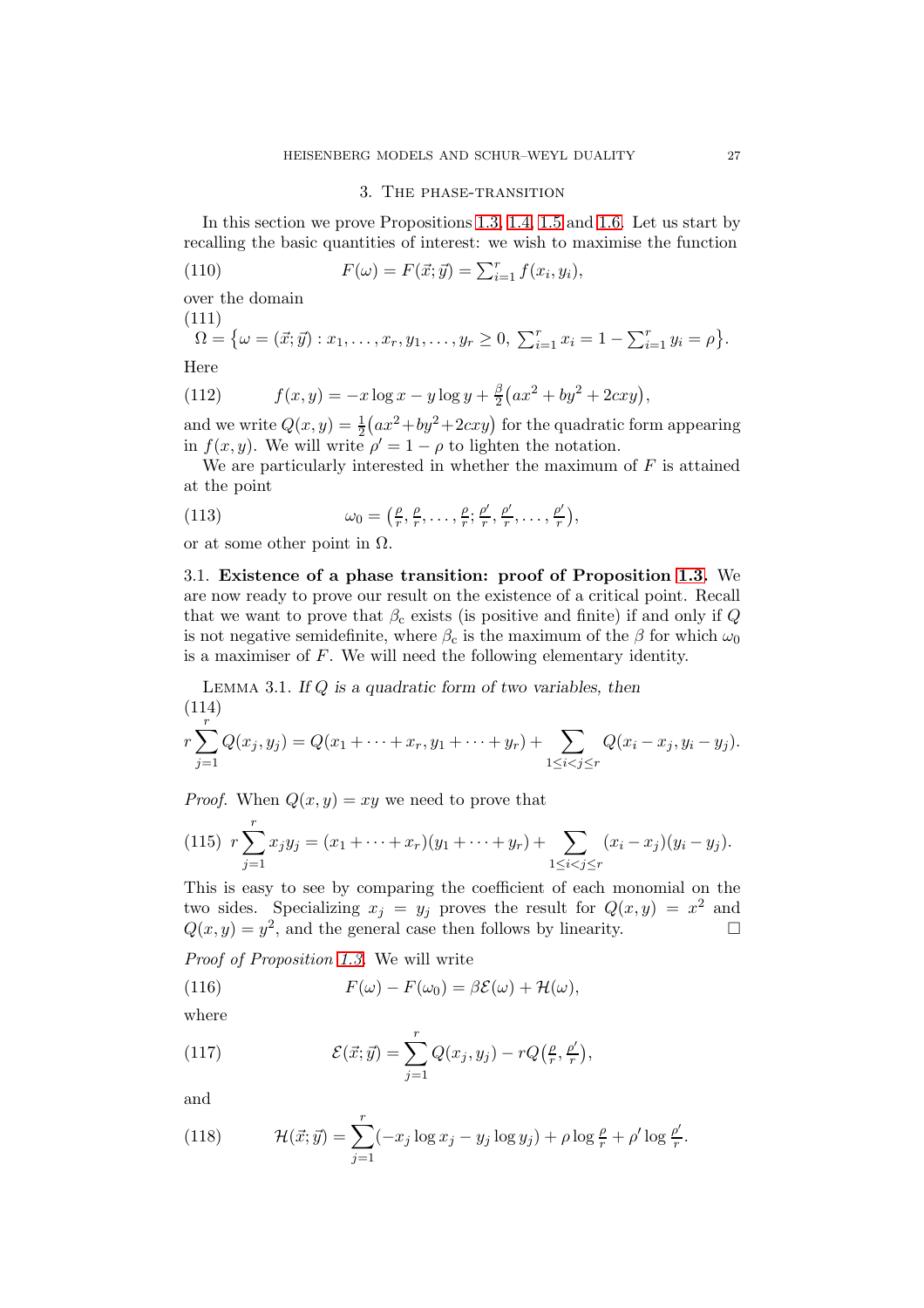## 3. The phase-transition

In this section we prove Propositions 1.3, 1.4, 1.5 and 1.6. Let us start by recalling the basic quantities of interest: we wish to maximise the function

$$F(\omega) = F(\vec{x};\vec{y}) = \textstyle\sum_{i=1}^r f(x_i,y_i), \tag{110}$$

over the domain

$$\Omega = \big\{\omega = (\vec{x};\vec{y}) : x_1,\dots,x_r,y_1,\dots,y_r \geq 0,\ \textstyle\sum_{i=1}^r x_i = 1-\sum_{i=1}^r y_i = \rho\big\}. \tag{111}$$

Here

$$f(x,y) = -x\log x - y\log y + \tfrac{\beta}{2}\big(ax^2+by^2+2cxy\big), \tag{112}$$

and we write $Q(x,y) = \frac{1}{2}\big(ax^2+by^2+2cxy\big)$ for the quadratic form appearing in $f(x,y)$. We will write $\rho' = 1-\rho$ to lighten the notation.

We are particularly interested in whether the maximum of $F$ is attained at the point

$$\omega_0 = \big(\tfrac{\rho}{r},\tfrac{\rho}{r},\dots,\tfrac{\rho}{r};\tfrac{\rho'}{r},\tfrac{\rho'}{r},\dots,\tfrac{\rho'}{r}\big), \tag{113}$$

or at some other point in $\Omega$.

### 3.1. Existence of a phase transition: proof of Proposition 1.3.

We are now ready to prove our result on the existence of a critical point. Recall that we want to prove that $\beta_c$ exists (is positive and finite) if and only if $Q$ is not negative semidefinite, where $\beta_c$ is the maximum of the $\beta$ for which $\omega_0$ is a maximiser of $F$. We will need the following elementary identity.

Lemma 3.1. *If $Q$ is a quadratic form of two variables, then*

$$r\sum_{j=1}^r Q(x_j,y_j) = Q(x_1+\dots+x_r,y_1+\dots+y_r) + \sum_{1\leq i<j\leq r} Q(x_i-x_j,y_i-y_j). \tag{114}$$

*Proof.* When $Q(x,y)=xy$ we need to prove that

$$r\sum_{j=1}^r x_jy_j = (x_1+\dots+x_r)(y_1+\dots+y_r) + \sum_{1\leq i<j\leq r}(x_i-x_j)(y_i-y_j). \tag{115}$$

This is easy to see by comparing the coefficient of each monomial on the two sides. Specializing $x_j=y_j$ proves the result for $Q(x,y)=x^2$ and $Q(x,y)=y^2$, and the general case then follows by linearity. $\square$

*Proof of Proposition 1.3.* We will write

$$F(\omega)-F(\omega_0) = \beta\mathcal{E}(\omega)+\mathcal{H}(\omega), \tag{116}$$

where

$$\mathcal{E}(\vec{x};\vec{y}) = \sum_{j=1}^r Q(x_j,y_j) - rQ\big(\tfrac{\rho}{r},\tfrac{\rho'}{r}\big), \tag{117}$$

and

$$\mathcal{H}(\vec{x};\vec{y}) = \sum_{j=1}^r(-x_j\log x_j - y_j\log y_j) + \rho\log\tfrac{\rho}{r} + \rho'\log\tfrac{\rho'}{r}. \tag{118}$$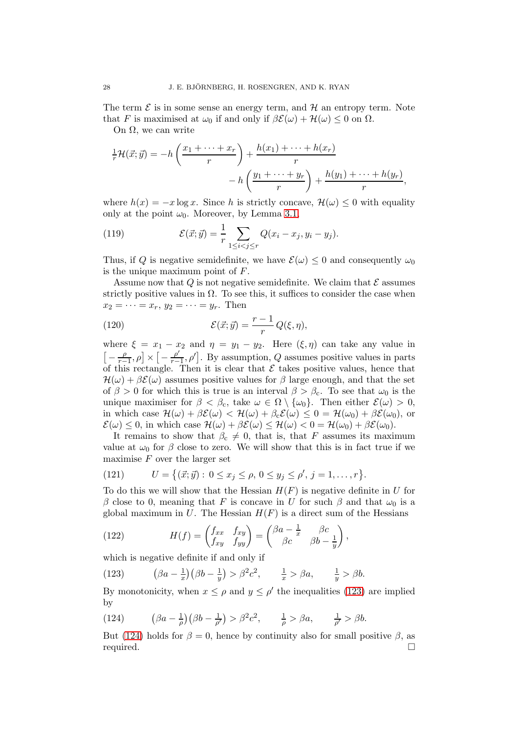The term $\mathcal{E}$ is in some sense an energy term, and $\mathcal{H}$ an entropy term. Note that $F$ is maximised at $\omega_0$ if and only if $\beta\mathcal{E}(\omega) + \mathcal{H}(\omega) \leq 0$ on $\Omega$.

On $\Omega$, we can write

$$\tfrac{1}{r}\mathcal{H}(\vec{x};\vec{y}) = -h\left(\frac{x_1 + \cdots + x_r}{r}\right) + \frac{h(x_1) + \cdots + h(x_r)}{r} - h\left(\frac{y_1 + \cdots + y_r}{r}\right) + \frac{h(y_1) + \cdots + h(y_r)}{r},$$

where $h(x) = -x\log x$. Since $h$ is strictly concave, $\mathcal{H}(\omega) \leq 0$ with equality only at the point $\omega_0$. Moreover, by Lemma 3.1,

$$\mathcal{E}(\vec{x};\vec{y}) = \frac{1}{r}\sum_{1\leq i<j\leq r} Q(x_i - x_j, y_i - y_j). \tag{119}$$

Thus, if $Q$ is negative semidefinite, we have $\mathcal{E}(\omega) \leq 0$ and consequently $\omega_0$ is the unique maximum point of $F$.

Assume now that $Q$ is not negative semidefinite. We claim that $\mathcal{E}$ assumes strictly positive values in $\Omega$. To see this, it suffices to consider the case when $x_2 = \cdots = x_r$, $y_2 = \cdots = y_r$. Then

$$\mathcal{E}(\vec{x};\vec{y}) = \frac{r-1}{r}\,Q(\xi,\eta), \tag{120}$$

where $\xi = x_1 - x_2$ and $\eta = y_1 - y_2$. Here $(\xi,\eta)$ can take any value in $\big[-\frac{\rho}{r-1},\rho\big] \times \big[-\frac{\rho'}{r-1},\rho'\big]$. By assumption, $Q$ assumes positive values in parts of this rectangle. Then it is clear that $\mathcal{E}$ takes positive values, hence that $\mathcal{H}(\omega) + \beta\mathcal{E}(\omega)$ assumes positive values for $\beta$ large enough, and that the set of $\beta > 0$ for which this is true is an interval $\beta > \beta_c$. To see that $\omega_0$ is the unique maximiser for $\beta < \beta_c$, take $\omega \in \Omega \setminus \{\omega_0\}$. Then either $\mathcal{E}(\omega) > 0$, in which case $\mathcal{H}(\omega) + \beta\mathcal{E}(\omega) < \mathcal{H}(\omega) + \beta_c\mathcal{E}(\omega) \leq 0 = \mathcal{H}(\omega_0) + \beta\mathcal{E}(\omega_0)$, or $\mathcal{E}(\omega) \leq 0$, in which case $\mathcal{H}(\omega) + \beta\mathcal{E}(\omega) \leq \mathcal{H}(\omega) < 0 = \mathcal{H}(\omega_0) + \beta\mathcal{E}(\omega_0)$.

It remains to show that $\beta_c \neq 0$, that is, that $F$ assumes its maximum value at $\omega_0$ for $\beta$ close to zero. We will show that this is in fact true if we maximise $F$ over the larger set

$$U = \big\{(\vec{x};\vec{y}) :\, 0 \leq x_j \leq \rho,\, 0 \leq y_j \leq \rho',\, j = 1,\dots,r\big\}. \tag{121}$$

To do this we will show that the Hessian $H(F)$ is negative definite in $U$ for $\beta$ close to 0, meaning that $F$ is concave in $U$ for such $\beta$ and that $\omega_0$ is a global maximum in $U$. The Hessian $H(F)$ is a direct sum of the Hessians

$$H(f) = \begin{pmatrix} f_{xx} & f_{xy} \\ f_{xy} & f_{yy}\end{pmatrix} = \begin{pmatrix} \beta a - \frac{1}{x} & \beta c \\ \beta c & \beta b - \frac{1}{y}\end{pmatrix}, \tag{122}$$

which is negative definite if and only if

$$\big(\beta a - \tfrac{1}{x}\big)\big(\beta b - \tfrac{1}{y}\big) > \beta^2 c^2, \qquad \tfrac{1}{x} > \beta a, \qquad \tfrac{1}{y} > \beta b. \tag{123}$$

By monotonicity, when $x \leq \rho$ and $y \leq \rho'$ the inequalities (123) are implied by

$$\big(\beta a - \tfrac{1}{\rho}\big)\big(\beta b - \tfrac{1}{\rho'}\big) > \beta^2 c^2, \qquad \tfrac{1}{\rho} > \beta a, \qquad \tfrac{1}{\rho'} > \beta b. \tag{124}$$

But (124) holds for $\beta = 0$, hence by continuity also for small positive $\beta$, as required. $\square$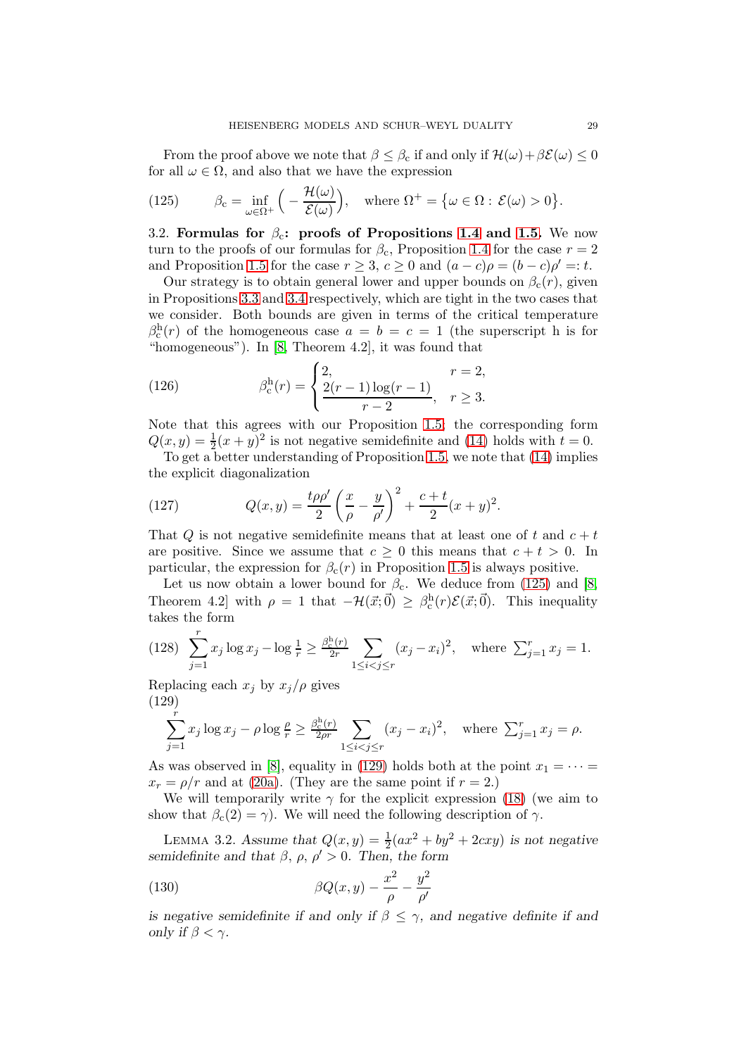From the proof above we note that $\beta \le \beta_{\mathrm{c}}$ if and only if $\mathcal{H}(\omega)+\beta\mathcal{E}(\omega)\le 0$ for all $\omega\in\Omega$, and also that we have the expression

$$\beta_{\mathrm{c}} = \inf_{\omega\in\Omega^+}\Big(-\frac{\mathcal{H}(\omega)}{\mathcal{E}(\omega)}\Big), \quad \text{where } \Omega^+ = \big\{\omega\in\Omega : \mathcal{E}(\omega)>0\big\}. \tag{125}$$

### 3.2. Formulas for $\beta_{\mathrm{c}}$: proofs of Propositions 1.4 and 1.5.

We now turn to the proofs of our formulas for $\beta_{\mathrm{c}}$, Proposition 1.4 for the case $r=2$ and Proposition 1.5 for the case $r\ge 3$, $c\ge 0$ and $(a-c)\rho=(b-c)\rho' =: t$.

Our strategy is to obtain general lower and upper bounds on $\beta_{\mathrm{c}}(r)$, given in Propositions 3.3 and 3.4 respectively, which are tight in the two cases that we consider. Both bounds are given in terms of the critical temperature $\beta_{\mathrm{c}}^{\mathrm{h}}(r)$ of the homogeneous case $a=b=c=1$ (the superscript h is for "homogeneous"). In [8, Theorem 4.2], it was found that

$$\beta_{\mathrm{c}}^{\mathrm{h}}(r) = \begin{cases} 2, & r=2,\\ \dfrac{2(r-1)\log(r-1)}{r-2}, & r\ge 3. \end{cases} \tag{126}$$

Note that this agrees with our Proposition 1.5: the corresponding form $Q(x,y)=\frac12(x+y)^2$ is not negative semidefinite and (14) holds with $t=0$.

To get a better understanding of Proposition 1.5, we note that (14) implies the explicit diagonalization

$$Q(x,y) = \frac{t\rho\rho'}{2}\left(\frac{x}{\rho}-\frac{y}{\rho'}\right)^2 + \frac{c+t}{2}(x+y)^2. \tag{127}$$

That $Q$ is not negative semidefinite means that at least one of $t$ and $c+t$ are positive. Since we assume that $c\ge 0$ this means that $c+t>0$. In particular, the expression for $\beta_{\mathrm{c}}(r)$ in Proposition 1.5 is always positive.

Let us now obtain a lower bound for $\beta_{\mathrm{c}}$. We deduce from (125) and [8, Theorem 4.2] with $\rho=1$ that $-\mathcal{H}(\vec{x};\vec{0}) \ge \beta_{\mathrm{c}}^{\mathrm{h}}(r)\mathcal{E}(\vec{x};\vec{0})$. This inequality takes the form

$$\sum_{j=1}^r x_j\log x_j - \log\tfrac{1}{r} \ge \tfrac{\beta_{\mathrm{c}}^{\mathrm{h}}(r)}{2r}\sum_{1\le i<j\le r}(x_j-x_i)^2, \quad \text{where } \textstyle\sum_{j=1}^r x_j = 1. \tag{128}$$

Replacing each $x_j$ by $x_j/\rho$ gives

$$\sum_{j=1}^r x_j\log x_j - \rho\log\tfrac{\rho}{r} \ge \tfrac{\beta_{\mathrm{c}}^{\mathrm{h}}(r)}{2\rho r}\sum_{1\le i<j\le r}(x_j-x_i)^2, \quad \text{where } \textstyle\sum_{j=1}^r x_j = \rho. \tag{129}$$

As was observed in [8], equality in (129) holds both at the point $x_1=\dots=x_r=\rho/r$ and at (20a). (They are the same point if $r=2$.)

We will temporarily write $\gamma$ for the explicit expression (18) (we aim to show that $\beta_{\mathrm{c}}(2)=\gamma$). We will need the following description of $\gamma$.

Lemma 3.2. *Assume that $Q(x,y)=\frac12(ax^2+by^2+2cxy)$ is not negative semidefinite and that $\beta$, $\rho$, $\rho'>0$. Then, the form*

$$\beta Q(x,y) - \frac{x^2}{\rho} - \frac{y^2}{\rho'} \tag{130}$$

*is negative semidefinite if and only if $\beta\le\gamma$, and negative definite if and only if $\beta<\gamma$.*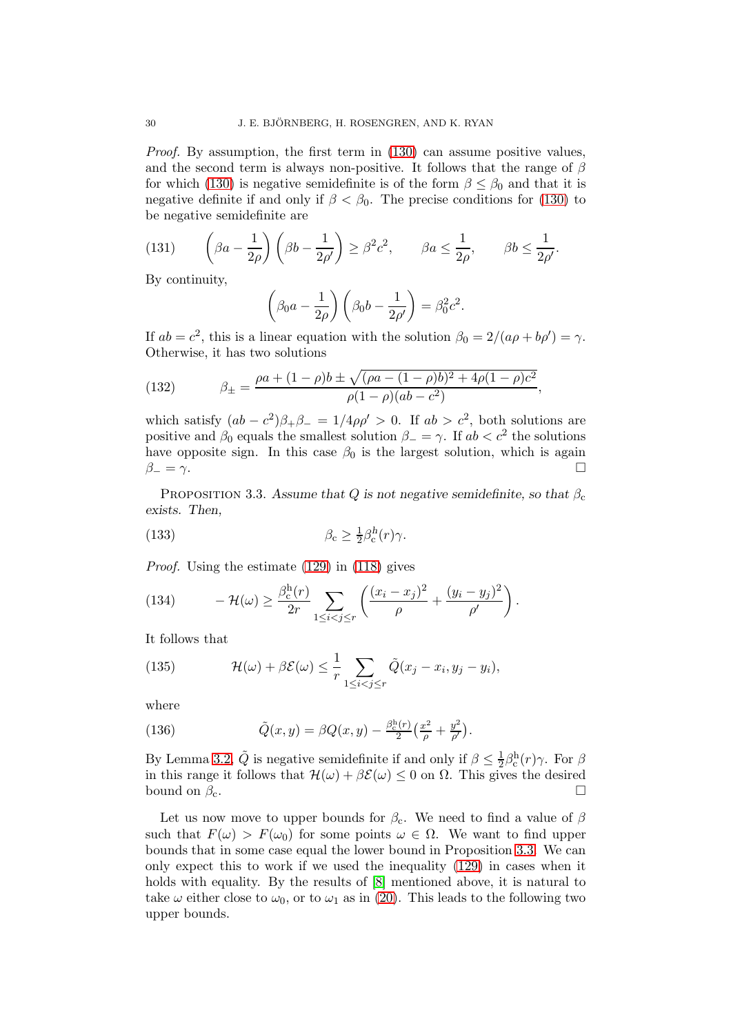*Proof.* By assumption, the first term in (130) can assume positive values, and the second term is always non-positive. It follows that the range of $\beta$ for which (130) is negative semidefinite is of the form $\beta \leq \beta_0$ and that it is negative definite if and only if $\beta < \beta_0$. The precise conditions for (130) to be negative semidefinite are

$$\left(\beta a - \frac{1}{2\rho}\right)\left(\beta b - \frac{1}{2\rho'}\right) \geq \beta^2 c^2, \qquad \beta a \leq \frac{1}{2\rho}, \qquad \beta b \leq \frac{1}{2\rho'}. \tag{131}$$

By continuity,

$$\left(\beta_0 a - \frac{1}{2\rho}\right)\left(\beta_0 b - \frac{1}{2\rho'}\right) = \beta_0^2 c^2.$$

If $ab = c^2$, this is a linear equation with the solution $\beta_0 = 2/(a\rho + b\rho') = \gamma$. Otherwise, it has two solutions

$$\beta_\pm = \frac{\rho a + (1-\rho)b \pm \sqrt{(\rho a - (1-\rho)b)^2 + 4\rho(1-\rho)c^2}}{\rho(1-\rho)(ab - c^2)}, \tag{132}$$

which satisfy $(ab - c^2)\beta_+\beta_- = 1/4\rho\rho' > 0$. If $ab > c^2$, both solutions are positive and $\beta_0$ equals the smallest solution $\beta_- = \gamma$. If $ab < c^2$ the solutions have opposite sign. In this case $\beta_0$ is the largest solution, which is again $\beta_- = \gamma$. $\square$

Proposition 3.3. *Assume that $Q$ is not negative semidefinite, so that $\beta_c$ exists. Then,*

$$\beta_c \geq \tfrac{1}{2}\beta_c^{h}(r)\gamma. \tag{133}$$

*Proof.* Using the estimate (129) in (118) gives

$$-\mathcal{H}(\omega) \geq \frac{\beta_c^{h}(r)}{2r} \sum_{1 \leq i < j \leq r} \left(\frac{(x_i - x_j)^2}{\rho} + \frac{(y_i - y_j)^2}{\rho'}\right). \tag{134}$$

It follows that

$$\mathcal{H}(\omega) + \beta\mathcal{E}(\omega) \leq \frac{1}{r} \sum_{1 \leq i < j \leq r} \tilde{Q}(x_j - x_i, y_j - y_i), \tag{135}$$

where

$$\tilde{Q}(x, y) = \beta Q(x, y) - \tfrac{\beta_c^{h}(r)}{2}\left(\tfrac{x^2}{\rho} + \tfrac{y^2}{\rho'}\right). \tag{136}$$

By Lemma 3.2, $\tilde{Q}$ is negative semidefinite if and only if $\beta \leq \frac{1}{2}\beta_c^{h}(r)\gamma$. For $\beta$ in this range it follows that $\mathcal{H}(\omega) + \beta\mathcal{E}(\omega) \leq 0$ on $\Omega$. This gives the desired bound on $\beta_c$. $\square$

Let us now move to upper bounds for $\beta_c$. We need to find a value of $\beta$ such that $F(\omega) > F(\omega_0)$ for some points $\omega \in \Omega$. We want to find upper bounds that in some case equal the lower bound in Proposition 3.3. We can only expect this to work if we used the inequality (129) in cases when it holds with equality. By the results of [8] mentioned above, it is natural to take $\omega$ either close to $\omega_0$, or to $\omega_1$ as in (20). This leads to the following two upper bounds.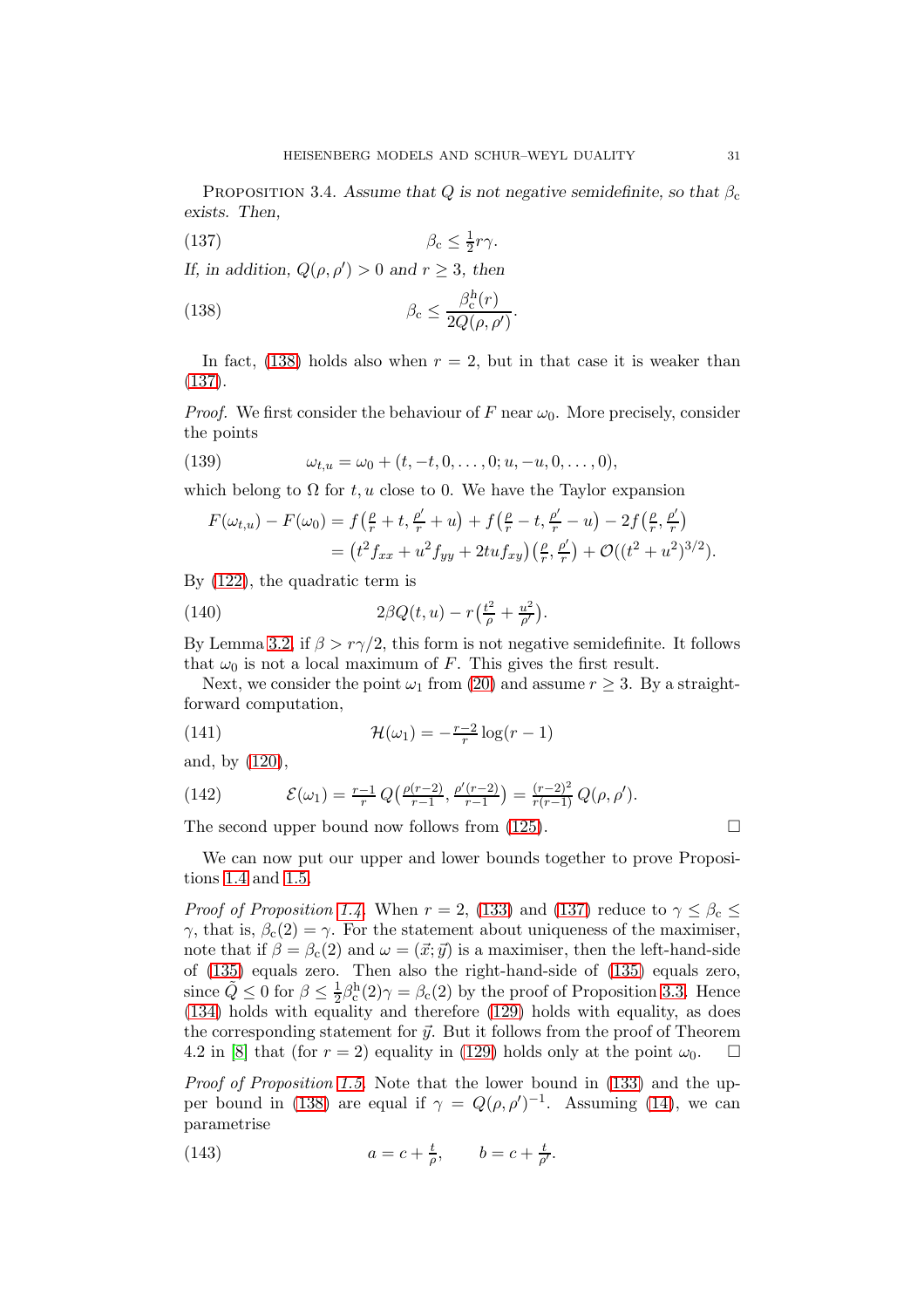Proposition 3.4. *Assume that $Q$ is not negative semidefinite, so that $\beta_{\mathrm{c}}$ exists. Then,*

$$\beta_{\mathrm{c}} \leq \tfrac{1}{2} r\gamma. \tag{137}$$

*If, in addition, $Q(\rho,\rho')>0$ and $r\geq 3$, then*

$$\beta_{\mathrm{c}} \leq \frac{\beta_{\mathrm{c}}^{\mathrm{h}}(r)}{2Q(\rho,\rho')}. \tag{138}$$

In fact, (138) holds also when $r=2$, but in that case it is weaker than (137).

*Proof.* We first consider the behaviour of $F$ near $\omega_0$. More precisely, consider the points

$$\omega_{t,u} = \omega_0 + (t,-t,0,\dots,0;u,-u,0,\dots,0), \tag{139}$$

which belong to $\Omega$ for $t,u$ close to 0. We have the Taylor expansion

$$\begin{aligned} F(\omega_{t,u})-F(\omega_0) &= f\big(\tfrac{\rho}{r}+t,\tfrac{\rho'}{r}+u\big)+f\big(\tfrac{\rho}{r}-t,\tfrac{\rho'}{r}-u\big)-2f\big(\tfrac{\rho}{r},\tfrac{\rho'}{r}\big)\\ &= \big(t^2 f_{xx}+u^2 f_{yy}+2tuf_{xy}\big)\big(\tfrac{\rho}{r},\tfrac{\rho'}{r}\big)+\mathcal{O}((t^2+u^2)^{3/2}). \end{aligned}$$

By (122), the quadratic term is

$$2\beta Q(t,u) - r\big(\tfrac{t^2}{\rho}+\tfrac{u^2}{\rho'}\big). \tag{140}$$

By Lemma 3.2, if $\beta > r\gamma/2$, this form is not negative semidefinite. It follows that $\omega_0$ is not a local maximum of $F$. This gives the first result.

Next, we consider the point $\omega_1$ from (20) and assume $r\geq 3$. By a straightforward computation,

$$\mathcal{H}(\omega_1) = -\tfrac{r-2}{r}\log(r-1) \tag{141}$$

and, by (120),

$$\mathcal{E}(\omega_1) = \tfrac{r-1}{r}\,Q\big(\tfrac{\rho(r-2)}{r-1},\tfrac{\rho'(r-2)}{r-1}\big) = \tfrac{(r-2)^2}{r(r-1)}\,Q(\rho,\rho'). \tag{142}$$

The second upper bound now follows from (125). $\square$

We can now put our upper and lower bounds together to prove Propositions 1.4 and 1.5.

*Proof of Proposition 1.4.* When $r=2$, (133) and (137) reduce to $\gamma\leq\beta_{\mathrm{c}}\leq\gamma$, that is, $\beta_{\mathrm{c}}(2)=\gamma$. For the statement about uniqueness of the maximiser, note that if $\beta=\beta_{\mathrm{c}}(2)$ and $\omega=(\vec{x};\vec{y})$ is a maximiser, then the left-hand-side of (135) equals zero. Then also the right-hand-side of (135) equals zero, since $\tilde{Q}\leq 0$ for $\beta\leq\frac{1}{2}\beta_{\mathrm{c}}^{\mathrm{h}}(2)\gamma=\beta_{\mathrm{c}}(2)$ by the proof of Proposition 3.3. Hence (134) holds with equality and therefore (129) holds with equality, as does the corresponding statement for $\vec{y}$. But it follows from the proof of Theorem 4.2 in [8] that (for $r=2$) equality in (129) holds only at the point $\omega_0$. $\square$

*Proof of Proposition 1.5.* Note that the lower bound in (133) and the upper bound in (138) are equal if $\gamma=Q(\rho,\rho')^{-1}$. Assuming (14), we can parametrise

$$a = c+\tfrac{t}{\rho}, \qquad b = c+\tfrac{t}{\rho'}. \tag{143}$$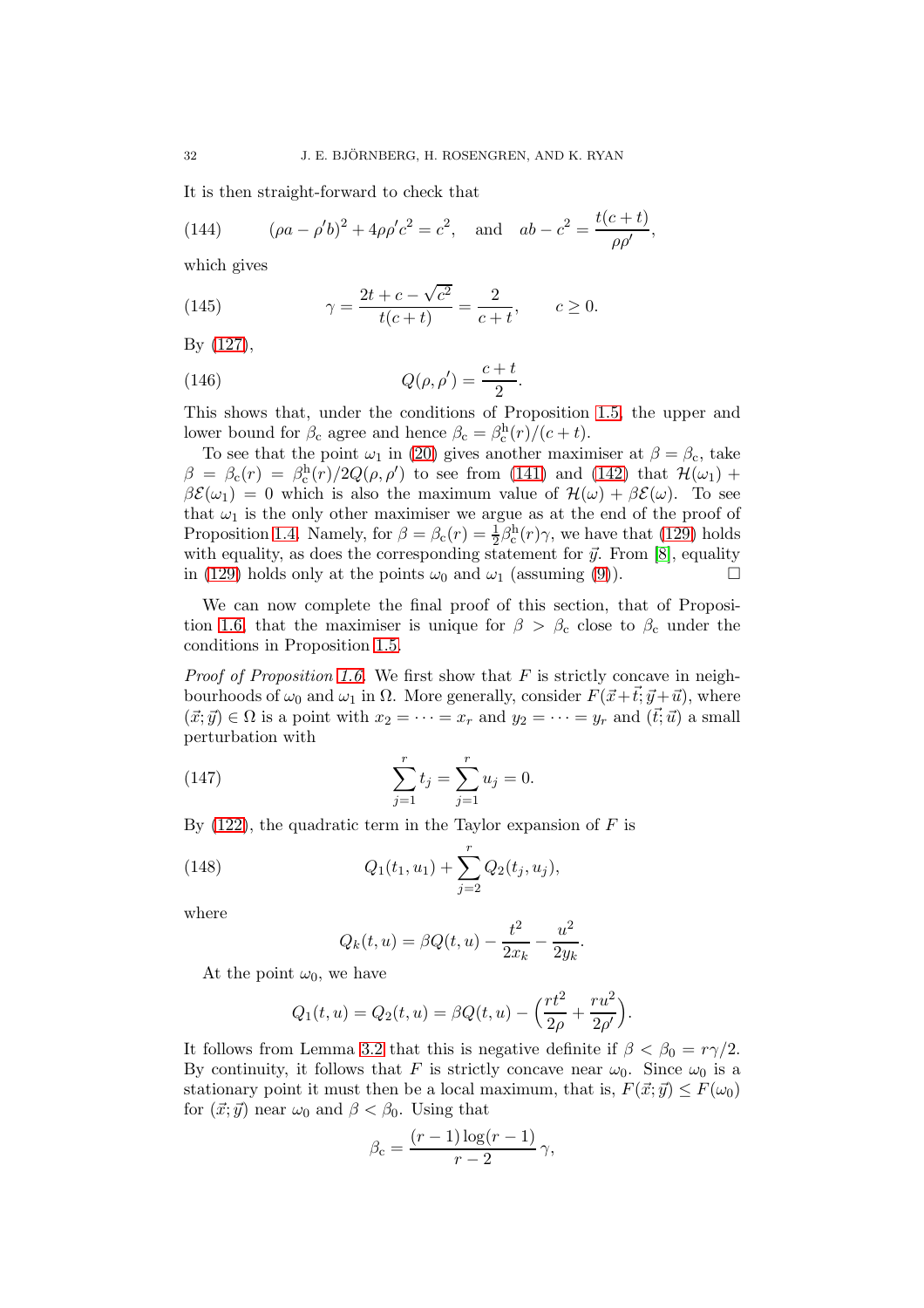It is then straight-forward to check that

$$(\rho a - \rho' b)^2 + 4\rho\rho' c^2 = c^2, \quad \text{and} \quad ab - c^2 = \frac{t(c+t)}{\rho\rho'}, \tag{144}$$

which gives

$$\gamma = \frac{2t + c - \sqrt{c^2}}{t(c+t)} = \frac{2}{c+t}, \qquad c \geq 0. \tag{145}$$

By (127),

$$Q(\rho, \rho') = \frac{c+t}{2}. \tag{146}$$

This shows that, under the conditions of Proposition 1.5, the upper and lower bound for $\beta_c$ agree and hence $\beta_c = \beta_c^{\mathrm{h}}(r)/(c+t)$.

To see that the point $\omega_1$ in (20) gives another maximiser at $\beta = \beta_c$, take $\beta = \beta_c(r) = \beta_c^{\mathrm{h}}(r)/2Q(\rho, \rho')$ to see from (141) and (142) that $\mathcal{H}(\omega_1) + \beta\mathcal{E}(\omega_1) = 0$ which is also the maximum value of $\mathcal{H}(\omega) + \beta\mathcal{E}(\omega)$. To see that $\omega_1$ is the only other maximiser we argue as at the end of the proof of Proposition 1.4. Namely, for $\beta = \beta_c(r) = \frac{1}{2}\beta_c^{\mathrm{h}}(r)\gamma$, we have that (129) holds with equality, as does the corresponding statement for $\vec{y}$. From [8], equality in (129) holds only at the points $\omega_0$ and $\omega_1$ (assuming (9)). □

We can now complete the final proof of this section, that of Proposition 1.6, that the maximiser is unique for $\beta > \beta_c$ close to $\beta_c$ under the conditions in Proposition 1.5.

*Proof of Proposition 1.6.* We first show that $F$ is strictly concave in neighbourhoods of $\omega_0$ and $\omega_1$ in $\Omega$. More generally, consider $F(\vec{x}+\vec{t}; \vec{y}+\vec{u})$, where $(\vec{x}; \vec{y}) \in \Omega$ is a point with $x_2 = \cdots = x_r$ and $y_2 = \cdots = y_r$ and $(\vec{t}; \vec{u})$ a small perturbation with

$$\sum_{j=1}^{r} t_j = \sum_{j=1}^{r} u_j = 0. \tag{147}$$

By (122), the quadratic term in the Taylor expansion of $F$ is

$$Q_1(t_1, u_1) + \sum_{j=2}^{r} Q_2(t_j, u_j), \tag{148}$$

where

$$Q_k(t, u) = \beta Q(t, u) - \frac{t^2}{2x_k} - \frac{u^2}{2y_k}.$$

At the point $\omega_0$, we have

$$Q_1(t, u) = Q_2(t, u) = \beta Q(t, u) - \Big(\frac{rt^2}{2\rho} + \frac{ru^2}{2\rho'}\Big).$$

It follows from Lemma 3.2 that this is negative definite if $\beta < \beta_0 = r\gamma/2$. By continuity, it follows that $F$ is strictly concave near $\omega_0$. Since $\omega_0$ is a stationary point it must then be a local maximum, that is, $F(\vec{x}; \vec{y}) \leq F(\omega_0)$ for $(\vec{x}; \vec{y})$ near $\omega_0$ and $\beta < \beta_0$. Using that

$$\beta_c = \frac{(r-1)\log(r-1)}{r-2}\,\gamma,$$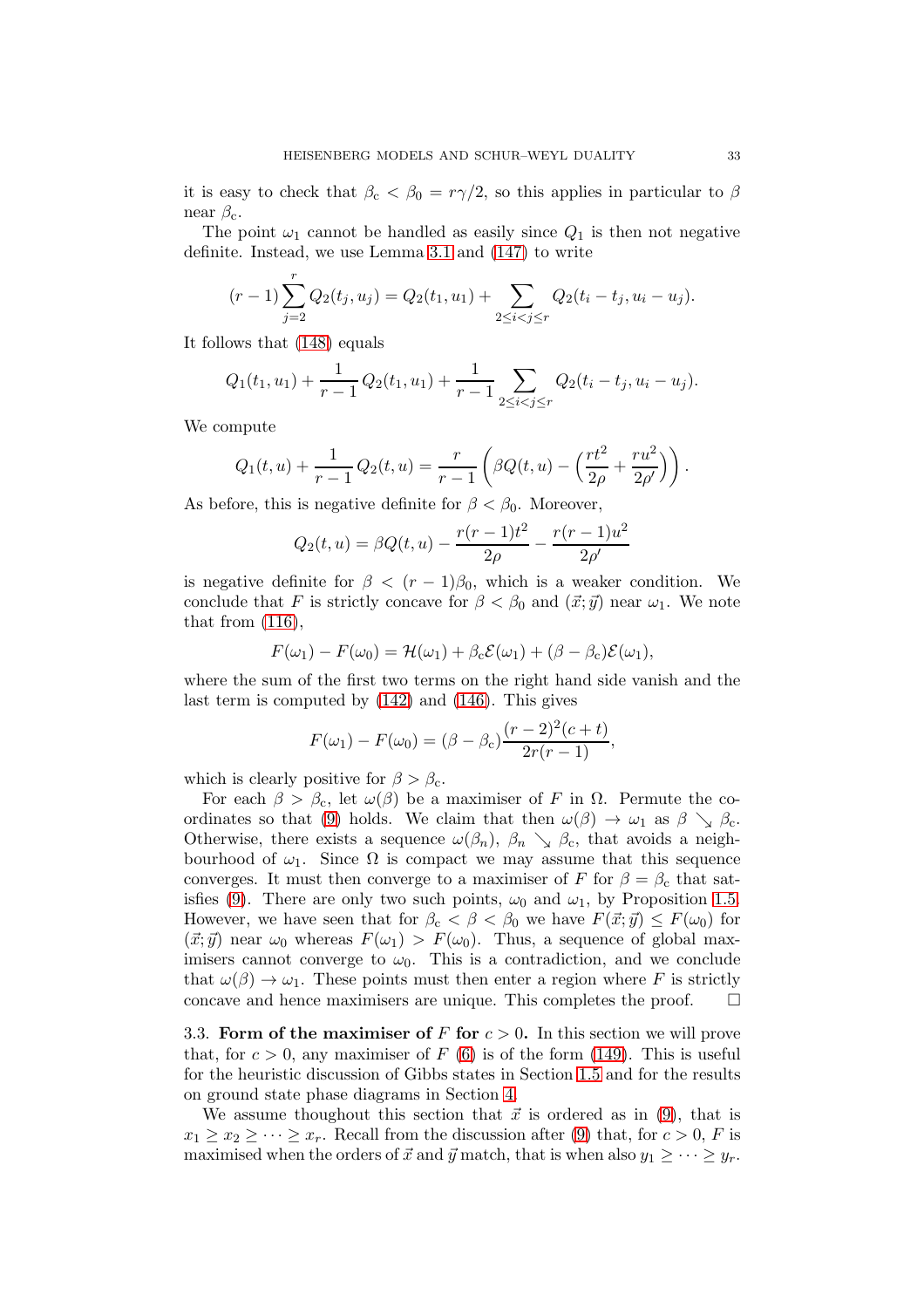it is easy to check that $\beta_c < \beta_0 = r\gamma/2$, so this applies in particular to $\beta$ near $\beta_c$.

The point $\omega_1$ cannot be handled as easily since $Q_1$ is then not negative definite. Instead, we use Lemma 3.1 and (147) to write

$$(r-1)\sum_{j=2}^{r} Q_2(t_j,u_j) = Q_2(t_1,u_1) + \sum_{2\le i<j\le r} Q_2(t_i-t_j,u_i-u_j).$$

It follows that (148) equals

$$Q_1(t_1,u_1) + \frac{1}{r-1}\,Q_2(t_1,u_1) + \frac{1}{r-1}\sum_{2\le i<j\le r} Q_2(t_i-t_j,u_i-u_j).$$

We compute

$$Q_1(t,u) + \frac{1}{r-1}\,Q_2(t,u) = \frac{r}{r-1}\left(\beta Q(t,u) - \Big(\frac{rt^2}{2\rho} + \frac{ru^2}{2\rho'}\Big)\right).$$

As before, this is negative definite for $\beta < \beta_0$. Moreover,

$$Q_2(t,u) = \beta Q(t,u) - \frac{r(r-1)t^2}{2\rho} - \frac{r(r-1)u^2}{2\rho'}$$

is negative definite for $\beta < (r-1)\beta_0$, which is a weaker condition. We conclude that $F$ is strictly concave for $\beta < \beta_0$ and $(\vec{x};\vec{y})$ near $\omega_1$. We note that from (116),

$$F(\omega_1) - F(\omega_0) = \mathcal{H}(\omega_1) + \beta_c\mathcal{E}(\omega_1) + (\beta-\beta_c)\mathcal{E}(\omega_1),$$

where the sum of the first two terms on the right hand side vanish and the last term is computed by (142) and (146). This gives

$$F(\omega_1) - F(\omega_0) = (\beta-\beta_c)\frac{(r-2)^2(c+t)}{2r(r-1)},$$

which is clearly positive for $\beta > \beta_c$.

For each $\beta > \beta_c$, let $\omega(\beta)$ be a maximiser of $F$ in $\Omega$. Permute the coordinates so that (9) holds. We claim that then $\omega(\beta) \to \omega_1$ as $\beta \searrow \beta_c$. Otherwise, there exists a sequence $\omega(\beta_n)$, $\beta_n \searrow \beta_c$, that avoids a neighbourhood of $\omega_1$. Since $\Omega$ is compact we may assume that this sequence converges. It must then converge to a maximiser of $F$ for $\beta = \beta_c$ that satisfies (9). There are only two such points, $\omega_0$ and $\omega_1$, by Proposition 1.5. However, we have seen that for $\beta_c < \beta < \beta_0$ we have $F(\vec{x};\vec{y}) \le F(\omega_0)$ for $(\vec{x};\vec{y})$ near $\omega_0$ whereas $F(\omega_1) > F(\omega_0)$. Thus, a sequence of global maximisers cannot converge to $\omega_0$. This is a contradiction, and we conclude that $\omega(\beta) \to \omega_1$. These points must then enter a region where $F$ is strictly concave and hence maximisers are unique. This completes the proof. $\square$

### 3.3. Form of the maximiser of $F$ for $c > 0$.

In this section we will prove that, for $c > 0$, any maximiser of $F$ (6) is of the form (149). This is useful for the heuristic discussion of Gibbs states in Section 1.5 and for the results on ground state phase diagrams in Section 4.

We assume thoughout this section that $\vec{x}$ is ordered as in (9), that is $x_1 \ge x_2 \ge \cdots \ge x_r$. Recall from the discussion after (9) that, for $c > 0$, $F$ is maximised when the orders of $\vec{x}$ and $\vec{y}$ match, that is when also $y_1 \ge \cdots \ge y_r$.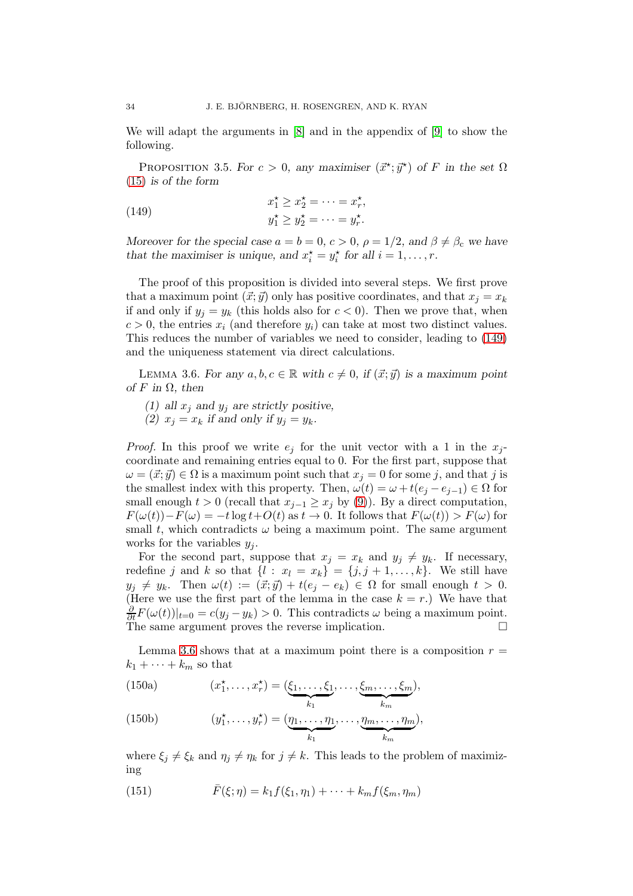We will adapt the arguments in [8] and in the appendix of [9] to show the following.

Proposition 3.5. *For $c > 0$, any maximiser $(\vec{x}^\star; \vec{y}^\star)$ of $F$ in the set $\Omega$ (15) is of the form*

$$
\begin{aligned}
x_1^\star &\geq x_2^\star = \cdots = x_r^\star, \\
y_1^\star &\geq y_2^\star = \cdots = y_r^\star.
\end{aligned}
\tag{149}
$$

*Moreover for the special case $a = b = 0$, $c > 0$, $\rho = 1/2$, and $\beta \neq \beta_c$ we have that the maximiser is unique, and $x_i^\star = y_i^\star$ for all $i = 1, \dots, r$.*

The proof of this proposition is divided into several steps. We first prove that a maximum point $(\vec{x}; \vec{y})$ only has positive coordinates, and that $x_j = x_k$ if and only if $y_j = y_k$ (this holds also for $c < 0$). Then we prove that, when $c > 0$, the entries $x_i$ (and therefore $y_i$) can take at most two distinct values. This reduces the number of variables we need to consider, leading to (149) and the uniqueness statement via direct calculations.

Lemma 3.6. *For any $a, b, c \in \mathbb{R}$ with $c \neq 0$, if $(\vec{x}; \vec{y})$ is a maximum point of $F$ in $\Omega$, then*

1. *all $x_j$ and $y_j$ are strictly positive,*
2. *$x_j = x_k$ if and only if $y_j = y_k$.*

*Proof.* In this proof we write $e_j$ for the unit vector with a 1 in the $x_j$-coordinate and remaining entries equal to 0. For the first part, suppose that $\omega = (\vec{x}; \vec{y}) \in \Omega$ is a maximum point such that $x_j = 0$ for some $j$, and that $j$ is the smallest index with this property. Then, $\omega(t) = \omega + t(e_j - e_{j-1}) \in \Omega$ for small enough $t > 0$ (recall that $x_{j-1} \geq x_j$ by (9)). By a direct computation, $F(\omega(t)) - F(\omega) = -t \log t + O(t)$ as $t \to 0$. It follows that $F(\omega(t)) > F(\omega)$ for small $t$, which contradicts $\omega$ being a maximum point. The same argument works for the variables $y_j$.

For the second part, suppose that $x_j = x_k$ and $y_j \neq y_k$. If necessary, redefine $j$ and $k$ so that $\{l : x_l = x_k\} = \{j, j+1, \dots, k\}$. We still have $y_j \neq y_k$. Then $\omega(t) := (\vec{x}; \vec{y}) + t(e_j - e_k) \in \Omega$ for small enough $t > 0$. (Here we use the first part of the lemma in the case $k = r$.) We have that $\frac{\partial}{\partial t} F(\omega(t))|_{t=0} = c(y_j - y_k) > 0$. This contradicts $\omega$ being a maximum point. The same argument proves the reverse implication. $\square$

Lemma 3.6 shows that at a maximum point there is a composition $r = k_1 + \cdots + k_m$ so that

$$
(x_1^\star, \dots, x_r^\star) = (\underbrace{\xi_1, \dots, \xi_1}_{k_1}, \dots, \underbrace{\xi_m, \dots, \xi_m}_{k_m}),
\tag{150a}
$$

$$
(y_1^\star, \dots, y_r^\star) = (\underbrace{\eta_1, \dots, \eta_1}_{k_1}, \dots, \underbrace{\eta_m, \dots, \eta_m}_{k_m}),
\tag{150b}
$$

where $\xi_j \neq \xi_k$ and $\eta_j \neq \eta_k$ for $j \neq k$. This leads to the problem of maximizing

$$
\bar{F}(\xi; \eta) = k_1 f(\xi_1, \eta_1) + \cdots + k_m f(\xi_m, \eta_m)
\tag{151}
$$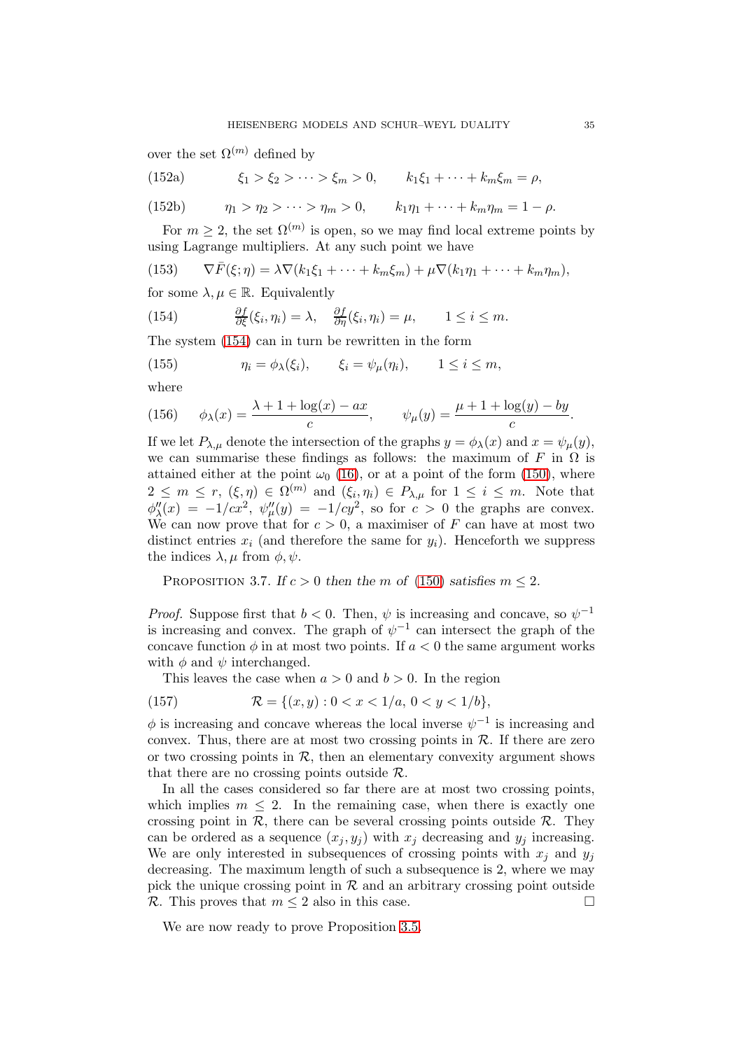over the set $\Omega^{(m)}$ defined by

$$\xi_1 > \xi_2 > \cdots > \xi_m > 0, \qquad k_1\xi_1 + \cdots + k_m\xi_m = \rho, \tag{152a}$$

$$\eta_1 > \eta_2 > \cdots > \eta_m > 0, \qquad k_1\eta_1 + \cdots + k_m\eta_m = 1 - \rho. \tag{152b}$$

For $m \geq 2$, the set $\Omega^{(m)}$ is open, so we may find local extreme points by using Lagrange multipliers. At any such point we have

$$\nabla \bar{F}(\xi;\eta) = \lambda \nabla(k_1\xi_1 + \cdots + k_m\xi_m) + \mu \nabla(k_1\eta_1 + \cdots + k_m\eta_m), \tag{153}$$

for some $\lambda, \mu \in \mathbb{R}$. Equivalently

$$\tfrac{\partial f}{\partial \xi}(\xi_i, \eta_i) = \lambda, \quad \tfrac{\partial f}{\partial \eta}(\xi_i, \eta_i) = \mu, \qquad 1 \leq i \leq m. \tag{154}$$

The system (154) can in turn be rewritten in the form

$$\eta_i = \phi_\lambda(\xi_i), \qquad \xi_i = \psi_\mu(\eta_i), \qquad 1 \leq i \leq m, \tag{155}$$

where

$$\phi_\lambda(x) = \frac{\lambda + 1 + \log(x) - ax}{c}, \qquad \psi_\mu(y) = \frac{\mu + 1 + \log(y) - by}{c}. \tag{156}$$

If we let $P_{\lambda,\mu}$ denote the intersection of the graphs $y = \phi_\lambda(x)$ and $x = \psi_\mu(y)$, we can summarise these findings as follows: the maximum of $F$ in $\Omega$ is attained either at the point $\omega_0$ (16), or at a point of the form (150), where $2 \leq m \leq r$, $(\xi, \eta) \in \Omega^{(m)}$ and $(\xi_i, \eta_i) \in P_{\lambda,\mu}$ for $1 \leq i \leq m$. Note that $\phi''_\lambda(x) = -1/cx^2$, $\psi''_\mu(y) = -1/cy^2$, so for $c > 0$ the graphs are convex. We can now prove that for $c > 0$, a maximiser of $F$ can have at most two distinct entries $x_i$ (and therefore the same for $y_i$). Henceforth we suppress the indices $\lambda, \mu$ from $\phi, \psi$.

Proposition 3.7. *If $c > 0$ then the $m$ of (150) satisfies $m \leq 2$.*

*Proof.* Suppose first that $b < 0$. Then, $\psi$ is increasing and concave, so $\psi^{-1}$ is increasing and convex. The graph of $\psi^{-1}$ can intersect the graph of the concave function $\phi$ in at most two points. If $a < 0$ the same argument works with $\phi$ and $\psi$ interchanged.

This leaves the case when $a > 0$ and $b > 0$. In the region

$$\mathcal{R} = \{(x, y) : 0 < x < 1/a,\ 0 < y < 1/b\}, \tag{157}$$

$\phi$ is increasing and concave whereas the local inverse $\psi^{-1}$ is increasing and convex. Thus, there are at most two crossing points in $\mathcal{R}$. If there are zero or two crossing points in $\mathcal{R}$, then an elementary convexity argument shows that there are no crossing points outside $\mathcal{R}$.

In all the cases considered so far there are at most two crossing points, which implies $m \leq 2$. In the remaining case, when there is exactly one crossing point in $\mathcal{R}$, there can be several crossing points outside $\mathcal{R}$. They can be ordered as a sequence $(x_j, y_j)$ with $x_j$ decreasing and $y_j$ increasing. We are only interested in subsequences of crossing points with $x_j$ and $y_j$ decreasing. The maximum length of such a subsequence is 2, where we may pick the unique crossing point in $\mathcal{R}$ and an arbitrary crossing point outside $\mathcal{R}$. This proves that $m \leq 2$ also in this case. ∎

We are now ready to prove Proposition 3.5.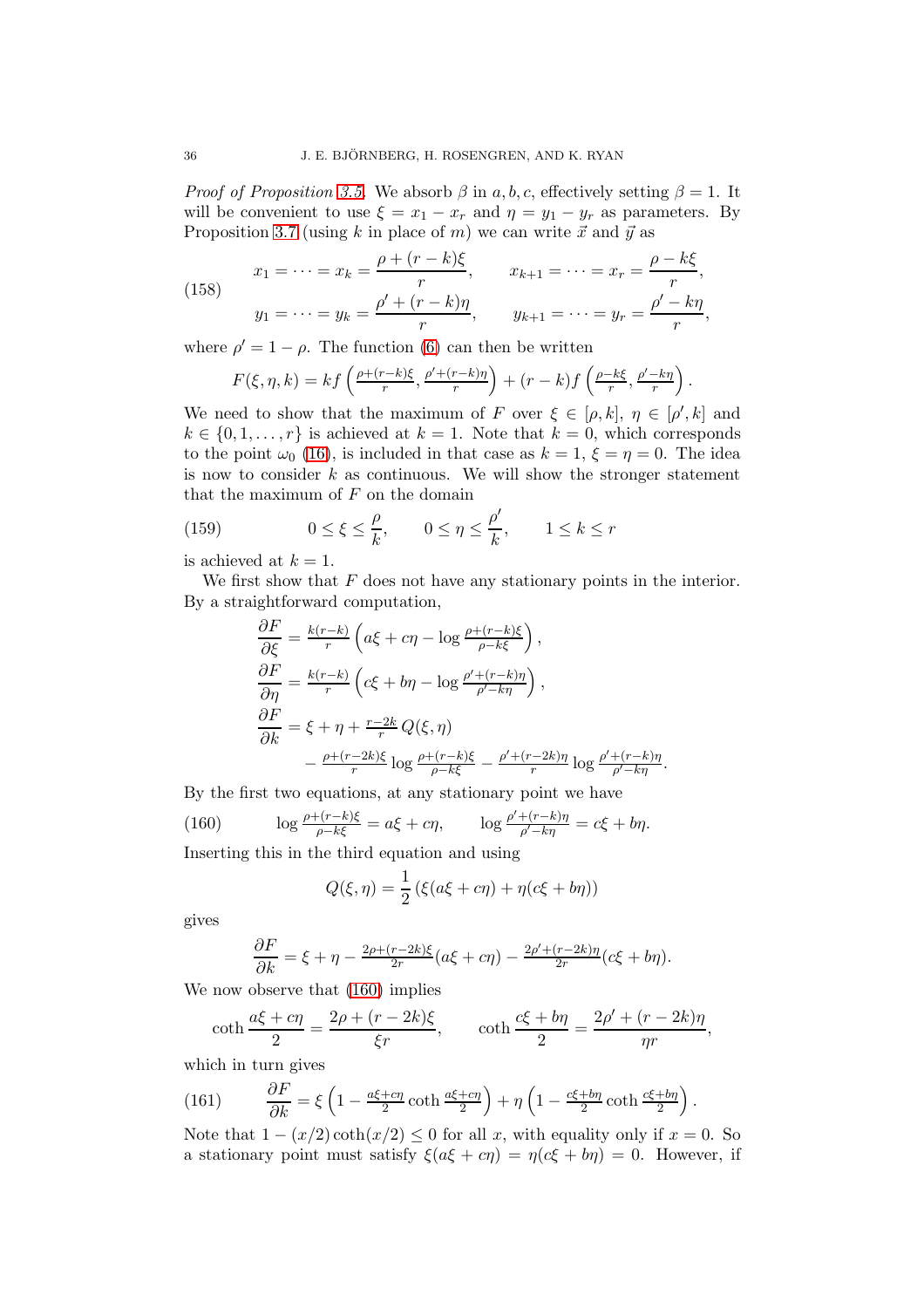*Proof of Proposition 3.5.* We absorb $\beta$ in $a, b, c$, effectively setting $\beta = 1$. It will be convenient to use $\xi = x_1 - x_r$ and $\eta = y_1 - y_r$ as parameters. By Proposition 3.7 (using $k$ in place of $m$) we can write $\vec{x}$ and $\vec{y}$ as

$$
\begin{aligned}
x_1 = \dots = x_k &= \frac{\rho + (r-k)\xi}{r}, \qquad & x_{k+1} = \dots = x_r &= \frac{\rho - k\xi}{r}, \\
y_1 = \dots = y_k &= \frac{\rho' + (r-k)\eta}{r}, \qquad & y_{k+1} = \dots = y_r &= \frac{\rho' - k\eta}{r},
\end{aligned}
\tag{158}
$$

where $\rho' = 1 - \rho$. The function (6) can then be written

$$
F(\xi, \eta, k) = k f\left(\tfrac{\rho + (r-k)\xi}{r}, \tfrac{\rho' + (r-k)\eta}{r}\right) + (r-k) f\left(\tfrac{\rho - k\xi}{r}, \tfrac{\rho' - k\eta}{r}\right).
$$

We need to show that the maximum of $F$ over $\xi \in [\rho, k]$, $\eta \in [\rho', k]$ and $k \in \{0, 1, \dots, r\}$ is achieved at $k = 1$. Note that $k = 0$, which corresponds to the point $\omega_0$ (16), is included in that case as $k = 1$, $\xi = \eta = 0$. The idea is now to consider $k$ as continuous. We will show the stronger statement that the maximum of $F$ on the domain

$$
0 \le \xi \le \frac{\rho}{k}, \qquad 0 \le \eta \le \frac{\rho'}{k}, \qquad 1 \le k \le r
\tag{159}
$$

is achieved at $k = 1$.

We first show that $F$ does not have any stationary points in the interior. By a straightforward computation,

$$
\begin{aligned}
\frac{\partial F}{\partial \xi} &= \tfrac{k(r-k)}{r}\left(a\xi + c\eta - \log \tfrac{\rho + (r-k)\xi}{\rho - k\xi}\right), \\
\frac{\partial F}{\partial \eta} &= \tfrac{k(r-k)}{r}\left(c\xi + b\eta - \log \tfrac{\rho' + (r-k)\eta}{\rho' - k\eta}\right), \\
\frac{\partial F}{\partial k} &= \xi + \eta + \tfrac{r-2k}{r}\, Q(\xi, \eta) \\
&\quad - \tfrac{\rho + (r-2k)\xi}{r} \log \tfrac{\rho + (r-k)\xi}{\rho - k\xi} - \tfrac{\rho' + (r-2k)\eta}{r} \log \tfrac{\rho' + (r-k)\eta}{\rho' - k\eta}.
\end{aligned}
$$

By the first two equations, at any stationary point we have

$$
\log \tfrac{\rho + (r-k)\xi}{\rho - k\xi} = a\xi + c\eta, \qquad \log \tfrac{\rho' + (r-k)\eta}{\rho' - k\eta} = c\xi + b\eta.
\tag{160}
$$

Inserting this in the third equation and using

$$
Q(\xi, \eta) = \frac{1}{2}\left(\xi(a\xi + c\eta) + \eta(c\xi + b\eta)\right)
$$

gives

$$
\frac{\partial F}{\partial k} = \xi + \eta - \tfrac{2\rho + (r-2k)\xi}{2r}(a\xi + c\eta) - \tfrac{2\rho' + (r-2k)\eta}{2r}(c\xi + b\eta).
$$

We now observe that (160) implies

$$
\coth \frac{a\xi + c\eta}{2} = \frac{2\rho + (r-2k)\xi}{\xi r}, \qquad \coth \frac{c\xi + b\eta}{2} = \frac{2\rho' + (r-2k)\eta}{\eta r},
$$

which in turn gives

$$
\frac{\partial F}{\partial k} = \xi\left(1 - \tfrac{a\xi + c\eta}{2} \coth \tfrac{a\xi + c\eta}{2}\right) + \eta\left(1 - \tfrac{c\xi + b\eta}{2} \coth \tfrac{c\xi + b\eta}{2}\right).
\tag{161}
$$

Note that $1 - (x/2)\coth(x/2) \le 0$ for all $x$, with equality only if $x = 0$. So a stationary point must satisfy $\xi(a\xi + c\eta) = \eta(c\xi + b\eta) = 0$. However, if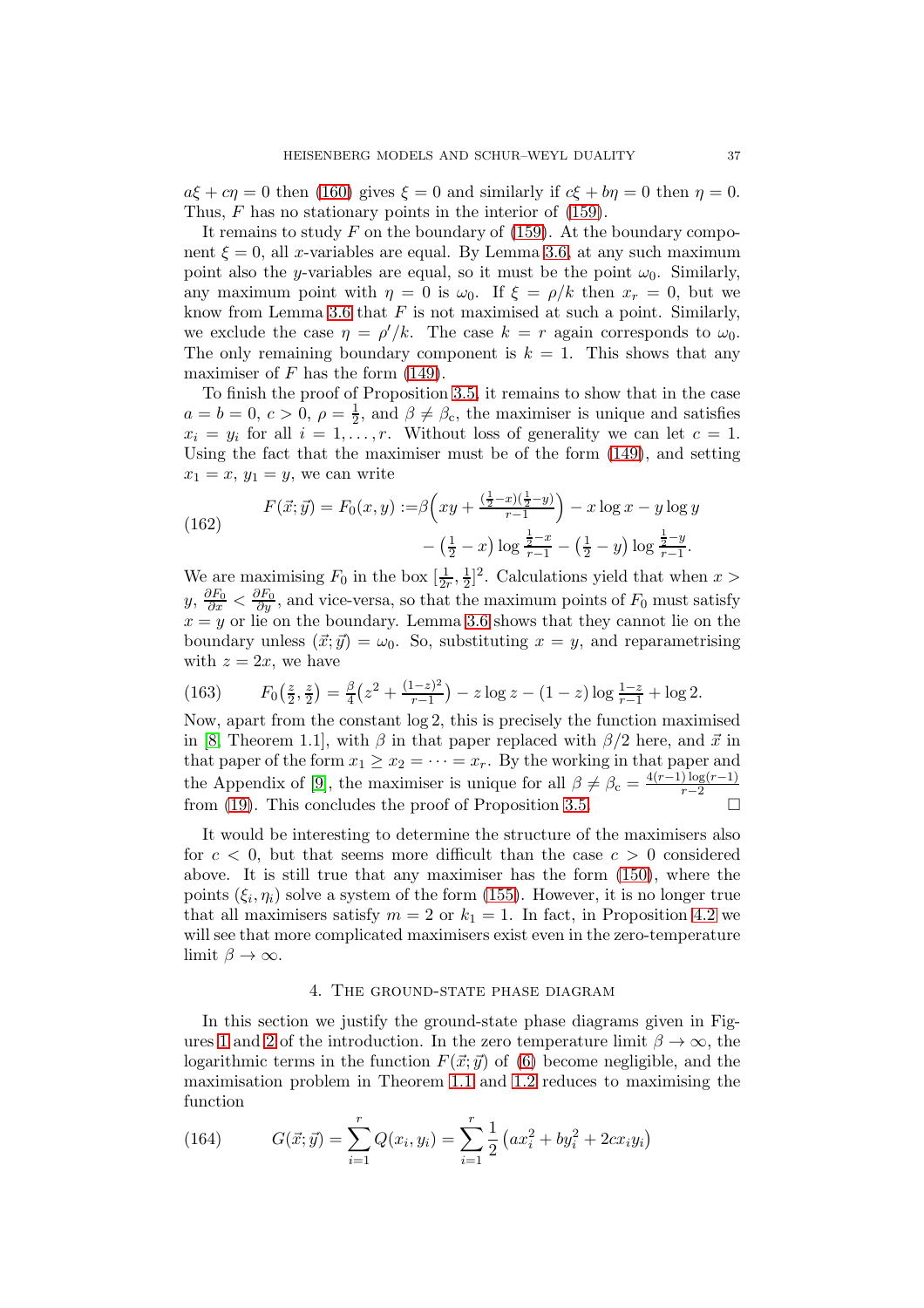$a\xi + c\eta = 0$ then (160) gives $\xi = 0$ and similarly if $c\xi + b\eta = 0$ then $\eta = 0$. Thus, $F$ has no stationary points in the interior of (159).

It remains to study $F$ on the boundary of (159). At the boundary component $\xi = 0$, all $x$-variables are equal. By Lemma 3.6, at any such maximum point also the $y$-variables are equal, so it must be the point $\omega_0$. Similarly, any maximum point with $\eta = 0$ is $\omega_0$. If $\xi = \rho/k$ then $x_r = 0$, but we know from Lemma 3.6 that $F$ is not maximised at such a point. Similarly, we exclude the case $\eta = \rho'/k$. The case $k = r$ again corresponds to $\omega_0$. The only remaining boundary component is $k = 1$. This shows that any maximiser of $F$ has the form (149).

To finish the proof of Proposition 3.5, it remains to show that in the case $a = b = 0$, $c > 0$, $\rho = \frac{1}{2}$, and $\beta \neq \beta_c$, the maximiser is unique and satisfies $x_i = y_i$ for all $i = 1, \dots, r$. Without loss of generality we can let $c = 1$. Using the fact that the maximiser must be of the form (149), and setting $x_1 = x$, $y_1 = y$, we can write

$$
\begin{aligned}
F(\vec{x};\vec{y}) = F_0(x,y) := &\beta\Big(xy + \tfrac{(\frac{1}{2}-x)(\frac{1}{2}-y)}{r-1}\Big) - x\log x - y\log y \\
&- \big(\tfrac{1}{2} - x\big)\log\tfrac{\frac{1}{2}-x}{r-1} - \big(\tfrac{1}{2} - y\big)\log\tfrac{\frac{1}{2}-y}{r-1}.
\end{aligned}
\tag{162}
$$

We are maximising $F_0$ in the box $[\frac{1}{2r}, \frac{1}{2}]^2$. Calculations yield that when $x > y$, $\frac{\partial F_0}{\partial x} < \frac{\partial F_0}{\partial y}$, and vice-versa, so that the maximum points of $F_0$ must satisfy $x = y$ or lie on the boundary. Lemma 3.6 shows that they cannot lie on the boundary unless $(\vec{x};\vec{y}) = \omega_0$. So, substituting $x = y$, and reparametrising with $z = 2x$, we have

$$
F_0\big(\tfrac{z}{2}, \tfrac{z}{2}\big) = \tfrac{\beta}{4}\big(z^2 + \tfrac{(1-z)^2}{r-1}\big) - z\log z - (1-z)\log\tfrac{1-z}{r-1} + \log 2.
\tag{163}
$$

Now, apart from the constant $\log 2$, this is precisely the function maximised in [8, Theorem 1.1], with $\beta$ in that paper replaced with $\beta/2$ here, and $\vec{x}$ in that paper of the form $x_1 \geq x_2 = \cdots = x_r$. By the working in that paper and the Appendix of [9], the maximiser is unique for all $\beta \neq \beta_c = \frac{4(r-1)\log(r-1)}{r-2}$ from (19). This concludes the proof of Proposition 3.5. $\square$

It would be interesting to determine the structure of the maximisers also for $c < 0$, but that seems more difficult than the case $c > 0$ considered above. It is still true that any maximiser has the form (150), where the points $(\xi_i, \eta_i)$ solve a system of the form (155). However, it is no longer true that all maximisers satisfy $m = 2$ or $k_1 = 1$. In fact, in Proposition 4.2 we will see that more complicated maximisers exist even in the zero-temperature limit $\beta \to \infty$.

## 4. The ground-state phase diagram

In this section we justify the ground-state phase diagrams given in Figures 1 and 2 of the introduction. In the zero temperature limit $\beta \to \infty$, the logarithmic terms in the function $F(\vec{x};\vec{y})$ of (6) become negligible, and the maximisation problem in Theorem 1.1 and 1.2 reduces to maximising the function

$$
G(\vec{x};\vec{y}) = \sum_{i=1}^{r} Q(x_i, y_i) = \sum_{i=1}^{r} \frac{1}{2}\left(ax_i^2 + by_i^2 + 2cx_iy_i\right)
\tag{164}
$$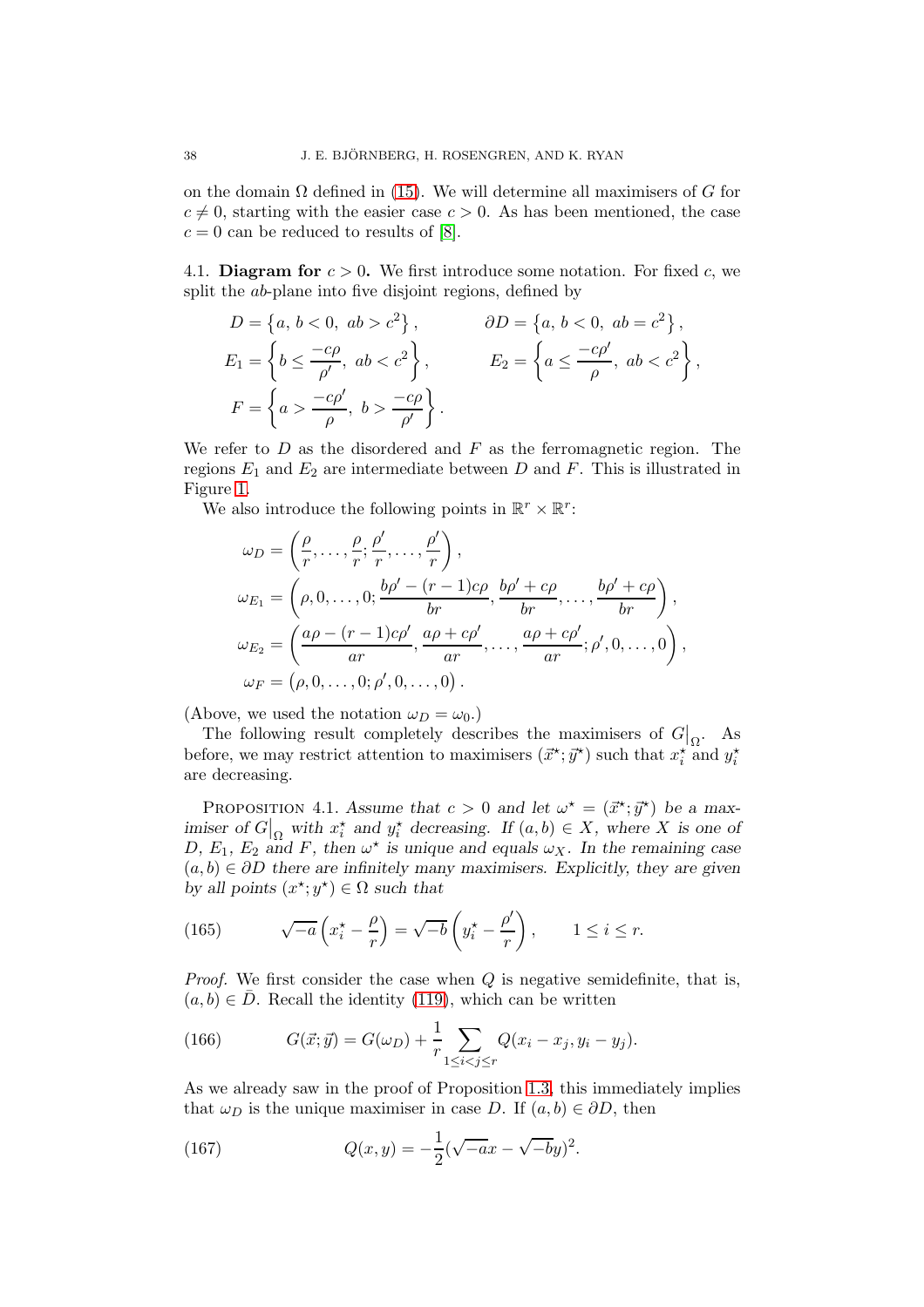on the domain $\Omega$ defined in (15). We will determine all maximisers of $G$ for $c \neq 0$, starting with the easier case $c > 0$. As has been mentioned, the case $c = 0$ can be reduced to results of [8].

### 4.1. Diagram for $c > 0$.

We first introduce some notation. For fixed $c$, we split the $ab$-plane into five disjoint regions, defined by

$$D = \left\{a,\, b < 0,\ ab > c^2\right\}, \qquad \partial D = \left\{a,\, b < 0,\ ab = c^2\right\},$$

$$E_1 = \left\{b \leq \frac{-c\rho}{\rho'},\ ab < c^2\right\}, \qquad E_2 = \left\{a \leq \frac{-c\rho'}{\rho},\ ab < c^2\right\},$$

$$F = \left\{a > \frac{-c\rho'}{\rho},\ b > \frac{-c\rho}{\rho'}\right\}.$$

We refer to $D$ as the disordered and $F$ as the ferromagnetic region. The regions $E_1$ and $E_2$ are intermediate between $D$ and $F$. This is illustrated in Figure 1.

We also introduce the following points in $\mathbb{R}^r \times \mathbb{R}^r$:

$$\omega_D = \left(\frac{\rho}{r}, \dots, \frac{\rho}{r}; \frac{\rho'}{r}, \dots, \frac{\rho'}{r}\right),$$

$$\omega_{E_1} = \left(\rho, 0, \dots, 0; \frac{b\rho' - (r-1)c\rho}{br}, \frac{b\rho' + c\rho}{br}, \dots, \frac{b\rho' + c\rho}{br}\right),$$

$$\omega_{E_2} = \left(\frac{a\rho - (r-1)c\rho'}{ar}, \frac{a\rho + c\rho'}{ar}, \dots, \frac{a\rho + c\rho'}{ar}; \rho', 0, \dots, 0\right),$$

$$\omega_F = \left(\rho, 0, \dots, 0; \rho', 0, \dots, 0\right).$$

(Above, we used the notation $\omega_D = \omega_0$.)

The following result completely describes the maximisers of $G\big|_\Omega$. As before, we may restrict attention to maximisers $(\vec{x}^\star; \vec{y}^\star)$ such that $x_i^\star$ and $y_i^\star$ are decreasing.

**Proposition 4.1.** *Assume that $c > 0$ and let $\omega^\star = (\vec{x}^\star; \vec{y}^\star)$ be a maximiser of $G\big|_\Omega$ with $x_i^\star$ and $y_i^\star$ decreasing. If $(a, b) \in X$, where $X$ is one of $D$, $E_1$, $E_2$ and $F$, then $\omega^\star$ is unique and equals $\omega_X$. In the remaining case $(a, b) \in \partial D$ there are infinitely many maximisers. Explicitly, they are given by all points $(x^\star; y^\star) \in \Omega$ such that*

$$\sqrt{-a}\left(x_i^\star - \frac{\rho}{r}\right) = \sqrt{-b}\left(y_i^\star - \frac{\rho'}{r}\right), \qquad 1 \leq i \leq r. \tag{165}$$

*Proof.* We first consider the case when $Q$ is negative semidefinite, that is, $(a, b) \in \bar{D}$. Recall the identity (119), which can be written

$$G(\vec{x}; \vec{y}) = G(\omega_D) + \frac{1}{r} \sum_{1 \leq i < j \leq r} Q(x_i - x_j, y_i - y_j). \tag{166}$$

As we already saw in the proof of Proposition 1.3, this immediately implies that $\omega_D$ is the unique maximiser in case $D$. If $(a, b) \in \partial D$, then

$$Q(x, y) = -\frac{1}{2}(\sqrt{-a}x - \sqrt{-b}y)^2. \tag{167}$$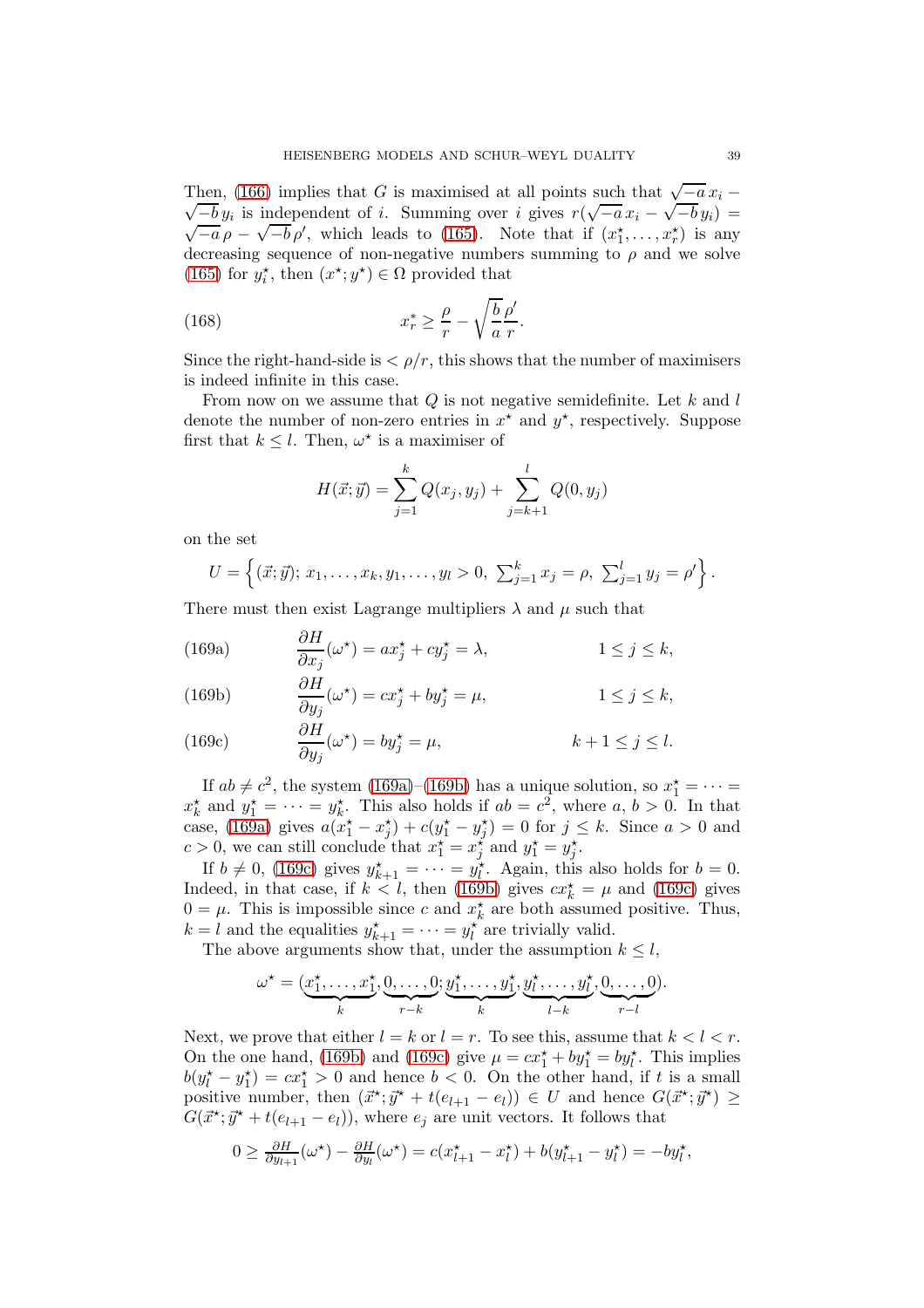Then, (166) implies that $G$ is maximised at all points such that $\sqrt{-a}\,x_i - \sqrt{-b}\,y_i$ is independent of $i$. Summing over $i$ gives $r(\sqrt{-a}\,x_i - \sqrt{-b}\,y_i) = \sqrt{-a}\,\rho - \sqrt{-b}\,\rho'$, which leads to (165). Note that if $(x_1^\star, \dots, x_r^\star)$ is any decreasing sequence of non-negative numbers summing to $\rho$ and we solve (165) for $y_i^\star$, then $(x^\star; y^\star) \in \Omega$ provided that

$$x_r^* \geq \frac{\rho}{r} - \sqrt{\frac{b}{a}}\frac{\rho'}{r}. \tag{168}$$

Since the right-hand-side is $< \rho/r$, this shows that the number of maximisers is indeed infinite in this case.

From now on we assume that $Q$ is not negative semidefinite. Let $k$ and $l$ denote the number of non-zero entries in $x^\star$ and $y^\star$, respectively. Suppose first that $k \leq l$. Then, $\omega^\star$ is a maximiser of

$$H(\vec{x}; \vec{y}) = \sum_{j=1}^{k} Q(x_j, y_j) + \sum_{j=k+1}^{l} Q(0, y_j)$$

on the set

$$U = \left\{(\vec{x}; \vec{y});\, x_1, \dots, x_k, y_1, \dots, y_l > 0,\ \textstyle\sum_{j=1}^k x_j = \rho,\ \sum_{j=1}^l y_j = \rho'\right\}.$$

There must then exist Lagrange multipliers $\lambda$ and $\mu$ such that

$$\frac{\partial H}{\partial x_j}(\omega^\star) = a x_j^\star + c y_j^\star = \lambda, \qquad 1 \leq j \leq k, \tag{169a}$$

$$\frac{\partial H}{\partial y_j}(\omega^\star) = c x_j^\star + b y_j^\star = \mu, \qquad 1 \leq j \leq k, \tag{169b}$$

$$\frac{\partial H}{\partial y_j}(\omega^\star) = b y_j^\star = \mu, \qquad k+1 \leq j \leq l. \tag{169c}$$

If $ab \neq c^2$, the system (169a)–(169b) has a unique solution, so $x_1^\star = \dots = x_k^\star$ and $y_1^\star = \dots = y_k^\star$. This also holds if $ab = c^2$, where $a$, $b > 0$. In that case, (169a) gives $a(x_1^\star - x_j^\star) + c(y_1^\star - y_j^\star) = 0$ for $j \leq k$. Since $a > 0$ and $c > 0$, we can still conclude that $x_1^\star = x_j^\star$ and $y_1^\star = y_j^\star$.

If $b \neq 0$, (169c) gives $y_{k+1}^\star = \dots = y_l^\star$. Again, this also holds for $b = 0$. Indeed, in that case, if $k < l$, then (169b) gives $c x_k^\star = \mu$ and (169c) gives $0 = \mu$. This is impossible since $c$ and $x_k^\star$ are both assumed positive. Thus, $k = l$ and the equalities $y_{k+1}^\star = \dots = y_l^\star$ are trivially valid.

The above arguments show that, under the assumption $k \leq l$,

$$\omega^\star = (\underbrace{x_1^\star, \dots, x_1^\star}_{k}, \underbrace{0, \dots, 0}_{r-k}; \underbrace{y_1^\star, \dots, y_1^\star}_{k}, \underbrace{y_l^\star, \dots, y_l^\star}_{l-k}, \underbrace{0, \dots, 0}_{r-l}).$$

Next, we prove that either $l = k$ or $l = r$. To see this, assume that $k < l < r$. On the one hand, (169b) and (169c) give $\mu = c x_1^\star + b y_1^\star = b y_l^\star$. This implies $b(y_l^\star - y_1^\star) = c x_1^\star > 0$ and hence $b < 0$. On the other hand, if $t$ is a small positive number, then $(\vec{x}^\star; \vec{y}^\star + t(e_{l+1} - e_l)) \in U$ and hence $G(\vec{x}^\star; \vec{y}^\star) \geq G(\vec{x}^\star; \vec{y}^\star + t(e_{l+1} - e_l))$, where $e_j$ are unit vectors. It follows that

$$0 \geq \tfrac{\partial H}{\partial y_{l+1}}(\omega^\star) - \tfrac{\partial H}{\partial y_l}(\omega^\star) = c(x_{l+1}^\star - x_l^\star) + b(y_{l+1}^\star - y_l^\star) = -b y_l^\star,$$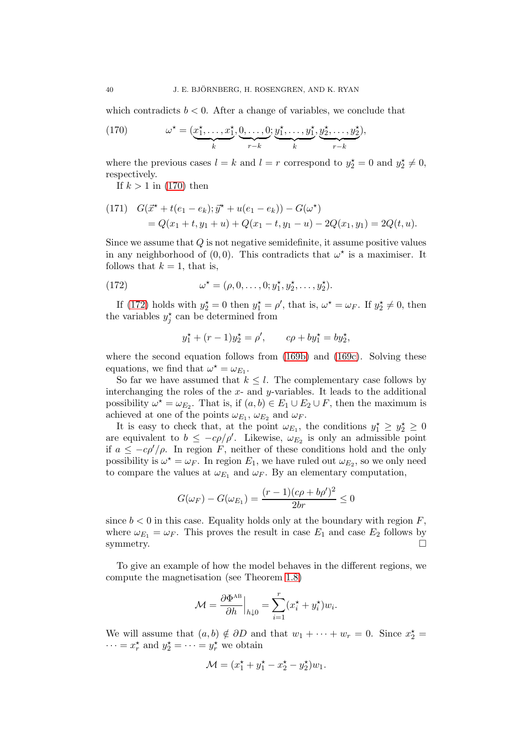which contradicts $b < 0$. After a change of variables, we conclude that

$$\omega^\star = (\underbrace{x_1^\star, \dots, x_1^\star}_{k}, \underbrace{0, \dots, 0}_{r-k}; \underbrace{y_1^\star, \dots, y_1^\star}_{k}, \underbrace{y_2^\star, \dots, y_2^\star}_{r-k}), \tag{170}$$

where the previous cases $l = k$ and $l = r$ correspond to $y_2^\star = 0$ and $y_2^\star \neq 0$, respectively.

If $k > 1$ in (170) then

$$\begin{aligned} &G(\vec{x}^\star + t(e_1 - e_k); \vec{y}^\star + u(e_1 - e_k)) - G(\omega^\star) \\ &\quad = Q(x_1 + t, y_1 + u) + Q(x_1 - t, y_1 - u) - 2Q(x_1, y_1) = 2Q(t, u). \end{aligned} \tag{171}$$

Since we assume that $Q$ is not negative semidefinite, it assume positive values in any neighborhood of $(0, 0)$. This contradicts that $\omega^\star$ is a maximiser. It follows that $k = 1$, that is,

$$\omega^\star = (\rho, 0, \dots, 0; y_1^\star, y_2^\star, \dots, y_2^\star). \tag{172}$$

If (172) holds with $y_2^\star = 0$ then $y_1^\star = \rho'$, that is, $\omega^\star = \omega_F$. If $y_2^\star \neq 0$, then the variables $y_j^\star$ can be determined from

$$y_1^\star + (r-1)y_2^\star = \rho', \qquad c\rho + by_1^\star = by_2^\star,$$

where the second equation follows from (169b) and (169c). Solving these equations, we find that $\omega^\star = \omega_{E_1}$.

So far we have assumed that $k \leq l$. The complementary case follows by interchanging the roles of the $x$- and $y$-variables. It leads to the additional possibility $\omega^\star = \omega_{E_2}$. That is, if $(a, b) \in E_1 \cup E_2 \cup F$, then the maximum is achieved at one of the points $\omega_{E_1}$, $\omega_{E_2}$ and $\omega_F$.

It is easy to check that, at the point $\omega_{E_1}$, the conditions $y_1^\star \geq y_2^\star \geq 0$ are equivalent to $b \leq -c\rho/\rho'$. Likewise, $\omega_{E_2}$ is only an admissible point if $a \leq -c\rho'/\rho$. In region $F$, neither of these conditions hold and the only possibility is $\omega^\star = \omega_F$. In region $E_1$, we have ruled out $\omega_{E_2}$, so we only need to compare the values at $\omega_{E_1}$ and $\omega_F$. By an elementary computation,

$$G(\omega_F) - G(\omega_{E_1}) = \frac{(r-1)(c\rho + b\rho')^2}{2br} \leq 0$$

since $b < 0$ in this case. Equality holds only at the boundary with region $F$, where $\omega_{E_1} = \omega_F$. This proves the result in case $E_1$ and case $E_2$ follows by symmetry. $\square$

To give an example of how the model behaves in the different regions, we compute the magnetisation (see Theorem 1.8)

$$\mathcal{M} = \frac{\partial \Phi^{\mathrm{AB}}}{\partial h}\Big|_{h \downarrow 0} = \sum_{i=1}^{r} (x_i^\star + y_i^\star) w_i.$$

We will assume that $(a, b) \notin \partial D$ and that $w_1 + \cdots + w_r = 0$. Since $x_2^\star = \cdots = x_r^\star$ and $y_2^\star = \cdots = y_r^\star$ we obtain

$$\mathcal{M} = (x_1^\star + y_1^\star - x_2^\star - y_2^\star) w_1.$$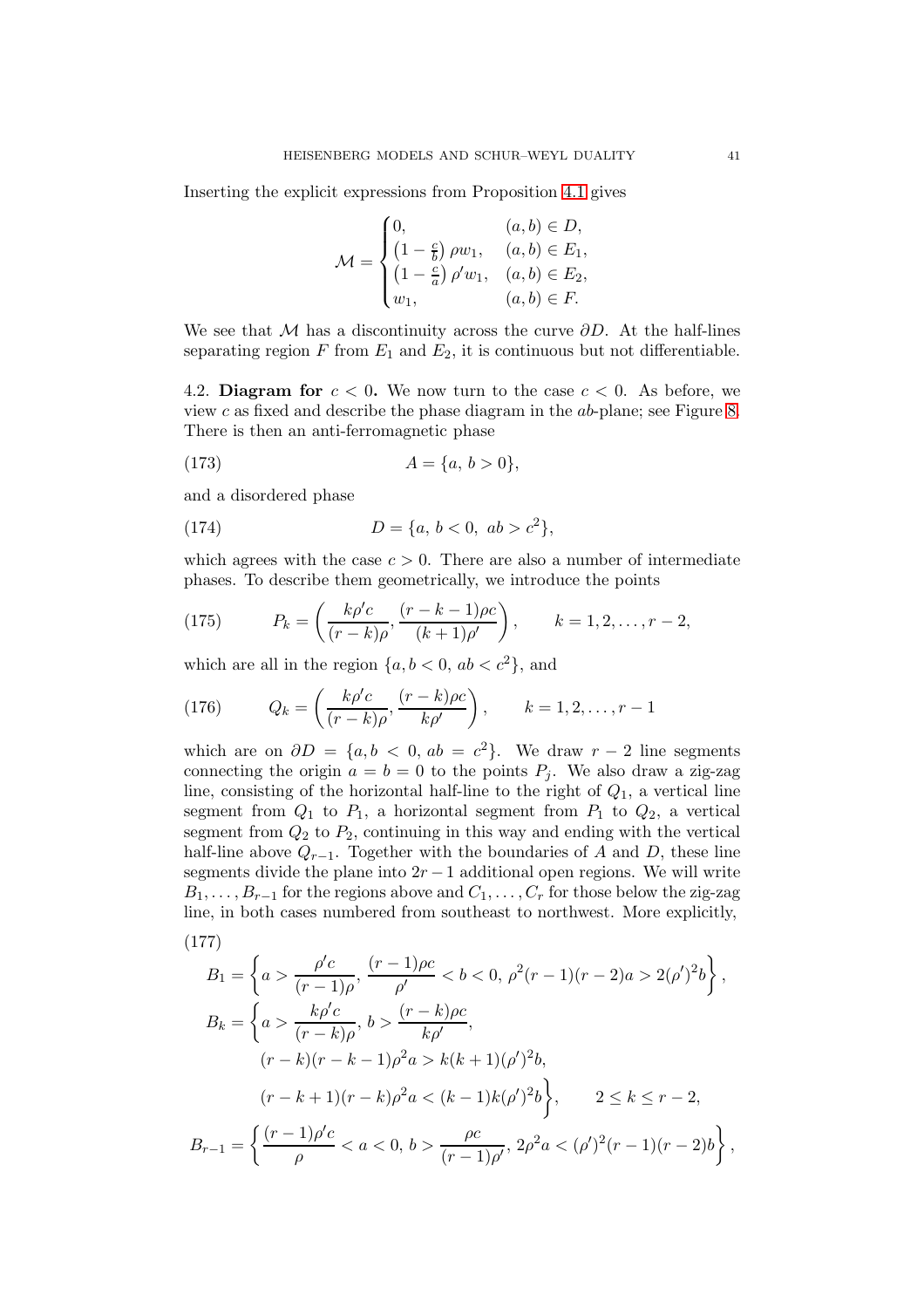Inserting the explicit expressions from Proposition 4.1 gives

$$\mathcal{M} = \begin{cases} 0, & (a,b) \in D, \\ \left(1 - \frac{c}{b}\right) \rho w_1, & (a,b) \in E_1, \\ \left(1 - \frac{c}{a}\right) \rho' w_1, & (a,b) \in E_2, \\ w_1, & (a,b) \in F. \end{cases}$$

We see that $\mathcal{M}$ has a discontinuity across the curve $\partial D$. At the half-lines separating region $F$ from $E_1$ and $E_2$, it is continuous but not differentiable.

4.2. **Diagram for $c < 0$.** We now turn to the case $c < 0$. As before, we view $c$ as fixed and describe the phase diagram in the $ab$-plane; see Figure 8. There is then an anti-ferromagnetic phase

$$A = \{a,\, b > 0\}, \tag{173}$$

and a disordered phase

$$D = \{a,\, b < 0,\ ab > c^2\}, \tag{174}$$

which agrees with the case $c > 0$. There are also a number of intermediate phases. To describe them geometrically, we introduce the points

$$P_k = \left( \frac{k\rho' c}{(r-k)\rho}, \frac{(r-k-1)\rho c}{(k+1)\rho'} \right), \qquad k = 1, 2, \dots, r-2, \tag{175}$$

which are all in the region $\{a, b < 0,\ ab < c^2\}$, and

$$Q_k = \left( \frac{k\rho' c}{(r-k)\rho}, \frac{(r-k)\rho c}{k\rho'} \right), \qquad k = 1, 2, \dots, r-1 \tag{176}$$

which are on $\partial D = \{a, b < 0,\ ab = c^2\}$. We draw $r-2$ line segments connecting the origin $a = b = 0$ to the points $P_j$. We also draw a zig-zag line, consisting of the horizontal half-line to the right of $Q_1$, a vertical line segment from $Q_1$ to $P_1$, a horizontal segment from $P_1$ to $Q_2$, a vertical segment from $Q_2$ to $P_2$, continuing in this way and ending with the vertical half-line above $Q_{r-1}$. Together with the boundaries of $A$ and $D$, these line segments divide the plane into $2r-1$ additional open regions. We will write $B_1, \dots, B_{r-1}$ for the regions above and $C_1, \dots, C_r$ for those below the zig-zag line, in both cases numbered from southeast to northwest. More explicitly,

$$\begin{aligned}
B_1 &= \left\{ a > \frac{\rho' c}{(r-1)\rho},\ \frac{(r-1)\rho c}{\rho'} < b < 0,\ \rho^2 (r-1)(r-2) a > 2(\rho')^2 b \right\}, \\
B_k &= \bigg\{ a > \frac{k\rho' c}{(r-k)\rho},\ b > \frac{(r-k)\rho c}{k\rho'}, \\
&\qquad (r-k)(r-k-1)\rho^2 a > k(k+1)(\rho')^2 b, \\
&\qquad (r-k+1)(r-k)\rho^2 a < (k-1)k(\rho')^2 b \bigg\}, \qquad 2 \le k \le r-2, \\
B_{r-1} &= \left\{ \frac{(r-1)\rho' c}{\rho} < a < 0,\ b > \frac{\rho c}{(r-1)\rho'},\ 2\rho^2 a < (\rho')^2 (r-1)(r-2) b \right\},
\end{aligned} \tag{177}$$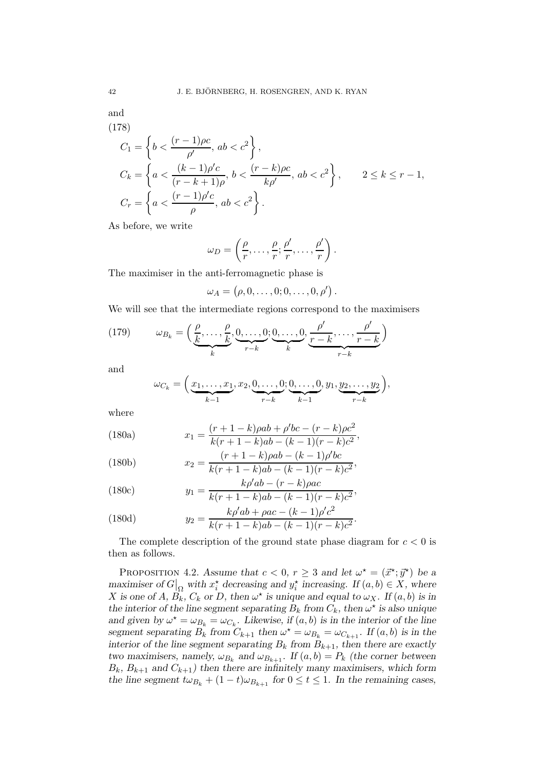and

(178)

$$
\begin{aligned}
C_1 &= \left\{ b < \frac{(r-1)\rho c}{\rho'},\ ab < c^2 \right\}, \\
C_k &= \left\{ a < \frac{(k-1)\rho' c}{(r-k+1)\rho},\ b < \frac{(r-k)\rho c}{k\rho'},\ ab < c^2 \right\}, \qquad 2 \leq k \leq r-1, \\
C_r &= \left\{ a < \frac{(r-1)\rho' c}{\rho},\ ab < c^2 \right\}.
\end{aligned}
$$

As before, we write

$$
\omega_D = \left( \frac{\rho}{r}, \dots, \frac{\rho}{r}; \frac{\rho'}{r}, \dots, \frac{\rho'}{r} \right).
$$

The maximiser in the anti-ferromagnetic phase is

$$
\omega_A = \left( \rho, 0, \dots, 0; 0, \dots, 0, \rho' \right).
$$

We will see that the intermediate regions correspond to the maximisers

$$
\omega_{B_k} = \Big( \underbrace{\frac{\rho}{k}, \dots, \frac{\rho}{k}}_{k}, \underbrace{0, \dots, 0}_{r-k}; \underbrace{0, \dots, 0}_{k}, \underbrace{\frac{\rho'}{r-k}, \dots, \frac{\rho'}{r-k}}_{r-k} \Big) \tag{179}
$$

and

$$
\omega_{C_k} = \Big( \underbrace{x_1, \dots, x_1}_{k-1}, x_2, \underbrace{0, \dots, 0}_{r-k}; \underbrace{0, \dots, 0}_{k-1}, y_1, \underbrace{y_2, \dots, y_2}_{r-k} \Big),
$$

where

$$
x_1 = \frac{(r+1-k)\rho ab + \rho' bc - (r-k)\rho c^2}{k(r+1-k)ab - (k-1)(r-k)c^2}, \tag{180a}
$$

$$
x_2 = \frac{(r+1-k)\rho ab - (k-1)\rho' bc}{k(r+1-k)ab - (k-1)(r-k)c^2}, \tag{180b}
$$

$$
y_1 = \frac{k\rho' ab - (r-k)\rho ac}{k(r+1-k)ab - (k-1)(r-k)c^2}, \tag{180c}
$$

$$
y_2 = \frac{k\rho' ab + \rho ac - (k-1)\rho' c^2}{k(r+1-k)ab - (k-1)(r-k)c^2}. \tag{180d}
$$

The complete description of the ground state phase diagram for $c < 0$ is then as follows.

Proposition 4.2. *Assume that $c < 0$, $r \geq 3$ and let $\omega^\star = (\vec{x}^\star; \vec{y}^\star)$ be a maximiser of $G\big|_\Omega$ with $x_i^\star$ decreasing and $y_i^\star$ increasing. If $(a,b) \in X$, where $X$ is one of $A$, $B_k$, $C_k$ or $D$, then $\omega^\star$ is unique and equal to $\omega_X$. If $(a,b)$ is in the interior of the line segment separating $B_k$ from $C_k$, then $\omega^\star$ is also unique and given by $\omega^\star = \omega_{B_k} = \omega_{C_k}$. Likewise, if $(a,b)$ is in the interior of the line segment separating $B_k$ from $C_{k+1}$ then $\omega^\star = \omega_{B_k} = \omega_{C_{k+1}}$. If $(a,b)$ is in the interior of the line segment separating $B_k$ from $B_{k+1}$, then there are exactly two maximisers, namely, $\omega_{B_k}$ and $\omega_{B_{k+1}}$. If $(a,b) = P_k$ (the corner between $B_k$, $B_{k+1}$ and $C_{k+1}$) then there are infinitely many maximisers, which form the line segment $t\omega_{B_k} + (1-t)\omega_{B_{k+1}}$ for $0 \leq t \leq 1$. In the remaining cases,*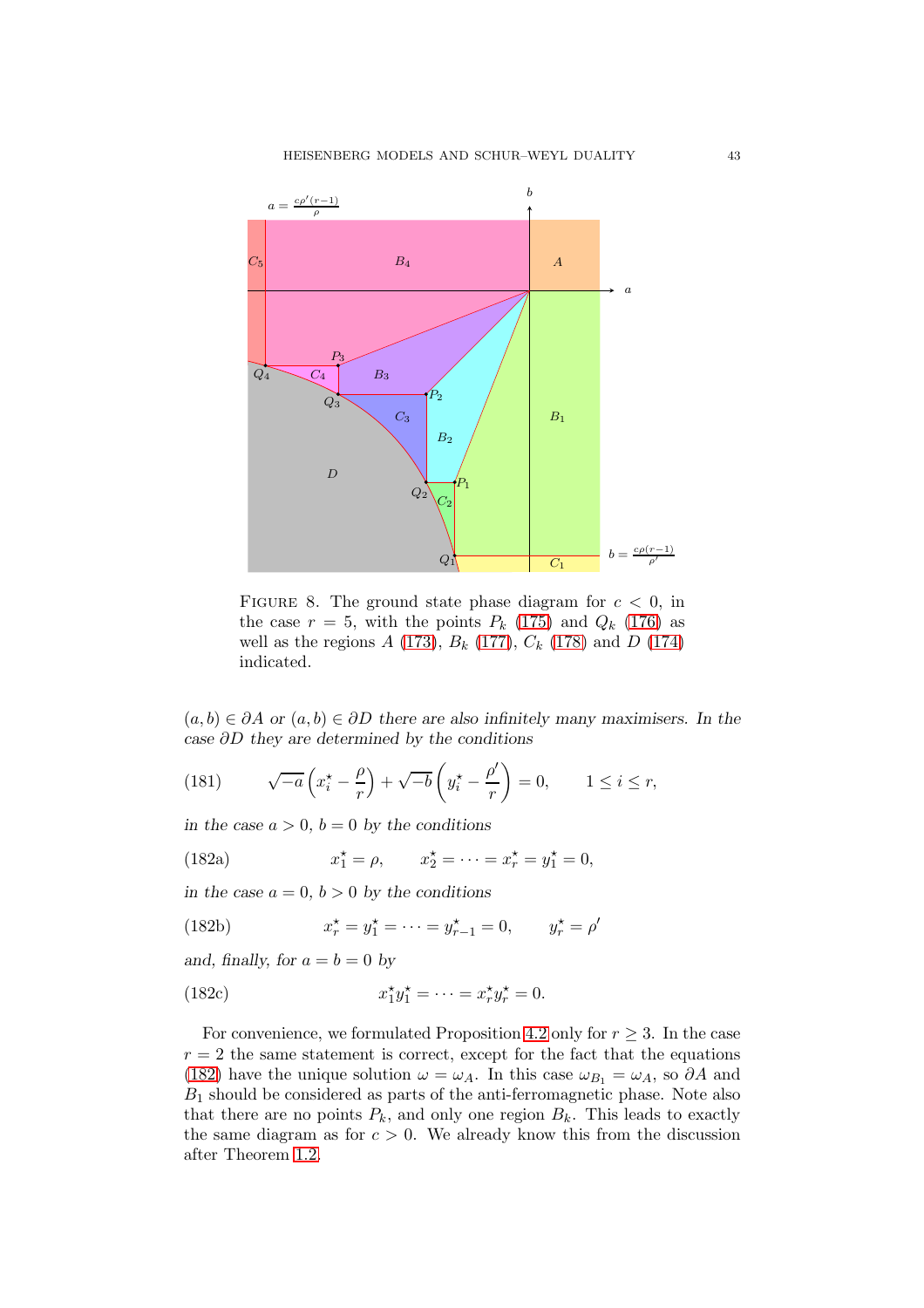FIGURE 8. The ground state phase diagram for $c < 0$, in the case $r = 5$, with the points $P_k$ (175) and $Q_k$ (176) as well as the regions $A$ (173), $B_k$ (177), $C_k$ (178) and $D$ (174) indicated.

*$(a, b) \in \partial A$ or $(a, b) \in \partial D$ there are also infinitely many maximisers. In the case $\partial D$ they are determined by the conditions*

$$\sqrt{-a}\left(x_i^\star - \frac{\rho}{r}\right) + \sqrt{-b}\left(y_i^\star - \frac{\rho'}{r}\right) = 0, \qquad 1 \le i \le r, \tag{181}$$

*in the case $a > 0$, $b = 0$ by the conditions*

$$x_1^\star = \rho, \qquad x_2^\star = \cdots = x_r^\star = y_1^\star = 0, \tag{182a}$$

*in the case $a = 0$, $b > 0$ by the conditions*

$$x_r^\star = y_1^\star = \cdots = y_{r-1}^\star = 0, \qquad y_r^\star = \rho' \tag{182b}$$

*and, finally, for $a = b = 0$ by*

$$x_1^\star y_1^\star = \cdots = x_r^\star y_r^\star = 0. \tag{182c}$$

For convenience, we formulated Proposition 4.2 only for $r \ge 3$. In the case $r = 2$ the same statement is correct, except for the fact that the equations (182) have the unique solution $\omega = \omega_A$. In this case $\omega_{B_1} = \omega_A$, so $\partial A$ and $B_1$ should be considered as parts of the anti-ferromagnetic phase. Note also that there are no points $P_k$, and only one region $B_k$. This leads to exactly the same diagram as for $c > 0$. We already know this from the discussion after Theorem 1.2.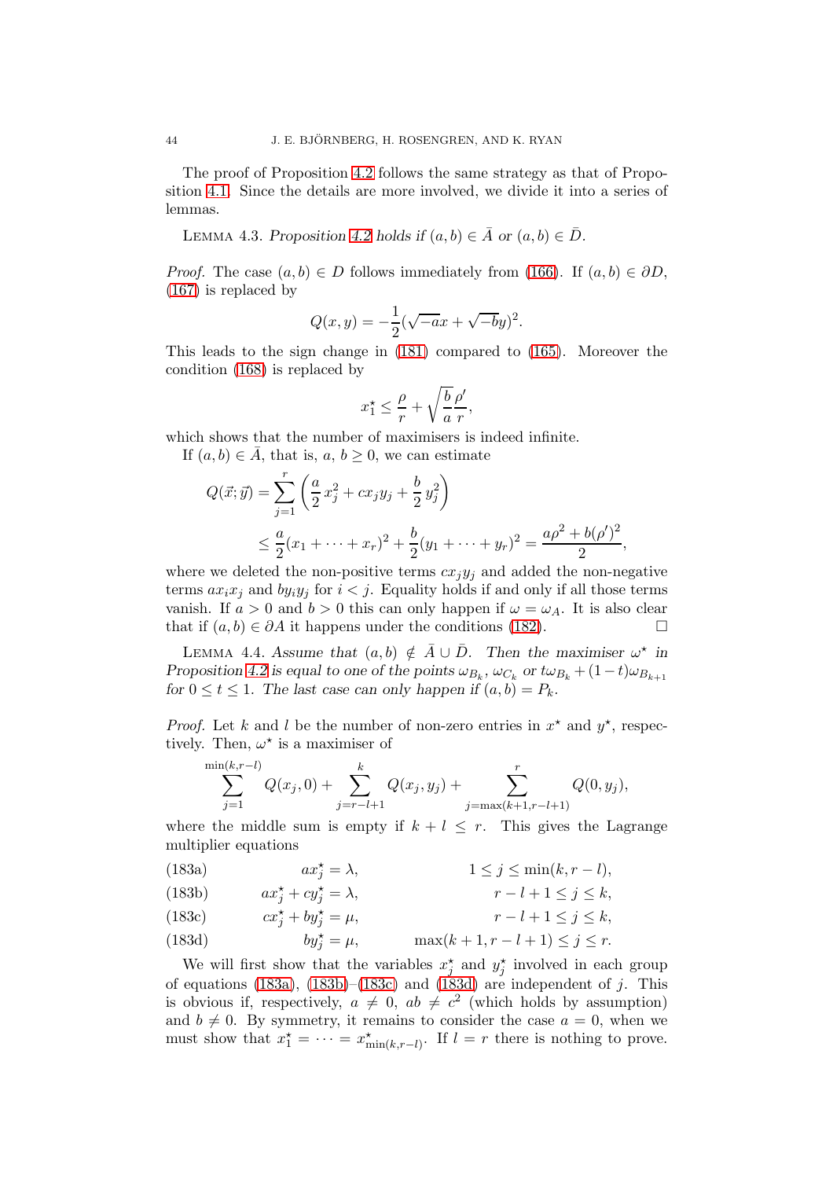The proof of Proposition 4.2 follows the same strategy as that of Proposition 4.1. Since the details are more involved, we divide it into a series of lemmas.

LEMMA 4.3. *Proposition 4.2 holds if $(a,b) \in \bar{A}$ or $(a,b) \in \bar{D}$.*

*Proof.* The case $(a,b) \in D$ follows immediately from (166). If $(a,b) \in \partial D$, (167) is replaced by

$$Q(x,y) = -\frac{1}{2}(\sqrt{-a}x + \sqrt{-b}y)^2.$$

This leads to the sign change in (181) compared to (165). Moreover the condition (168) is replaced by

$$x_1^\star \leq \frac{\rho}{r} + \sqrt{\frac{b}{a}}\frac{\rho'}{r},$$

which shows that the number of maximisers is indeed infinite.

If $(a,b) \in \bar{A}$, that is, $a$, $b \geq 0$, we can estimate

$$\begin{aligned}
Q(\vec{x};\vec{y}) &= \sum_{j=1}^{r}\left(\frac{a}{2}x_j^2 + cx_jy_j + \frac{b}{2}y_j^2\right) \\
&\leq \frac{a}{2}(x_1+\cdots+x_r)^2 + \frac{b}{2}(y_1+\cdots+y_r)^2 = \frac{a\rho^2 + b(\rho')^2}{2},
\end{aligned}$$

where we deleted the non-positive terms $cx_jy_j$ and added the non-negative terms $ax_ix_j$ and $by_iy_j$ for $i<j$. Equality holds if and only if all those terms vanish. If $a>0$ and $b>0$ this can only happen if $\omega = \omega_A$. It is also clear that if $(a,b) \in \partial A$ it happens under the conditions (182). $\square$

LEMMA 4.4. *Assume that $(a,b) \notin \bar{A} \cup \bar{D}$. Then the maximiser $\omega^\star$ in Proposition 4.2 is equal to one of the points $\omega_{B_k}$, $\omega_{C_k}$ or $t\omega_{B_k} + (1-t)\omega_{B_{k+1}}$ for $0 \leq t \leq 1$. The last case can only happen if $(a,b) = P_k$.*

*Proof.* Let $k$ and $l$ be the number of non-zero entries in $x^\star$ and $y^\star$, respectively. Then, $\omega^\star$ is a maximiser of

$$\sum_{j=1}^{\min(k,r-l)} Q(x_j,0) + \sum_{j=r-l+1}^{k} Q(x_j,y_j) + \sum_{j=\max(k+1,r-l+1)}^{r} Q(0,y_j),$$

where the middle sum is empty if $k+l \leq r$. This gives the Lagrange multiplier equations

$$ax_j^\star = \lambda, \qquad 1 \leq j \leq \min(k,r-l), \tag{183a}$$

$$ax_j^\star + cy_j^\star = \lambda, \qquad r-l+1 \leq j \leq k, \tag{183b}$$

$$cx_j^\star + by_j^\star = \mu, \qquad r-l+1 \leq j \leq k, \tag{183c}$$

$$by_j^\star = \mu, \qquad \max(k+1,r-l+1) \leq j \leq r. \tag{183d}$$

We will first show that the variables $x_j^\star$ and $y_j^\star$ involved in each group of equations (183a), (183b)–(183c) and (183d) are independent of $j$. This is obvious if, respectively, $a \neq 0$, $ab \neq c^2$ (which holds by assumption) and $b \neq 0$. By symmetry, it remains to consider the case $a=0$, when we must show that $x_1^\star = \cdots = x_{\min(k,r-l)}^\star$. If $l=r$ there is nothing to prove.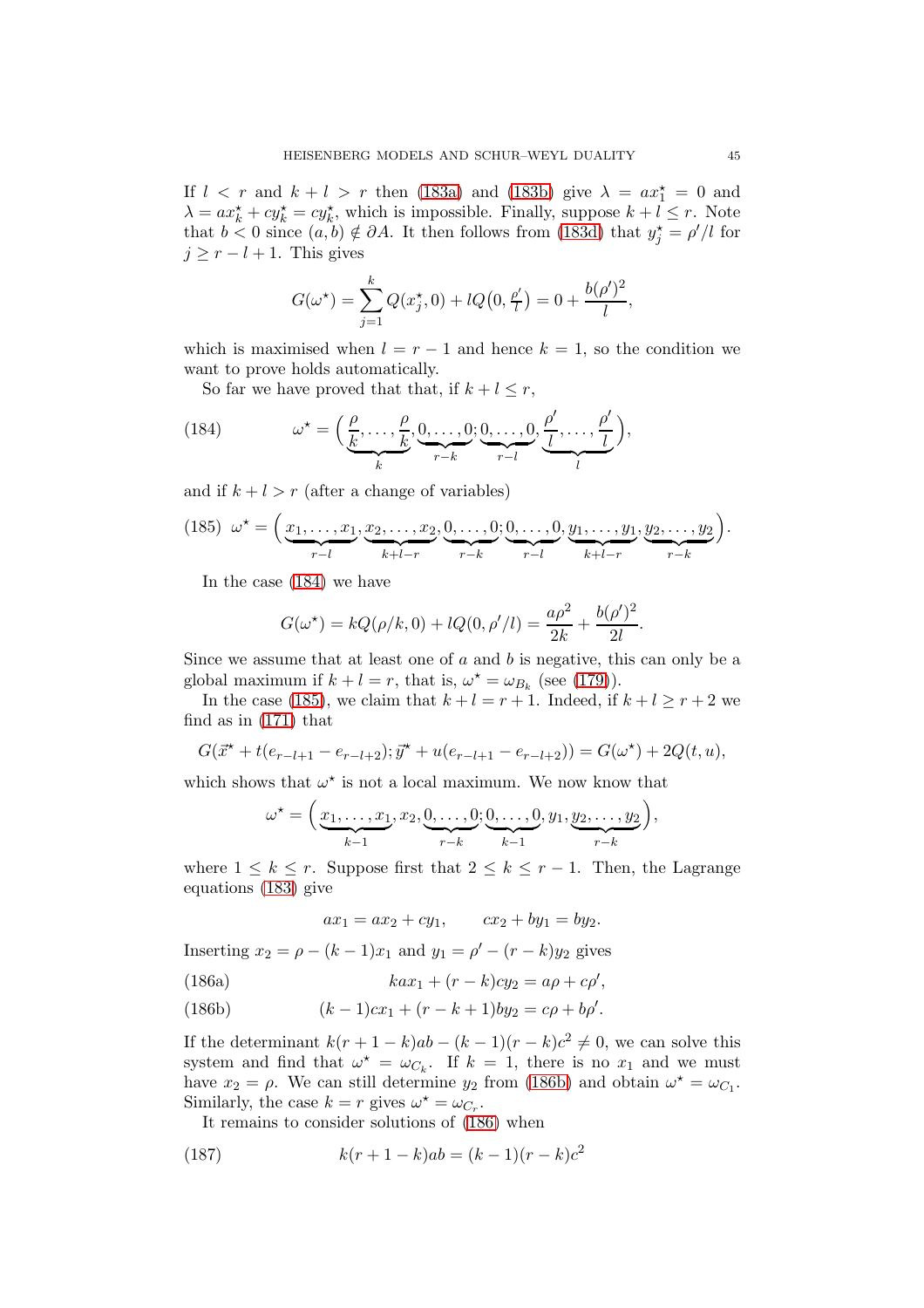If $l < r$ and $k + l > r$ then (183a) and (183b) give $\lambda = ax_1^\star = 0$ and $\lambda = ax_k^\star + cy_k^\star = cy_k^\star$, which is impossible. Finally, suppose $k + l \leq r$. Note that $b < 0$ since $(a, b) \notin \partial A$. It then follows from (183d) that $y_j^\star = \rho'/l$ for $j \geq r - l + 1$. This gives

$$G(\omega^\star) = \sum_{j=1}^{k} Q(x_j^\star, 0) + lQ\big(0, \tfrac{\rho'}{l}\big) = 0 + \frac{b(\rho')^2}{l},$$

which is maximised when $l = r - 1$ and hence $k = 1$, so the condition we want to prove holds automatically.

So far we have proved that that, if $k + l \leq r$,

$$\omega^\star = \Big(\underbrace{\frac{\rho}{k}, \ldots, \frac{\rho}{k}}_{k}, \underbrace{0, \ldots, 0}_{r-k}; \underbrace{0, \ldots, 0}_{r-l}, \underbrace{\frac{\rho'}{l}, \ldots, \frac{\rho'}{l}}_{l}\Big), \tag{184}$$

and if $k + l > r$ (after a change of variables)

$$\omega^\star = \Big(\underbrace{x_1, \ldots, x_1}_{r-l}, \underbrace{x_2, \ldots, x_2}_{k+l-r}, \underbrace{0, \ldots, 0}_{r-k}; \underbrace{0, \ldots, 0}_{r-l}, \underbrace{y_1, \ldots, y_1}_{k+l-r}, \underbrace{y_2, \ldots, y_2}_{r-k}\Big). \tag{185}$$

In the case (184) we have

$$G(\omega^\star) = kQ(\rho/k, 0) + lQ(0, \rho'/l) = \frac{a\rho^2}{2k} + \frac{b(\rho')^2}{2l}.$$

Since we assume that at least one of $a$ and $b$ is negative, this can only be a global maximum if $k + l = r$, that is, $\omega^\star = \omega_{B_k}$ (see (179)).

In the case (185), we claim that $k + l = r + 1$. Indeed, if $k + l \geq r + 2$ we find as in (171) that

$$G(\vec{x}^\star + t(e_{r-l+1} - e_{r-l+2}); \vec{y}^\star + u(e_{r-l+1} - e_{r-l+2})) = G(\omega^\star) + 2Q(t, u),$$

which shows that $\omega^\star$ is not a local maximum. We now know that

$$\omega^\star = \Big(\underbrace{x_1, \ldots, x_1}_{k-1}, x_2, \underbrace{0, \ldots, 0}_{r-k}; \underbrace{0, \ldots, 0}_{k-1}, y_1, \underbrace{y_2, \ldots, y_2}_{r-k}\Big),$$

where $1 \leq k \leq r$. Suppose first that $2 \leq k \leq r - 1$. Then, the Lagrange equations (183) give

$$ax_1 = ax_2 + cy_1, \qquad cx_2 + by_1 = by_2.$$

Inserting $x_2 = \rho - (k-1)x_1$ and $y_1 = \rho' - (r-k)y_2$ gives

$$kax_1 + (r-k)cy_2 = a\rho + c\rho', \tag{186a}$$

$$(k-1)cx_1 + (r-k+1)by_2 = c\rho + b\rho'. \tag{186b}$$

If the determinant $k(r+1-k)ab - (k-1)(r-k)c^2 \neq 0$, we can solve this system and find that $\omega^\star = \omega_{C_k}$. If $k = 1$, there is no $x_1$ and we must have $x_2 = \rho$. We can still determine $y_2$ from (186b) and obtain $\omega^\star = \omega_{C_1}$. Similarly, the case $k = r$ gives $\omega^\star = \omega_{C_r}$.

It remains to consider solutions of (186) when

$$k(r+1-k)ab = (k-1)(r-k)c^2 \tag{187}$$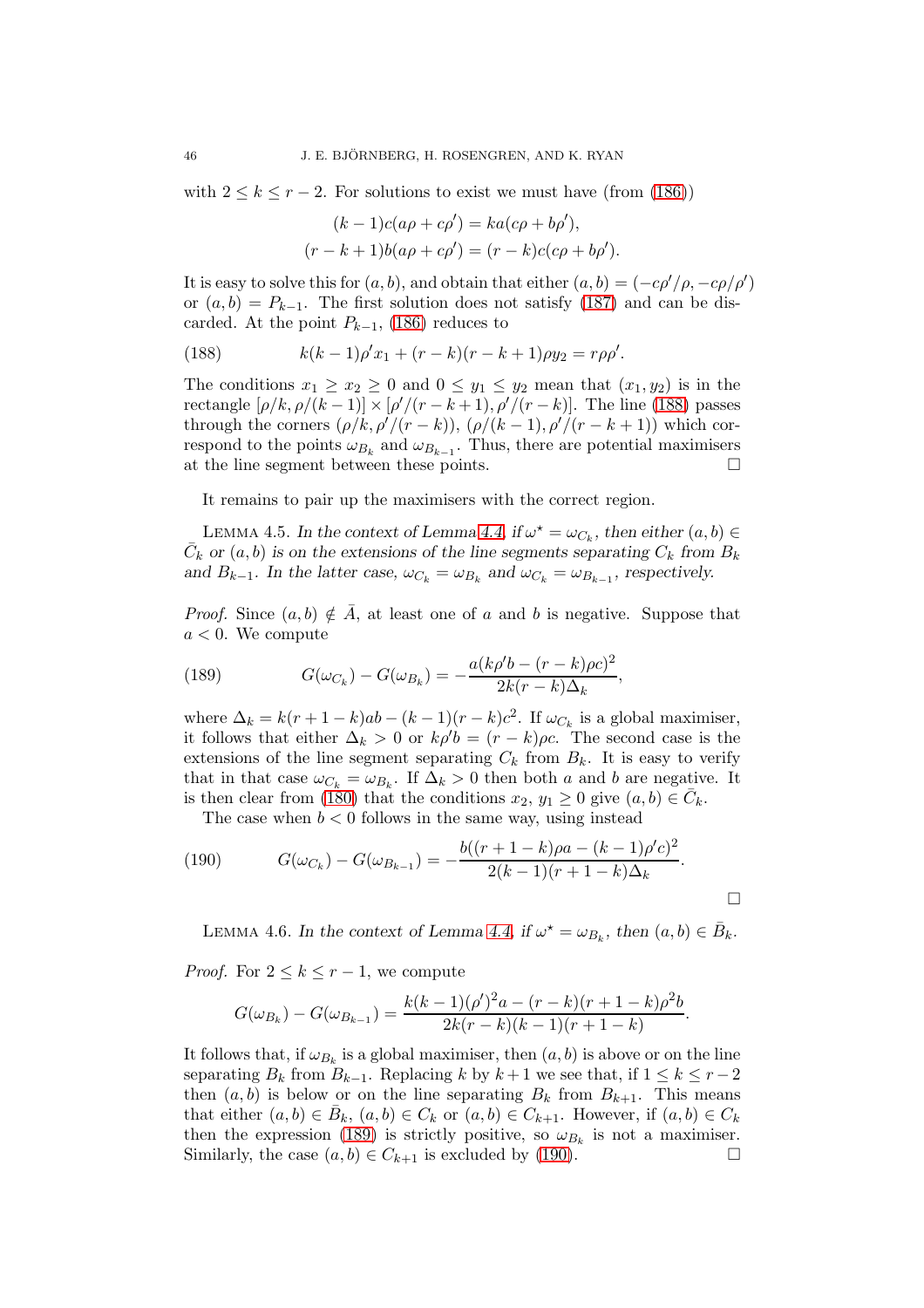with $2 \le k \le r-2$. For solutions to exist we must have (from (186))

$$(k-1)c(a\rho + c\rho') = ka(c\rho + b\rho'),$$
$$(r-k+1)b(a\rho + c\rho') = (r-k)c(c\rho + b\rho').$$

It is easy to solve this for $(a,b)$, and obtain that either $(a,b) = (-c\rho'/\rho, -c\rho/\rho')$ or $(a,b) = P_{k-1}$. The first solution does not satisfy (187) and can be discarded. At the point $P_{k-1}$, (186) reduces to

$$k(k-1)\rho' x_1 + (r-k)(r-k+1)\rho y_2 = r\rho\rho'. \tag{188}$$

The conditions $x_1 \ge x_2 \ge 0$ and $0 \le y_1 \le y_2$ mean that $(x_1, y_2)$ is in the rectangle $[\rho/k, \rho/(k-1)] \times [\rho'/(r-k+1), \rho'/(r-k)]$. The line (188) passes through the corners $(\rho/k, \rho'/(r-k))$, $(\rho/(k-1), \rho'/(r-k+1))$ which correspond to the points $\omega_{B_k}$ and $\omega_{B_{k-1}}$. Thus, there are potential maximisers at the line segment between these points. □

It remains to pair up the maximisers with the correct region.

Lemma 4.5. *In the context of Lemma 4.4, if $\omega^\star = \omega_{C_k}$, then either $(a,b) \in \bar{C}_k$ or $(a,b)$ is on the extensions of the line segments separating $C_k$ from $B_k$ and $B_{k-1}$. In the latter case, $\omega_{C_k} = \omega_{B_k}$ and $\omega_{C_k} = \omega_{B_{k-1}}$, respectively.*

*Proof.* Since $(a,b) \notin \bar{A}$, at least one of $a$ and $b$ is negative. Suppose that $a < 0$. We compute

$$G(\omega_{C_k}) - G(\omega_{B_k}) = -\frac{a(k\rho' b - (r-k)\rho c)^2}{2k(r-k)\Delta_k}, \tag{189}$$

where $\Delta_k = k(r+1-k)ab - (k-1)(r-k)c^2$. If $\omega_{C_k}$ is a global maximiser, it follows that either $\Delta_k > 0$ or $k\rho' b = (r-k)\rho c$. The second case is the extensions of the line segment separating $C_k$ from $B_k$. It is easy to verify that in that case $\omega_{C_k} = \omega_{B_k}$. If $\Delta_k > 0$ then both $a$ and $b$ are negative. It is then clear from (180) that the conditions $x_2, y_1 \ge 0$ give $(a,b) \in \bar{C}_k$.

The case when $b < 0$ follows in the same way, using instead

$$G(\omega_{C_k}) - G(\omega_{B_{k-1}}) = -\frac{b((r+1-k)\rho a - (k-1)\rho' c)^2}{2(k-1)(r+1-k)\Delta_k}. \tag{190}$$

□

Lemma 4.6. *In the context of Lemma 4.4, if $\omega^\star = \omega_{B_k}$, then $(a,b) \in \bar{B}_k$.*

*Proof.* For $2 \le k \le r-1$, we compute

$$G(\omega_{B_k}) - G(\omega_{B_{k-1}}) = \frac{k(k-1)(\rho')^2 a - (r-k)(r+1-k)\rho^2 b}{2k(r-k)(k-1)(r+1-k)}.$$

It follows that, if $\omega_{B_k}$ is a global maximiser, then $(a,b)$ is above or on the line separating $B_k$ from $B_{k-1}$. Replacing $k$ by $k+1$ we see that, if $1 \le k \le r-2$ then $(a,b)$ is below or on the line separating $B_k$ from $B_{k+1}$. This means that either $(a,b) \in \bar{B}_k$, $(a,b) \in C_k$ or $(a,b) \in C_{k+1}$. However, if $(a,b) \in C_k$ then the expression (189) is strictly positive, so $\omega_{B_k}$ is not a maximiser. Similarly, the case $(a,b) \in C_{k+1}$ is excluded by (190). □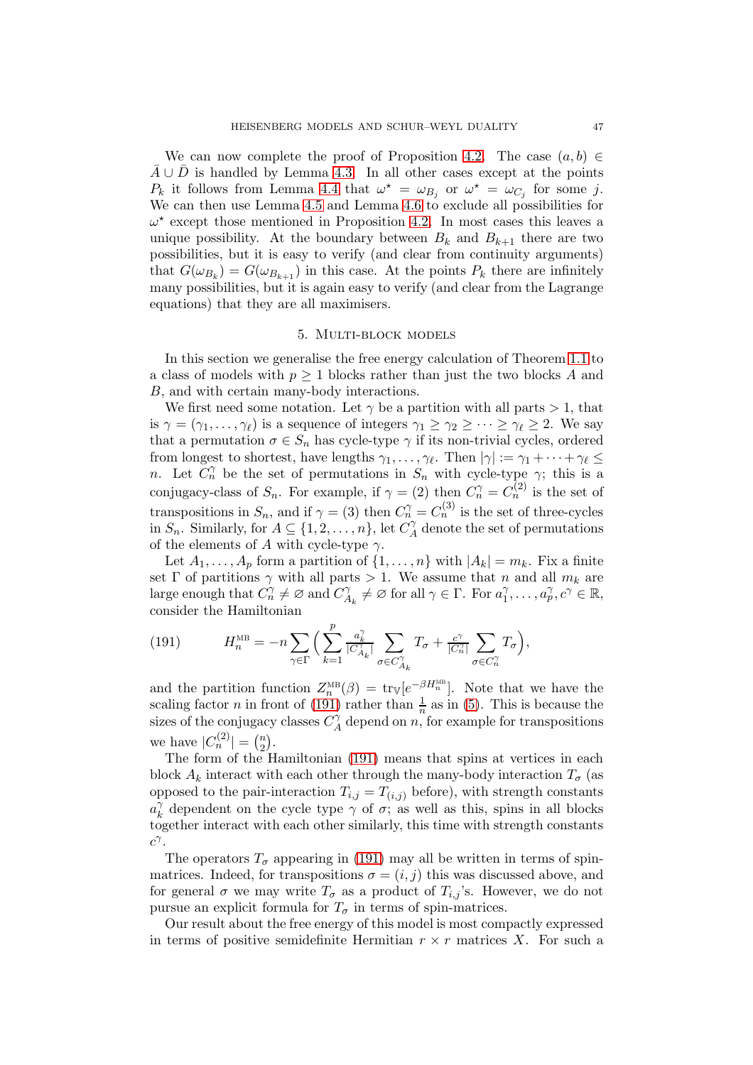We can now complete the proof of Proposition 4.2. The case $(a, b) \in \bar{A} \cup \bar{D}$ is handled by Lemma 4.3. In all other cases except at the points $P_k$ it follows from Lemma 4.4 that $\omega^\star = \omega_{B_j}$ or $\omega^\star = \omega_{C_j}$ for some $j$. We can then use Lemma 4.5 and Lemma 4.6 to exclude all possibilities for $\omega^\star$ except those mentioned in Proposition 4.2. In most cases this leaves a unique possibility. At the boundary between $B_k$ and $B_{k+1}$ there are two possibilities, but it is easy to verify (and clear from continuity arguments) that $G(\omega_{B_k}) = G(\omega_{B_{k+1}})$ in this case. At the points $P_k$ there are infinitely many possibilities, but it is again easy to verify (and clear from the Lagrange equations) that they are all maximisers.

## 5. Multi-block models

In this section we generalise the free energy calculation of Theorem 1.1 to a class of models with $p \geq 1$ blocks rather than just the two blocks $A$ and $B$, and with certain many-body interactions.

We first need some notation. Let $\gamma$ be a partition with all parts $> 1$, that is $\gamma = (\gamma_1, \ldots, \gamma_\ell)$ is a sequence of integers $\gamma_1 \geq \gamma_2 \geq \cdots \geq \gamma_\ell \geq 2$. We say that a permutation $\sigma \in S_n$ has cycle-type $\gamma$ if its non-trivial cycles, ordered from longest to shortest, have lengths $\gamma_1, \ldots, \gamma_\ell$. Then $|\gamma| := \gamma_1 + \cdots + \gamma_\ell \leq n$. Let $C_n^\gamma$ be the set of permutations in $S_n$ with cycle-type $\gamma$; this is a conjugacy-class of $S_n$. For example, if $\gamma = (2)$ then $C_n^\gamma = C_n^{(2)}$ is the set of transpositions in $S_n$, and if $\gamma = (3)$ then $C_n^\gamma = C_n^{(3)}$ is the set of three-cycles in $S_n$. Similarly, for $A \subseteq \{1, 2, \ldots, n\}$, let $C_A^\gamma$ denote the set of permutations of the elements of $A$ with cycle-type $\gamma$.

Let $A_1, \ldots, A_p$ form a partition of $\{1, \ldots, n\}$ with $|A_k| = m_k$. Fix a finite set $\Gamma$ of partitions $\gamma$ with all parts $> 1$. We assume that $n$ and all $m_k$ are large enough that $C_n^\gamma \neq \varnothing$ and $C_{A_k}^\gamma \neq \varnothing$ for all $\gamma \in \Gamma$. For $a_1^\gamma, \ldots, a_p^\gamma, c^\gamma \in \mathbb{R}$, consider the Hamiltonian

$$H_n^{\text{MB}} = -n \sum_{\gamma \in \Gamma} \Big( \sum_{k=1}^{p} \tfrac{a_k^\gamma}{|C_{A_k}^\gamma|} \sum_{\sigma \in C_{A_k}^\gamma} T_\sigma + \tfrac{c^\gamma}{|C_n^\gamma|} \sum_{\sigma \in C_n^\gamma} T_\sigma \Big), \tag{191}$$

and the partition function $Z_n^{\text{MB}}(\beta) = \mathrm{tr}_{\mathbb{V}}[e^{-\beta H_n^{\text{MB}}}]$. Note that we have the scaling factor $n$ in front of (191) rather than $\frac{1}{n}$ as in (5). This is because the sizes of the conjugacy classes $C_A^\gamma$ depend on $n$, for example for transpositions we have $|C_n^{(2)}| = \binom{n}{2}$.

The form of the Hamiltonian (191) means that spins at vertices in each block $A_k$ interact with each other through the many-body interaction $T_\sigma$ (as opposed to the pair-interaction $T_{i,j} = T_{(i,j)}$ before), with strength constants $a_k^\gamma$ dependent on the cycle type $\gamma$ of $\sigma$; as well as this, spins in all blocks together interact with each other similarly, this time with strength constants $c^\gamma$.

The operators $T_\sigma$ appearing in (191) may all be written in terms of spin-matrices. Indeed, for transpositions $\sigma = (i, j)$ this was discussed above, and for general $\sigma$ we may write $T_\sigma$ as a product of $T_{i,j}$'s. However, we do not pursue an explicit formula for $T_\sigma$ in terms of spin-matrices.

Our result about the free energy of this model is most compactly expressed in terms of positive semidefinite Hermitian $r \times r$ matrices $X$. For such a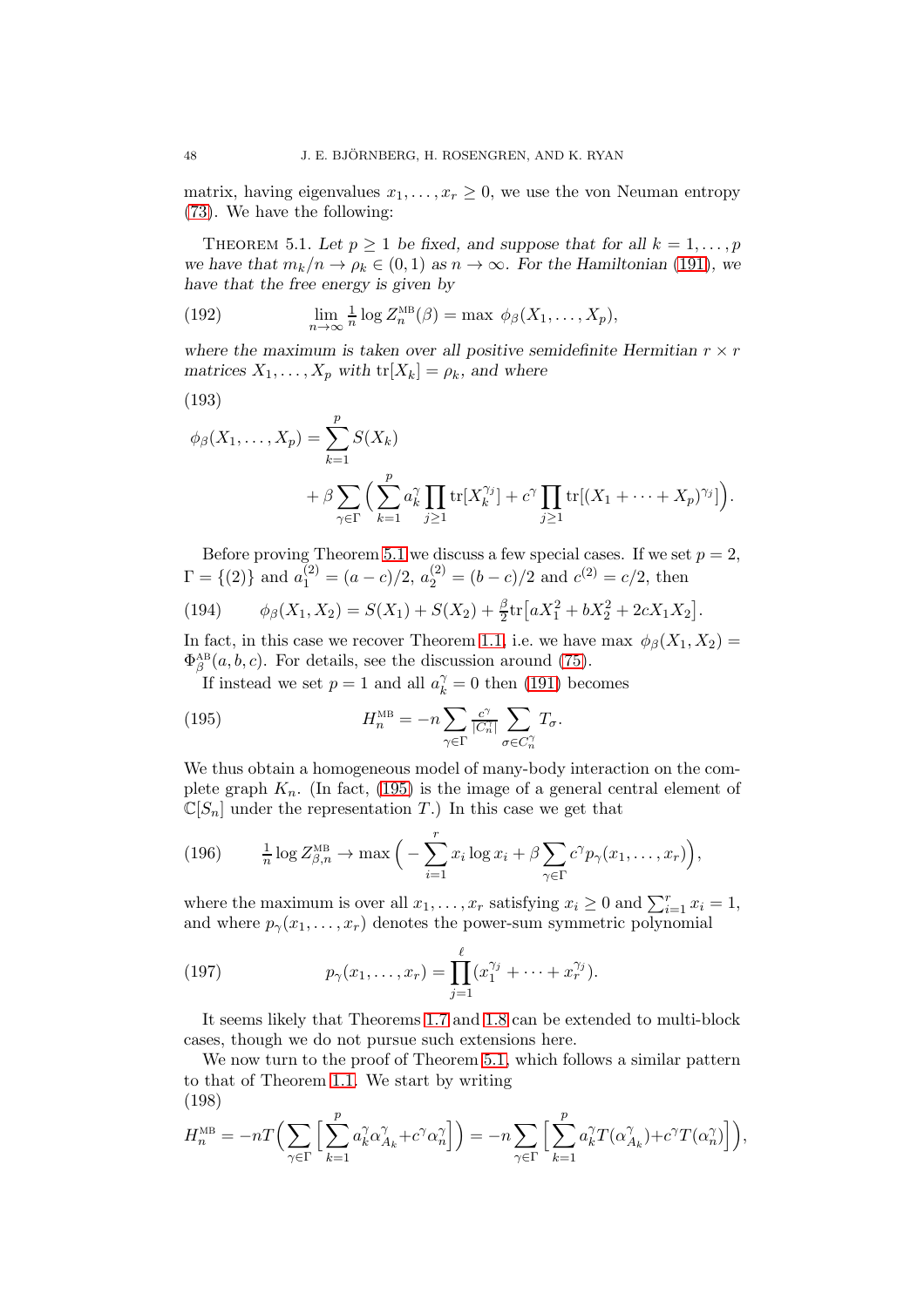matrix, having eigenvalues $x_1,\dots,x_r \geq 0$, we use the von Neuman entropy (73). We have the following:

THEOREM 5.1. *Let $p \geq 1$ be fixed, and suppose that for all $k = 1,\dots,p$ we have that $m_k/n \to \rho_k \in (0,1)$ as $n \to \infty$. For the Hamiltonian (191), we have that the free energy is given by*

$$\lim_{n\to\infty} \tfrac{1}{n} \log Z_n^{\mathrm{MB}}(\beta) = \max\ \phi_\beta(X_1,\dots,X_p), \tag{192}$$

*where the maximum is taken over all positive semidefinite Hermitian $r \times r$ matrices $X_1,\dots,X_p$ with $\mathrm{tr}[X_k] = \rho_k$, and where*

$$\begin{aligned}\phi_\beta(X_1,\dots,X_p) = {} & \sum_{k=1}^{p} S(X_k) \\ & + \beta \sum_{\gamma\in\Gamma} \Big( \sum_{k=1}^{p} a_k^\gamma \prod_{j\geq 1} \mathrm{tr}[X_k^{\gamma_j}] + c^\gamma \prod_{j\geq 1} \mathrm{tr}[(X_1+\cdots+X_p)^{\gamma_j}] \Big).\end{aligned} \tag{193}$$

Before proving Theorem 5.1 we discuss a few special cases. If we set $p = 2$, $\Gamma = \{(2)\}$ and $a_1^{(2)} = (a-c)/2$, $a_2^{(2)} = (b-c)/2$ and $c^{(2)} = c/2$, then

$$\phi_\beta(X_1,X_2) = S(X_1) + S(X_2) + \tfrac{\beta}{2}\mathrm{tr}\big[aX_1^2 + bX_2^2 + 2cX_1X_2\big]. \tag{194}$$

In fact, in this case we recover Theorem 1.1, i.e. we have $\max\ \phi_\beta(X_1,X_2) = \Phi_\beta^{\mathrm{AB}}(a,b,c)$. For details, see the discussion around (75).

If instead we set $p = 1$ and all $a_k^\gamma = 0$ then (191) becomes

$$H_n^{\mathrm{MB}} = -n \sum_{\gamma\in\Gamma} \tfrac{c^\gamma}{|C_n^\gamma|} \sum_{\sigma\in C_n^\gamma} T_\sigma. \tag{195}$$

We thus obtain a homogeneous model of many-body interaction on the complete graph $K_n$. (In fact, (195) is the image of a general central element of $\mathbb{C}[S_n]$ under the representation $T$.) In this case we get that

$$\tfrac{1}{n}\log Z_{\beta,n}^{\mathrm{MB}} \to \max\Big( -\sum_{i=1}^{r} x_i \log x_i + \beta \sum_{\gamma\in\Gamma} c^\gamma p_\gamma(x_1,\dots,x_r) \Big), \tag{196}$$

where the maximum is over all $x_1,\dots,x_r$ satisfying $x_i \geq 0$ and $\sum_{i=1}^{r} x_i = 1$, and where $p_\gamma(x_1,\dots,x_r)$ denotes the power-sum symmetric polynomial

$$p_\gamma(x_1,\dots,x_r) = \prod_{j=1}^{\ell} (x_1^{\gamma_j} + \cdots + x_r^{\gamma_j}). \tag{197}$$

It seems likely that Theorems 1.7 and 1.8 can be extended to multi-block cases, though we do not pursue such extensions here.

We now turn to the proof of Theorem 5.1, which follows a similar pattern to that of Theorem 1.1. We start by writing

$$H_n^{\mathrm{MB}} = -nT\Big( \sum_{\gamma\in\Gamma} \Big[ \sum_{k=1}^{p} a_k^\gamma \alpha_{A_k}^\gamma + c^\gamma \alpha_n^\gamma \Big] \Big) = -n \sum_{\gamma\in\Gamma} \Big[ \sum_{k=1}^{p} a_k^\gamma T(\alpha_{A_k}^\gamma) + c^\gamma T(\alpha_n^\gamma) \Big] \Big), \tag{198}$$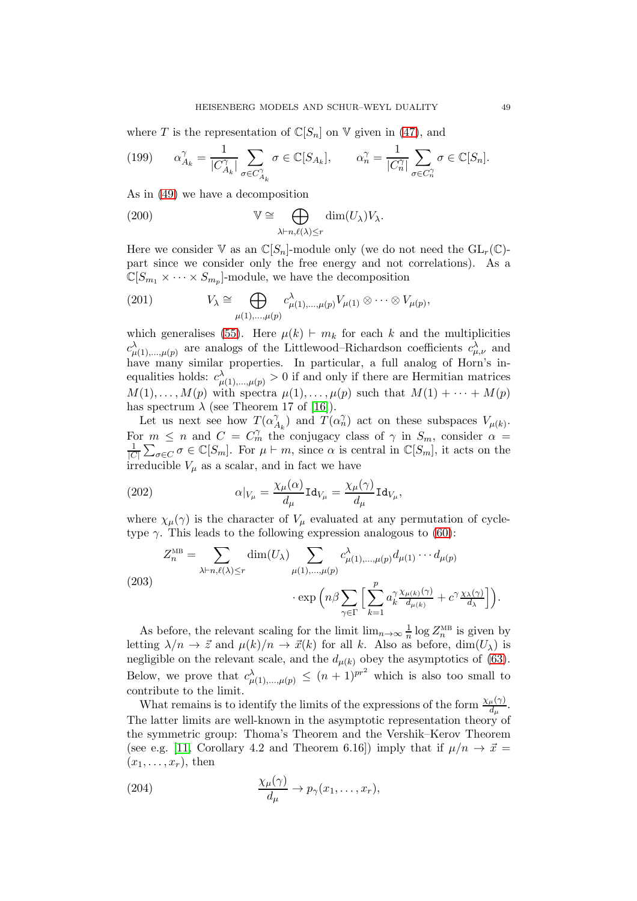where $T$ is the representation of $\mathbb{C}[S_n]$ on $\mathbb{V}$ given in (47), and

$$\alpha^\gamma_{A_k} = \frac{1}{|C^\gamma_{A_k}|} \sum_{\sigma \in C^\gamma_{A_k}} \sigma \in \mathbb{C}[S_{A_k}], \qquad \alpha^\gamma_n = \frac{1}{|C^\gamma_n|} \sum_{\sigma \in C^\gamma_n} \sigma \in \mathbb{C}[S_n]. \tag{199}$$

As in (49) we have a decomposition

$$\mathbb{V} \cong \bigoplus_{\lambda \vdash n, \ell(\lambda) \leq r} \dim(U_\lambda) V_\lambda. \tag{200}$$

Here we consider $\mathbb{V}$ as an $\mathbb{C}[S_n]$-module only (we do not need the $\mathrm{GL}_r(\mathbb{C})$-part since we consider only the free energy and not correlations). As a $\mathbb{C}[S_{m_1} \times \cdots \times S_{m_p}]$-module, we have the decomposition

$$V_\lambda \cong \bigoplus_{\mu(1),\dots,\mu(p)} c^\lambda_{\mu(1),\dots,\mu(p)} V_{\mu(1)} \otimes \cdots \otimes V_{\mu(p)}, \tag{201}$$

which generalises (55). Here $\mu(k) \vdash m_k$ for each $k$ and the multiplicities $c^\lambda_{\mu(1),\dots,\mu(p)}$ are analogs of the Littlewood–Richardson coefficients $c^\lambda_{\mu,\nu}$ and have many similar properties. In particular, a full analog of Horn's inequalities holds: $c^\lambda_{\mu(1),\dots,\mu(p)} > 0$ if and only if there are Hermitian matrices $M(1), \dots, M(p)$ with spectra $\mu(1), \dots, \mu(p)$ such that $M(1) + \cdots + M(p)$ has spectrum $\lambda$ (see Theorem 17 of [16]).

Let us next see how $T(\alpha^\gamma_{A_k})$ and $T(\alpha^\gamma_n)$ act on these subspaces $V_{\mu(k)}$. For $m \leq n$ and $C = C^\gamma_m$ the conjugacy class of $\gamma$ in $S_m$, consider $\alpha = \frac{1}{|C|}\sum_{\sigma \in C} \sigma \in \mathbb{C}[S_m]$. For $\mu \vdash m$, since $\alpha$ is central in $\mathbb{C}[S_m]$, it acts on the irreducible $V_\mu$ as a scalar, and in fact we have

$$\alpha|_{V_\mu} = \frac{\chi_\mu(\alpha)}{d_\mu} \mathtt{Id}_{V_\mu} = \frac{\chi_\mu(\gamma)}{d_\mu} \mathtt{Id}_{V_\mu}, \tag{202}$$

where $\chi_\mu(\gamma)$ is the character of $V_\mu$ evaluated at any permutation of cycle-type $\gamma$. This leads to the following expression analogous to (60):

$$\begin{aligned} Z^{\mathrm{MB}}_n = \sum_{\lambda \vdash n, \ell(\lambda) \leq r} \dim(U_\lambda) & \sum_{\mu(1),\dots,\mu(p)} c^\lambda_{\mu(1),\dots,\mu(p)} d_{\mu(1)} \cdots d_{\mu(p)} \\ & \cdot \exp\Big( n\beta \sum_{\gamma \in \Gamma} \Big[ \sum_{k=1}^p a^\gamma_k \tfrac{\chi_{\mu(k)}(\gamma)}{d_{\mu(k)}} + c^\gamma \tfrac{\chi_\lambda(\gamma)}{d_\lambda} \Big] \Big). \end{aligned} \tag{203}$$

As before, the relevant scaling for the limit $\lim_{n\to\infty} \frac{1}{n} \log Z^{\mathrm{MB}}_n$ is given by letting $\lambda/n \to \vec z$ and $\mu(k)/n \to \vec x(k)$ for all $k$. Also as before, $\dim(U_\lambda)$ is negligible on the relevant scale, and the $d_{\mu(k)}$ obey the asymptotics of (63). Below, we prove that $c^\lambda_{\mu(1),\dots,\mu(p)} \leq (n+1)^{pr^2}$ which is also too small to contribute to the limit.

What remains is to identify the limits of the expressions of the form $\frac{\chi_\mu(\gamma)}{d_\mu}$. The latter limits are well-known in the asymptotic representation theory of the symmetric group: Thoma's Theorem and the Vershik–Kerov Theorem (see e.g. [11, Corollary 4.2 and Theorem 6.16]) imply that if $\mu/n \to \vec x = (x_1, \dots, x_r)$, then

$$\frac{\chi_\mu(\gamma)}{d_\mu} \to p_\gamma(x_1, \dots, x_r), \tag{204}$$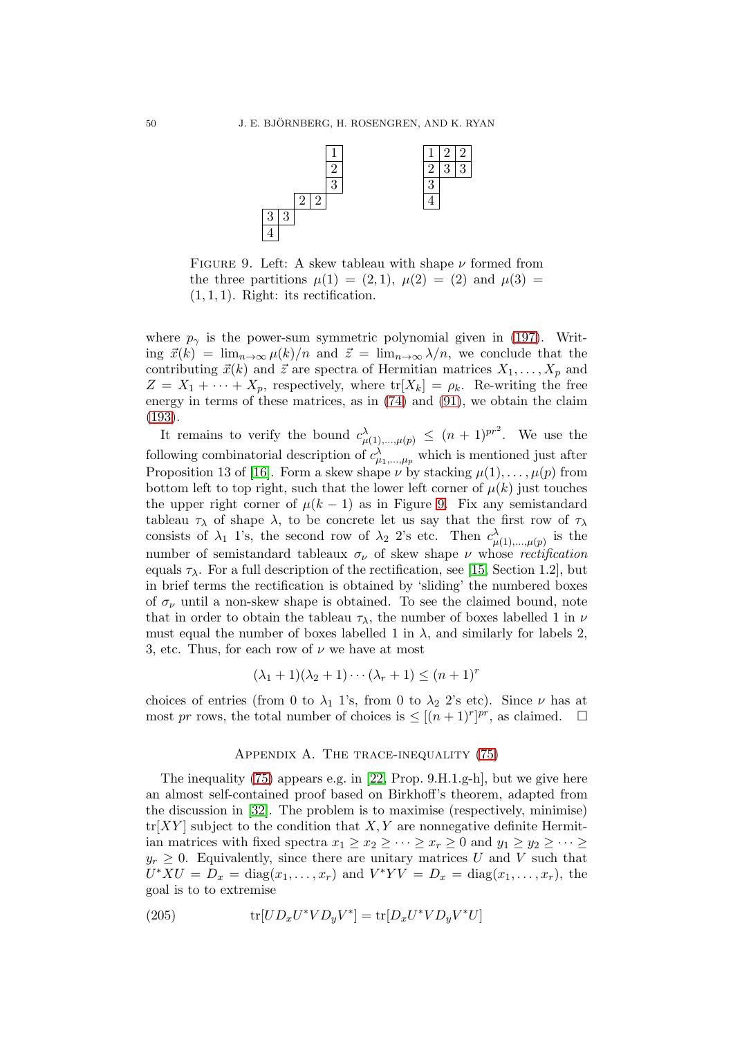Figure 9. Left: A skew tableau with shape $\nu$ formed from the three partitions $\mu(1) = (2,1)$, $\mu(2) = (2)$ and $\mu(3) = (1,1,1)$. Right: its rectification.

where $p_\gamma$ is the power-sum symmetric polynomial given in (197). Writing $\vec{x}(k) = \lim_{n\to\infty} \mu(k)/n$ and $\vec{z} = \lim_{n\to\infty} \lambda/n$, we conclude that the contributing $\vec{x}(k)$ and $\vec{z}$ are spectra of Hermitian matrices $X_1, \dots, X_p$ and $Z = X_1 + \cdots + X_p$, respectively, where $\mathrm{tr}[X_k] = \rho_k$. Re-writing the free energy in terms of these matrices, as in (74) and (91), we obtain the claim (193).

It remains to verify the bound $c^{\lambda}_{\mu(1),\dots,\mu(p)} \le (n+1)^{pr^2}$. We use the following combinatorial description of $c^{\lambda}_{\mu_1,\dots,\mu_p}$ which is mentioned just after Proposition 13 of [16]. Form a skew shape $\nu$ by stacking $\mu(1), \dots, \mu(p)$ from bottom left to top right, such that the lower left corner of $\mu(k)$ just touches the upper right corner of $\mu(k-1)$ as in Figure 9. Fix any semistandard tableau $\tau_\lambda$ of shape $\lambda$, to be concrete let us say that the first row of $\tau_\lambda$ consists of $\lambda_1$ 1's, the second row of $\lambda_2$ 2's etc. Then $c^{\lambda}_{\mu(1),\dots,\mu(p)}$ is the number of semistandard tableaux $\sigma_\nu$ of skew shape $\nu$ whose *rectification* equals $\tau_\lambda$. For a full description of the rectification, see [15, Section 1.2], but in brief terms the rectification is obtained by 'sliding' the numbered boxes of $\sigma_\nu$ until a non-skew shape is obtained. To see the claimed bound, note that in order to obtain the tableau $\tau_\lambda$, the number of boxes labelled 1 in $\nu$ must equal the number of boxes labelled 1 in $\lambda$, and similarly for labels 2, 3, etc. Thus, for each row of $\nu$ we have at most

$$(\lambda_1 + 1)(\lambda_2 + 1) \cdots (\lambda_r + 1) \le (n+1)^r$$

choices of entries (from 0 to $\lambda_1$ 1's, from 0 to $\lambda_2$ 2's etc). Since $\nu$ has at most $pr$ rows, the total number of choices is $\le [(n+1)^r]^{pr}$, as claimed. □

## Appendix A. The trace-inequality (75)

The inequality (75) appears e.g. in [22, Prop. 9.H.1.g-h], but we give here an almost self-contained proof based on Birkhoff's theorem, adapted from the discussion in [32]. The problem is to maximise (respectively, minimise) $\mathrm{tr}[XY]$ subject to the condition that $X, Y$ are nonnegative definite Hermitian matrices with fixed spectra $x_1 \ge x_2 \ge \cdots \ge x_r \ge 0$ and $y_1 \ge y_2 \ge \cdots \ge y_r \ge 0$. Equivalently, since there are unitary matrices $U$ and $V$ such that $U^*XU = D_x = \mathrm{diag}(x_1, \dots, x_r)$ and $V^*YV = D_x = \mathrm{diag}(x_1, \dots, x_r)$, the goal is to to extremise

$$\mathrm{tr}[UD_xU^*VD_yV^*] = \mathrm{tr}[D_xU^*VD_yV^*U] \tag{205}$$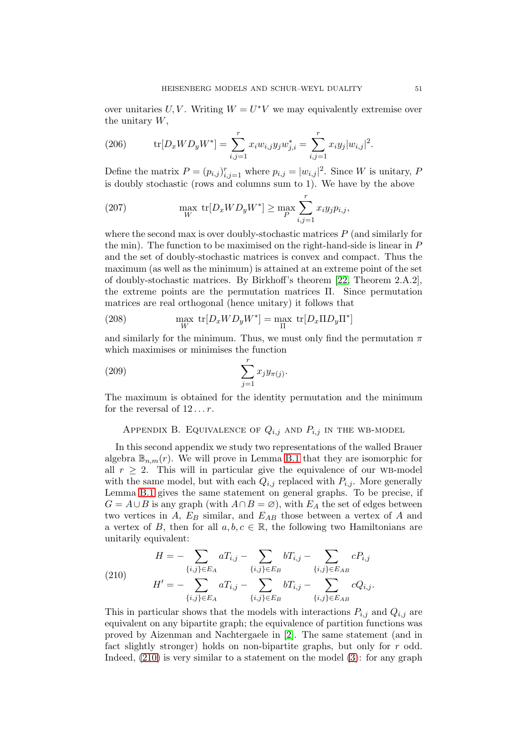over unitaries $U, V$. Writing $W = U^*V$ we may equivalently extremise over the unitary $W$,

$$\operatorname{tr}[D_x W D_y W^*] = \sum_{i,j=1}^{r} x_i w_{i,j} y_j w_{j,i}^* = \sum_{i,j=1}^{r} x_i y_j |w_{i,j}|^2. \tag{206}$$

Define the matrix $P = (p_{i,j})_{i,j=1}^r$ where $p_{i,j} = |w_{i,j}|^2$. Since $W$ is unitary, $P$ is doubly stochastic (rows and columns sum to 1). We have by the above

$$\max_W \operatorname{tr}[D_x W D_y W^*] \geq \max_P \sum_{i,j=1}^{r} x_i y_j p_{i,j}, \tag{207}$$

where the second max is over doubly-stochastic matrices $P$ (and similarly for the min). The function to be maximised on the right-hand-side is linear in $P$ and the set of doubly-stochastic matrices is convex and compact. Thus the maximum (as well as the minimum) is attained at an extreme point of the set of doubly-stochastic matrices. By Birkhoff's theorem [22, Theorem 2.A.2], the extreme points are the permutation matrices $\Pi$. Since permutation matrices are real orthogonal (hence unitary) it follows that

$$\max_W \operatorname{tr}[D_x W D_y W^*] = \max_\Pi \operatorname{tr}[D_x \Pi D_y \Pi^*] \tag{208}$$

and similarly for the minimum. Thus, we must only find the permutation $\pi$ which maximises or minimises the function

$$\sum_{j=1}^{r} x_j y_{\pi(j)}. \tag{209}$$

The maximum is obtained for the identity permutation and the minimum for the reversal of $12\dots r$.

## Appendix B. Equivalence of $Q_{i,j}$ and $P_{i,j}$ in the WB-model

In this second appendix we study two representations of the walled Brauer algebra $\mathbb{B}_{n,m}(r)$. We will prove in Lemma B.1 that they are isomorphic for all $r \geq 2$. This will in particular give the equivalence of our WB-model with the same model, but with each $Q_{ij}$ replaced with $P_{i,j}$. More generally Lemma B.1 gives the same statement on general graphs. To be precise, if $G = A \cup B$ is any graph (with $A \cap B = \varnothing$), with $E_A$ the set of edges between two vertices in $A$, $E_B$ similar, and $E_{AB}$ those between a vertex of $A$ and a vertex of $B$, then for all $a, b, c \in \mathbb{R}$, the following two Hamiltonians are unitarily equivalent:

$$\begin{aligned} H &= -\sum_{\{i,j\} \in E_A} aT_{i,j} - \sum_{\{i,j\} \in E_B} bT_{i,j} - \sum_{\{i,j\} \in E_{AB}} cP_{i,j} \\ H' &= -\sum_{\{i,j\} \in E_A} aT_{i,j} - \sum_{\{i,j\} \in E_B} bT_{i,j} - \sum_{\{i,j\} \in E_{AB}} cQ_{i,j}. \end{aligned} \tag{210}$$

This in particular shows that the models with interactions $P_{i,j}$ and $Q_{i,j}$ are equivalent on any bipartite graph; the equivalence of partition functions was proved by Aizenman and Nachtergaele in [2]. The same statement (and in fact slightly stronger) holds on non-bipartite graphs, but only for $r$ odd. Indeed, (210) is very similar to a statement on the model (3): for any graph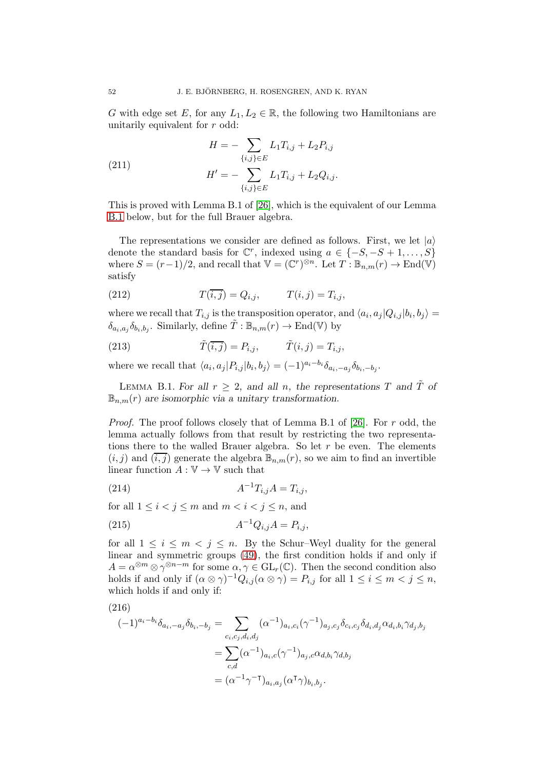$G$ with edge set $E$, for any $L_1, L_2 \in \mathbb{R}$, the following two Hamiltonians are unitarily equivalent for $r$ odd:

$$
\begin{aligned}
H &= -\sum_{\{i,j\}\in E} L_1 T_{i,j} + L_2 P_{i,j} \\
H' &= -\sum_{\{i,j\}\in E} L_1 T_{i,j} + L_2 Q_{i,j}.
\end{aligned}
\tag{211}
$$

This is proved with Lemma B.1 of [26], which is the equivalent of our Lemma B.1 below, but for the full Brauer algebra.

The representations we consider are defined as follows. First, we let $|a\rangle$ denote the standard basis for $\mathbb{C}^r$, indexed using $a \in \{-S, -S+1, \dots, S\}$ where $S = (r-1)/2$, and recall that $\mathbb{V} = (\mathbb{C}^r)^{\otimes n}$. Let $T : \mathbb{B}_{n,m}(r) \to \mathrm{End}(\mathbb{V})$ satisfy

$$
T(\overline{i,j}) = Q_{i,j}, \qquad T(i,j) = T_{i,j}, \tag{212}
$$

where we recall that $T_{i,j}$ is the transposition operator, and $\langle a_i, a_j | Q_{i,j} | b_i, b_j \rangle = \delta_{a_i,a_j}\delta_{b_i,b_j}$. Similarly, define $\tilde{T} : \mathbb{B}_{n,m}(r) \to \mathrm{End}(\mathbb{V})$ by

$$
\tilde{T}(\overline{i,j}) = P_{i,j}, \qquad \tilde{T}(i,j) = T_{i,j}, \tag{213}
$$

where we recall that $\langle a_i, a_j | P_{i,j} | b_i, b_j \rangle = (-1)^{a_i - b_i}\delta_{a_i,-a_j}\delta_{b_i,-b_j}$.

Lemma B.1. *For all $r \geq 2$, and all $n$, the representations $T$ and $\tilde{T}$ of $\mathbb{B}_{n,m}(r)$ are isomorphic via a unitary transformation.*

*Proof.* The proof follows closely that of Lemma B.1 of [26]. For $r$ odd, the lemma actually follows from that result by restricting the two representations there to the walled Brauer algebra. So let $r$ be even. The elements $(i,j)$ and $(\overline{i,j})$ generate the algebra $\mathbb{B}_{n,m}(r)$, so we aim to find an invertible linear function $A : \mathbb{V} \to \mathbb{V}$ such that

$$
A^{-1} T_{i,j} A = T_{i,j}, \tag{214}
$$

for all $1 \leq i < j \leq m$ and $m < i < j \leq n$, and

$$
A^{-1} Q_{i,j} A = P_{i,j}, \tag{215}
$$

for all $1 \leq i \leq m < j \leq n$. By the Schur–Weyl duality for the general linear and symmetric groups (49), the first condition holds if and only if $A = \alpha^{\otimes m} \otimes \gamma^{\otimes n-m}$ for some $\alpha, \gamma \in \mathrm{GL}_r(\mathbb{C})$. Then the second condition also holds if and only if $(\alpha \otimes \gamma)^{-1} Q_{i,j} (\alpha \otimes \gamma) = P_{i,j}$ for all $1 \leq i \leq m < j \leq n$, which holds if and only if:

$$
\begin{aligned}
(-1)^{a_i - b_i}\delta_{a_i,-a_j}\delta_{b_i,-b_j} &= \sum_{c_i,c_j,d_i,d_j} (\alpha^{-1})_{a_i,c_i}(\gamma^{-1})_{a_j,c_j}\delta_{c_i,c_j}\delta_{d_i,d_j}\alpha_{d_i,b_i}\gamma_{d_j,b_j} \\
&= \sum_{c,d} (\alpha^{-1})_{a_i,c}(\gamma^{-1})_{a_j,c}\alpha_{d,b_i}\gamma_{d,b_j} \\
&= (\alpha^{-1}\gamma^{-\mathsf{T}})_{a_i,a_j}(\alpha^{\mathsf{T}}\gamma)_{b_i,b_j}.
\end{aligned}
\tag{216}
$$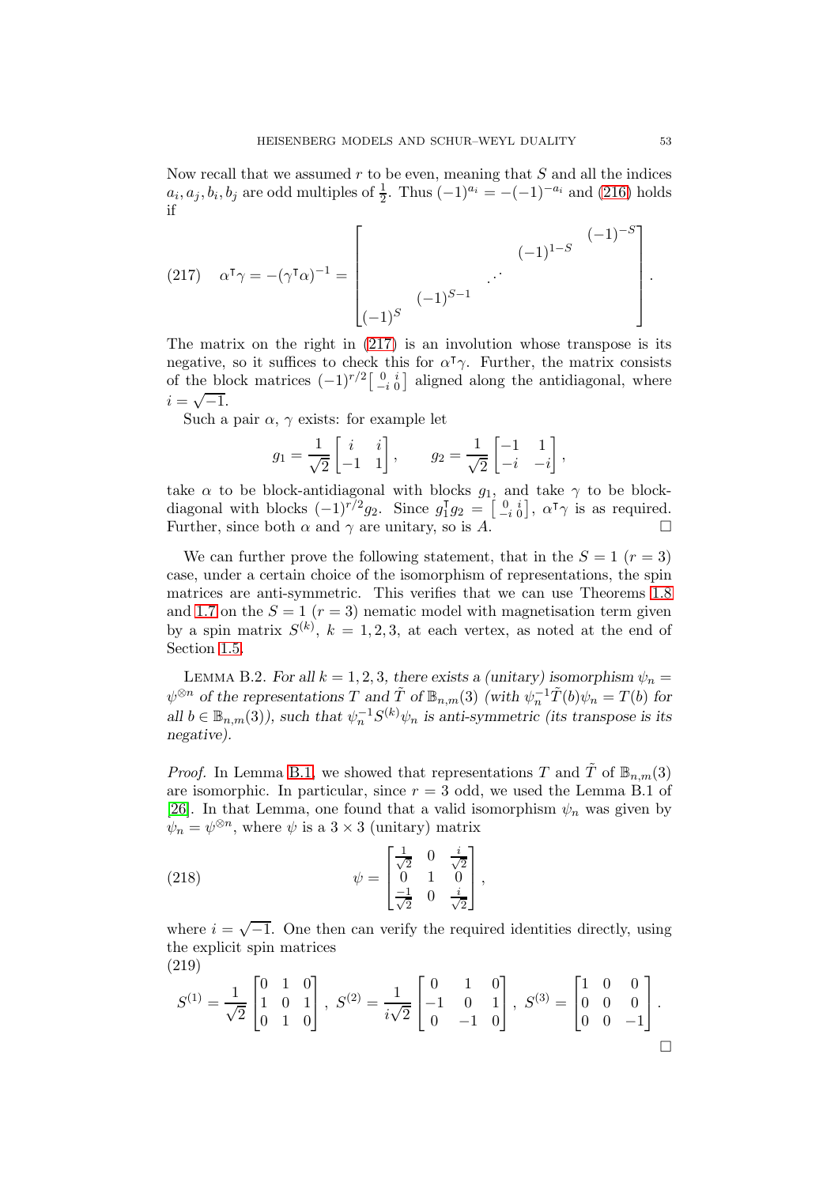Now recall that we assumed $r$ to be even, meaning that $S$ and all the indices $a_i, a_j, b_i, b_j$ are odd multiples of $\frac{1}{2}$. Thus $(-1)^{a_i} = -(-1)^{-a_i}$ and (216) holds if

$$
\alpha^\intercal \gamma = -(\gamma^\intercal \alpha)^{-1} = \begin{bmatrix} & & & & (-1)^{-S} \\ & & & (-1)^{1-S} & \\ & & \iddots & & \\ & (-1)^{S-1} & & & \\ (-1)^{S} & & & & \end{bmatrix}. \tag{217}
$$

The matrix on the right in (217) is an involution whose transpose is its negative, so it suffices to check this for $\alpha^\intercal\gamma$. Further, the matrix consists of the block matrices $(-1)^{r/2}\left[\begin{smallmatrix} 0 & i \\ -i & 0 \end{smallmatrix}\right]$ aligned along the antidiagonal, where $i = \sqrt{-1}$.

Such a pair $\alpha$, $\gamma$ exists: for example let

$$
g_1 = \frac{1}{\sqrt{2}}\begin{bmatrix} i & i \\ -1 & 1 \end{bmatrix}, \qquad g_2 = \frac{1}{\sqrt{2}}\begin{bmatrix} -1 & 1 \\ -i & -i \end{bmatrix},
$$

take $\alpha$ to be block-antidiagonal with blocks $g_1$, and take $\gamma$ to be block-diagonal with blocks $(-1)^{r/2}g_2$. Since $g_1^\intercal g_2 = \left[\begin{smallmatrix} 0 & i \\ -i & 0 \end{smallmatrix}\right]$, $\alpha^\intercal\gamma$ is as required. Further, since both $\alpha$ and $\gamma$ are unitary, so is $A$. □

We can further prove the following statement, that in the $S = 1$ ($r = 3$) case, under a certain choice of the isomorphism of representations, the spin matrices are anti-symmetric. This verifies that we can use Theorems 1.8 and 1.7 on the $S = 1$ ($r = 3$) nematic model with magnetisation term given by a spin matrix $S^{(k)}$, $k = 1, 2, 3$, at each vertex, as noted at the end of Section 1.5.

**Lemma B.2.** *For all $k = 1, 2, 3$, there exists a (unitary) isomorphism $\psi_n = \psi^{\otimes n}$ of the representations $T$ and $\tilde{T}$ of $\mathbb{B}_{n,m}(3)$ (with $\psi_n^{-1}\tilde{T}(b)\psi_n = T(b)$ for all $b \in \mathbb{B}_{n,m}(3)$), such that $\psi_n^{-1}S^{(k)}\psi_n$ is anti-symmetric (its transpose is its negative).*

*Proof.* In Lemma B.1, we showed that representations $T$ and $\tilde{T}$ of $\mathbb{B}_{n,m}(3)$ are isomorphic. In particular, since $r = 3$ odd, we used the Lemma B.1 of [26]. In that Lemma, one found that a valid isomorphism $\psi_n$ was given by $\psi_n = \psi^{\otimes n}$, where $\psi$ is a $3 \times 3$ (unitary) matrix

$$
\psi = \begin{bmatrix} \frac{1}{\sqrt{2}} & 0 & \frac{i}{\sqrt{2}} \\ 0 & 1 & 0 \\ \frac{-1}{\sqrt{2}} & 0 & \frac{i}{\sqrt{2}} \end{bmatrix}, \tag{218}
$$

where $i = \sqrt{-1}$. One then can verify the required identities directly, using the explicit spin matrices

$$
S^{(1)} = \frac{1}{\sqrt{2}}\begin{bmatrix} 0 & 1 & 0 \\ 1 & 0 & 1 \\ 0 & 1 & 0 \end{bmatrix}, \; S^{(2)} = \frac{1}{i\sqrt{2}}\begin{bmatrix} 0 & 1 & 0 \\ -1 & 0 & 1 \\ 0 & -1 & 0 \end{bmatrix}, \; S^{(3)} = \begin{bmatrix} 1 & 0 & 0 \\ 0 & 0 & 0 \\ 0 & 0 & -1 \end{bmatrix}. \tag{219}
$$

□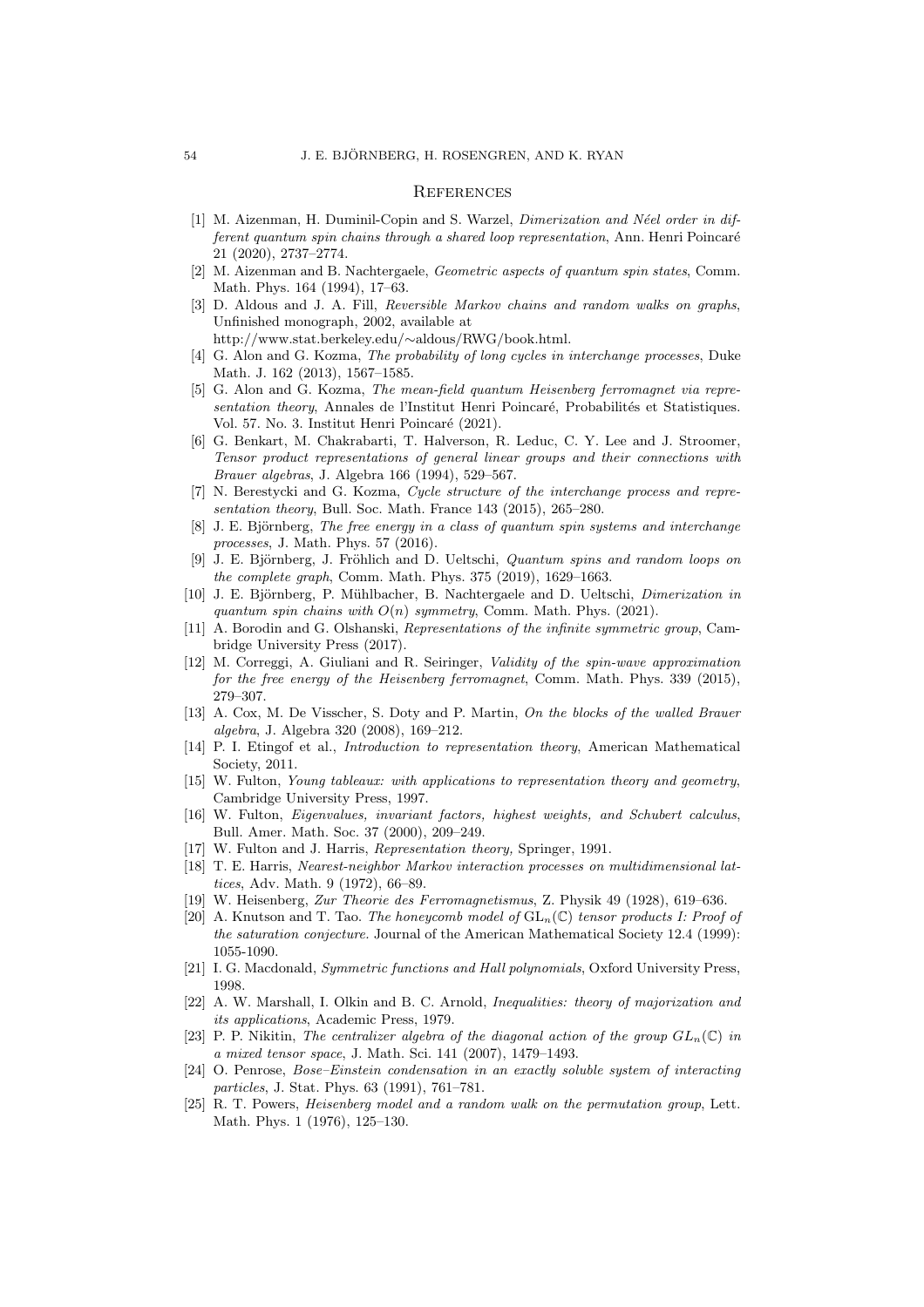## References

[1] M. Aizenman, H. Duminil-Copin and S. Warzel, *Dimerization and Néel order in different quantum spin chains through a shared loop representation*, Ann. Henri Poincaré 21 (2020), 2737–2774.

[2] M. Aizenman and B. Nachtergaele, *Geometric aspects of quantum spin states*, Comm. Math. Phys. 164 (1994), 17–63.

[3] D. Aldous and J. A. Fill, *Reversible Markov chains and random walks on graphs*, Unfinished monograph, 2002, available at http://www.stat.berkeley.edu/∼aldous/RWG/book.html.

[4] G. Alon and G. Kozma, *The probability of long cycles in interchange processes*, Duke Math. J. 162 (2013), 1567–1585.

[5] G. Alon and G. Kozma, *The mean-field quantum Heisenberg ferromagnet via representation theory*, Annales de l'Institut Henri Poincaré, Probabilités et Statistiques. Vol. 57. No. 3. Institut Henri Poincaré (2021).

[6] G. Benkart, M. Chakrabarti, T. Halverson, R. Leduc, C. Y. Lee and J. Stroomer, *Tensor product representations of general linear groups and their connections with Brauer algebras*, J. Algebra 166 (1994), 529–567.

[7] N. Berestycki and G. Kozma, *Cycle structure of the interchange process and representation theory*, Bull. Soc. Math. France 143 (2015), 265–280.

[8] J. E. Björnberg, *The free energy in a class of quantum spin systems and interchange processes*, J. Math. Phys. 57 (2016).

[9] J. E. Björnberg, J. Fröhlich and D. Ueltschi, *Quantum spins and random loops on the complete graph*, Comm. Math. Phys. 375 (2019), 1629–1663.

[10] J. E. Björnberg, P. Mühlbacher, B. Nachtergaele and D. Ueltschi, *Dimerization in quantum spin chains with $O(n)$ symmetry*, Comm. Math. Phys. (2021).

[11] A. Borodin and G. Olshanski, *Representations of the infinite symmetric group*, Cambridge University Press (2017).

[12] M. Correggi, A. Giuliani and R. Seiringer, *Validity of the spin-wave approximation for the free energy of the Heisenberg ferromagnet*, Comm. Math. Phys. 339 (2015), 279–307.

[13] A. Cox, M. De Visscher, S. Doty and P. Martin, *On the blocks of the walled Brauer algebra*, J. Algebra 320 (2008), 169–212.

[14] P. I. Etingof et al., *Introduction to representation theory*, American Mathematical Society, 2011.

[15] W. Fulton, *Young tableaux: with applications to representation theory and geometry*, Cambridge University Press, 1997.

[16] W. Fulton, *Eigenvalues, invariant factors, highest weights, and Schubert calculus*, Bull. Amer. Math. Soc. 37 (2000), 209–249.

[17] W. Fulton and J. Harris, *Representation theory*, Springer, 1991.

[18] T. E. Harris, *Nearest-neighbor Markov interaction processes on multidimensional lattices*, Adv. Math. 9 (1972), 66–89.

[19] W. Heisenberg, *Zur Theorie des Ferromagnetismus*, Z. Physik 49 (1928), 619–636.

[20] A. Knutson and T. Tao. *The honeycomb model of $\mathrm{GL}_n(\mathbb{C})$ tensor products I: Proof of the saturation conjecture.* Journal of the American Mathematical Society 12.4 (1999): 1055-1090.

[21] I. G. Macdonald, *Symmetric functions and Hall polynomials*, Oxford University Press, 1998.

[22] A. W. Marshall, I. Olkin and B. C. Arnold, *Inequalities: theory of majorization and its applications*, Academic Press, 1979.

[23] P. P. Nikitin, *The centralizer algebra of the diagonal action of the group $GL_n(\mathbb{C})$ in a mixed tensor space*, J. Math. Sci. 141 (2007), 1479–1493.

[24] O. Penrose, *Bose–Einstein condensation in an exactly soluble system of interacting particles*, J. Stat. Phys. 63 (1991), 761–781.

[25] R. T. Powers, *Heisenberg model and a random walk on the permutation group*, Lett. Math. Phys. 1 (1976), 125–130.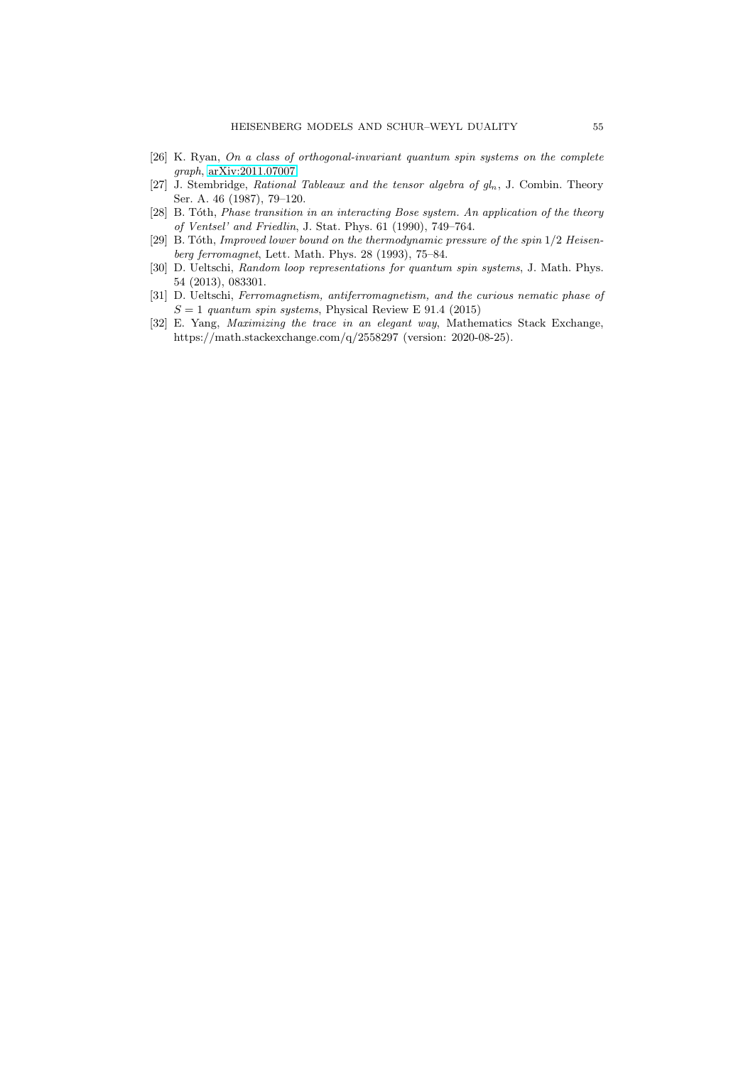[26] K. Ryan, *On a class of orthogonal-invariant quantum spin systems on the complete graph*, arXiv:2011.07007.

[27] J. Stembridge, *Rational Tableaux and the tensor algebra of $gl_n$*, J. Combin. Theory Ser. A. 46 (1987), 79–120.

[28] B. Tóth, *Phase transition in an interacting Bose system. An application of the theory of Ventsel' and Friedlin*, J. Stat. Phys. 61 (1990), 749–764.

[29] B. Tóth, *Improved lower bound on the thermodynamic pressure of the spin $1/2$ Heisenberg ferromagnet*, Lett. Math. Phys. 28 (1993), 75–84.

[30] D. Ueltschi, *Random loop representations for quantum spin systems*, J. Math. Phys. 54 (2013), 083301.

[31] D. Ueltschi, *Ferromagnetism, antiferromagnetism, and the curious nematic phase of $S = 1$ quantum spin systems*, Physical Review E 91.4 (2015)

[32] E. Yang, *Maximizing the trace in an elegant way*, Mathematics Stack Exchange, https://math.stackexchange.com/q/2558297 (version: 2020-08-25).